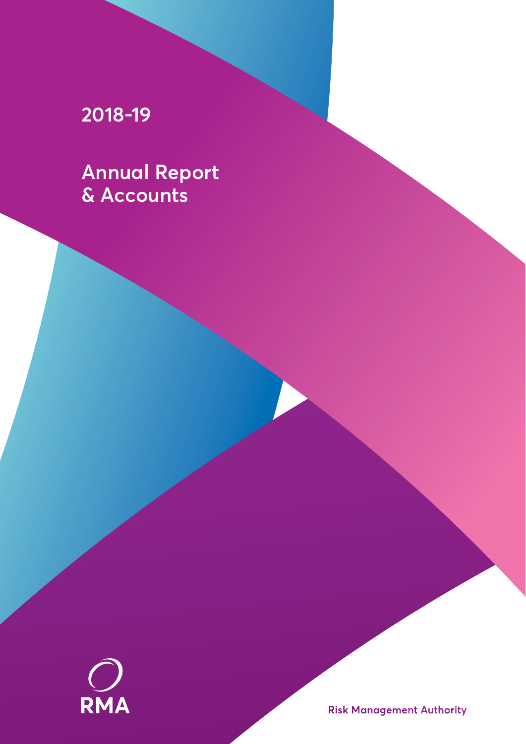# 2018-19

# Annual Report & Accounts

RMA

Risk Management Authority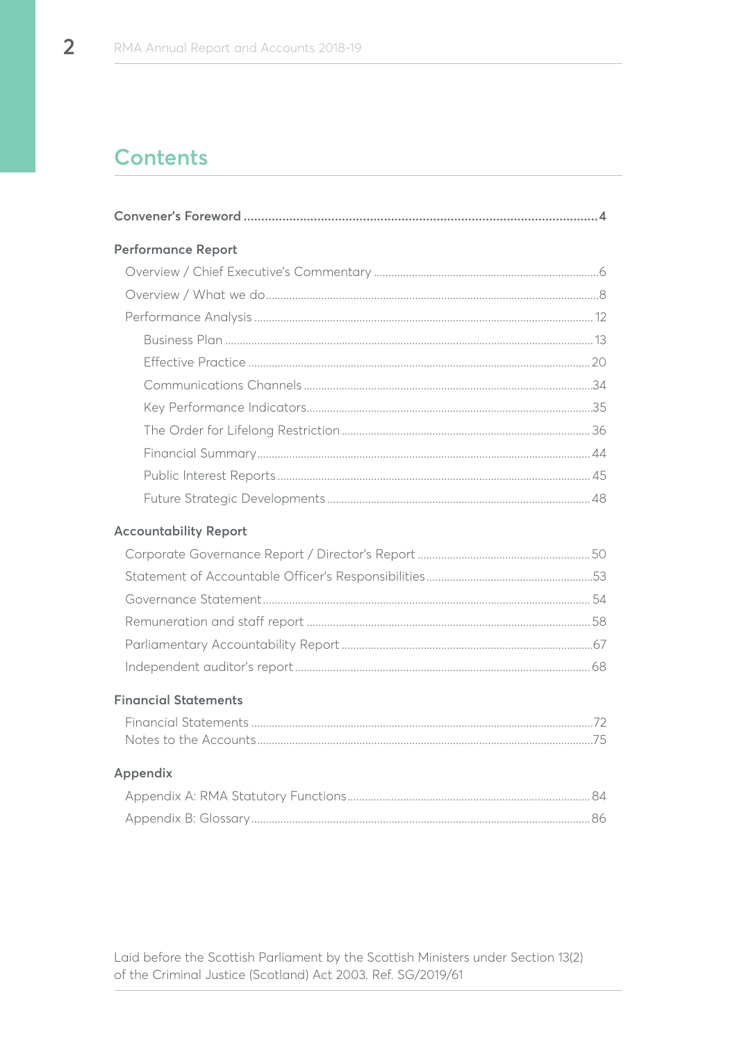# Contents

**Convener's Foreword** .................... 4

**Performance Report**

- Overview / Chief Executive's Commentary .................... 6
- Overview / What we do .................... 8
- Performance Analysis .................... 12
  - Business Plan .................... 13
  - Effective Practice .................... 20
  - Communications Channels .................... 34
  - Key Performance Indicators .................... 35
  - The Order for Lifelong Restriction .................... 36
  - Financial Summary .................... 44
  - Public Interest Reports .................... 45
  - Future Strategic Developments .................... 48

**Accountability Report**

- Corporate Governance Report / Director's Report .................... 50
- Statement of Accountable Officer's Responsibilities .................... 53
- Governance Statement .................... 54
- Remuneration and staff report .................... 58
- Parliamentary Accountability Report .................... 67
- Independent auditor's report .................... 68

**Financial Statements**

- Financial Statements .................... 72
- Notes to the Accounts .................... 75

**Appendix**

- Appendix A: RMA Statutory Functions .................... 84
- Appendix B: Glossary .................... 86

Laid before the Scottish Parliament by the Scottish Ministers under Section 13(2) of the Criminal Justice (Scotland) Act 2003. Ref. SG/2019/61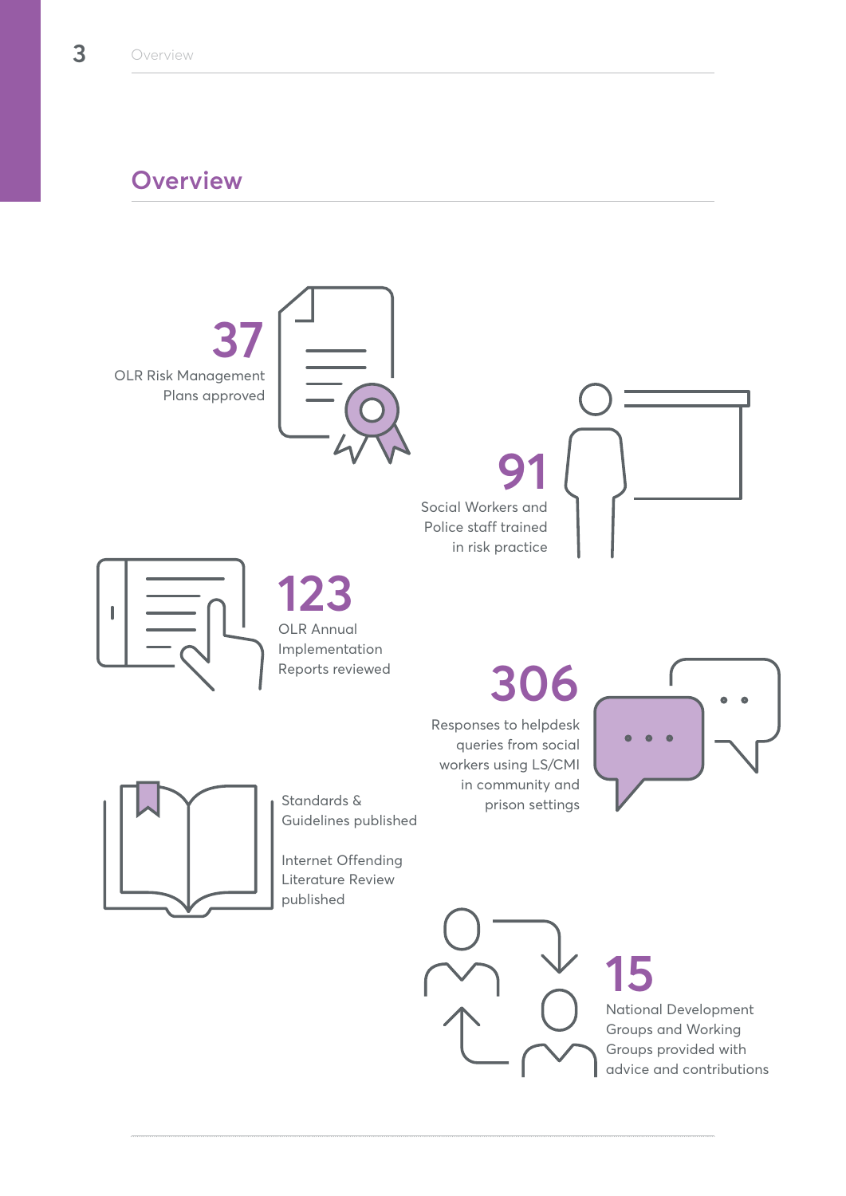## Overview

**37**
OLR Risk Management Plans approved

**91**
Social Workers and Police staff trained in risk practice

**123**
OLR Annual Implementation Reports reviewed

**306**
Responses to helpdesk queries from social workers using LS/CMI in community and prison settings

Standards & Guidelines published

Internet Offending Literature Review published

**15**
National Development Groups and Working Groups provided with advice and contributions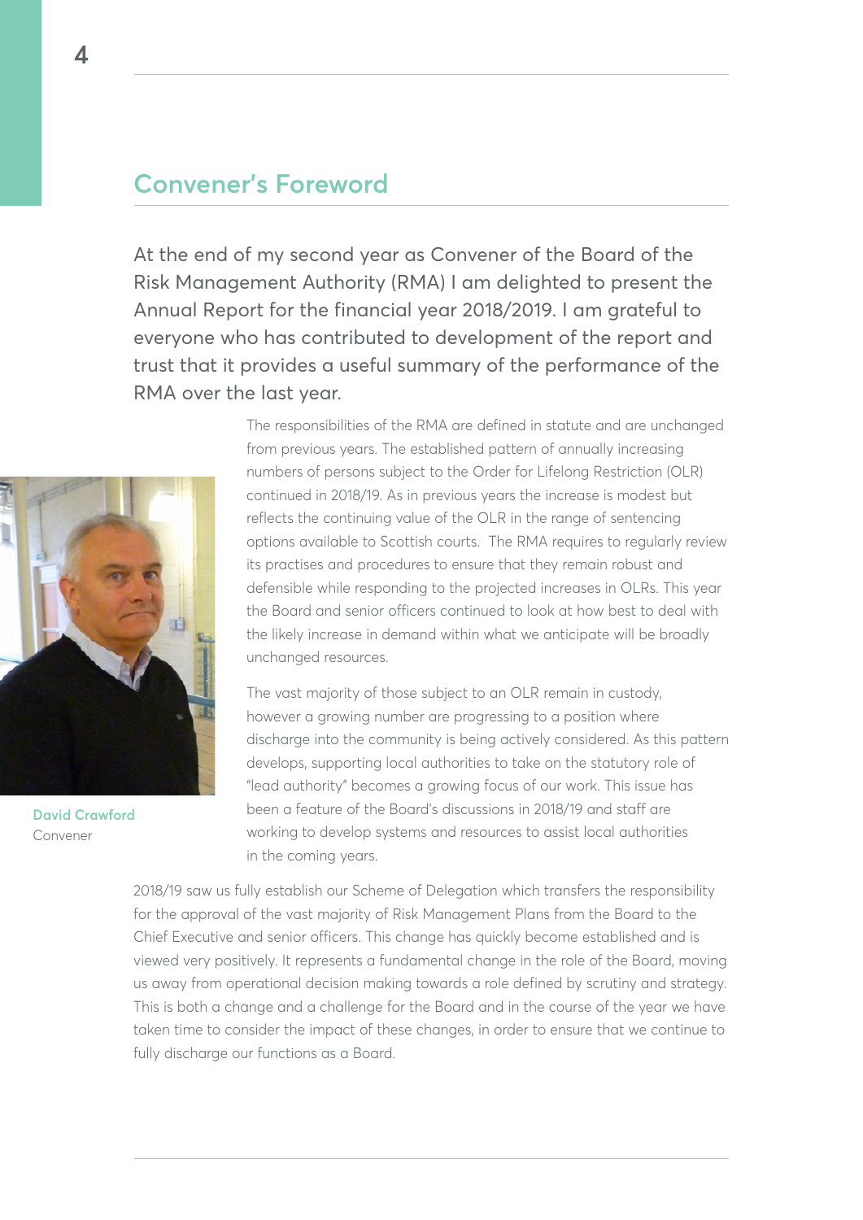## Convener's Foreword

At the end of my second year as Convener of the Board of the Risk Management Authority (RMA) I am delighted to present the Annual Report for the financial year 2018/2019. I am grateful to everyone who has contributed to development of the report and trust that it provides a useful summary of the performance of the RMA over the last year.

**David Crawford**
Convener

The responsibilities of the RMA are defined in statute and are unchanged from previous years. The established pattern of annually increasing numbers of persons subject to the Order for Lifelong Restriction (OLR) continued in 2018/19. As in previous years the increase is modest but reflects the continuing value of the OLR in the range of sentencing options available to Scottish courts. The RMA requires to regularly review its practises and procedures to ensure that they remain robust and defensible while responding to the projected increases in OLRs. This year the Board and senior officers continued to look at how best to deal with the likely increase in demand within what we anticipate will be broadly unchanged resources.

The vast majority of those subject to an OLR remain in custody, however a growing number are progressing to a position where discharge into the community is being actively considered. As this pattern develops, supporting local authorities to take on the statutory role of "lead authority" becomes a growing focus of our work. This issue has been a feature of the Board's discussions in 2018/19 and staff are working to develop systems and resources to assist local authorities in the coming years.

2018/19 saw us fully establish our Scheme of Delegation which transfers the responsibility for the approval of the vast majority of Risk Management Plans from the Board to the Chief Executive and senior officers. This change has quickly become established and is viewed very positively. It represents a fundamental change in the role of the Board, moving us away from operational decision making towards a role defined by scrutiny and strategy. This is both a change and a challenge for the Board and in the course of the year we have taken time to consider the impact of these changes, in order to ensure that we continue to fully discharge our functions as a Board.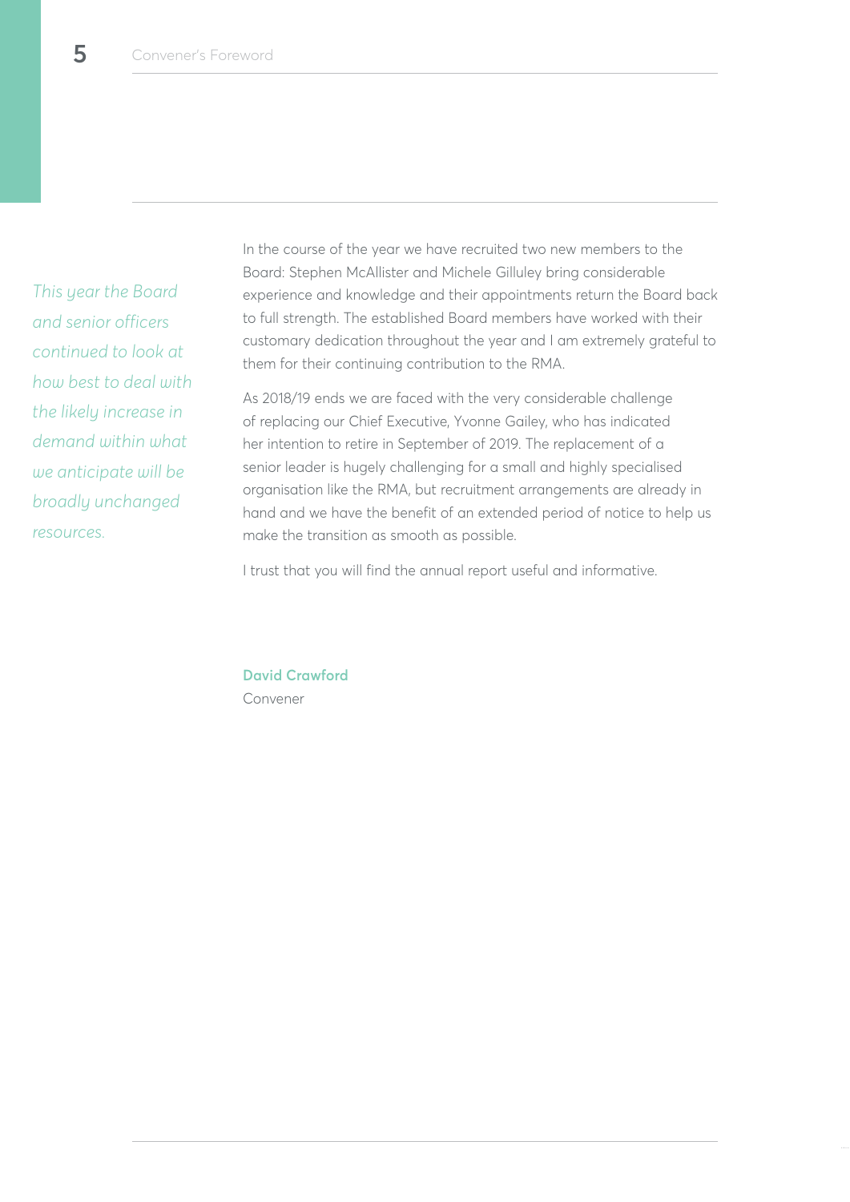*This year the Board and senior officers continued to look at how best to deal with the likely increase in demand within what we anticipate will be broadly unchanged resources.*

In the course of the year we have recruited two new members to the Board: Stephen McAllister and Michele Gilluley bring considerable experience and knowledge and their appointments return the Board back to full strength. The established Board members have worked with their customary dedication throughout the year and I am extremely grateful to them for their continuing contribution to the RMA.

As 2018/19 ends we are faced with the very considerable challenge of replacing our Chief Executive, Yvonne Gailey, who has indicated her intention to retire in September of 2019. The replacement of a senior leader is hugely challenging for a small and highly specialised organisation like the RMA, but recruitment arrangements are already in hand and we have the benefit of an extended period of notice to help us make the transition as smooth as possible.

I trust that you will find the annual report useful and informative.

**David Crawford**
Convener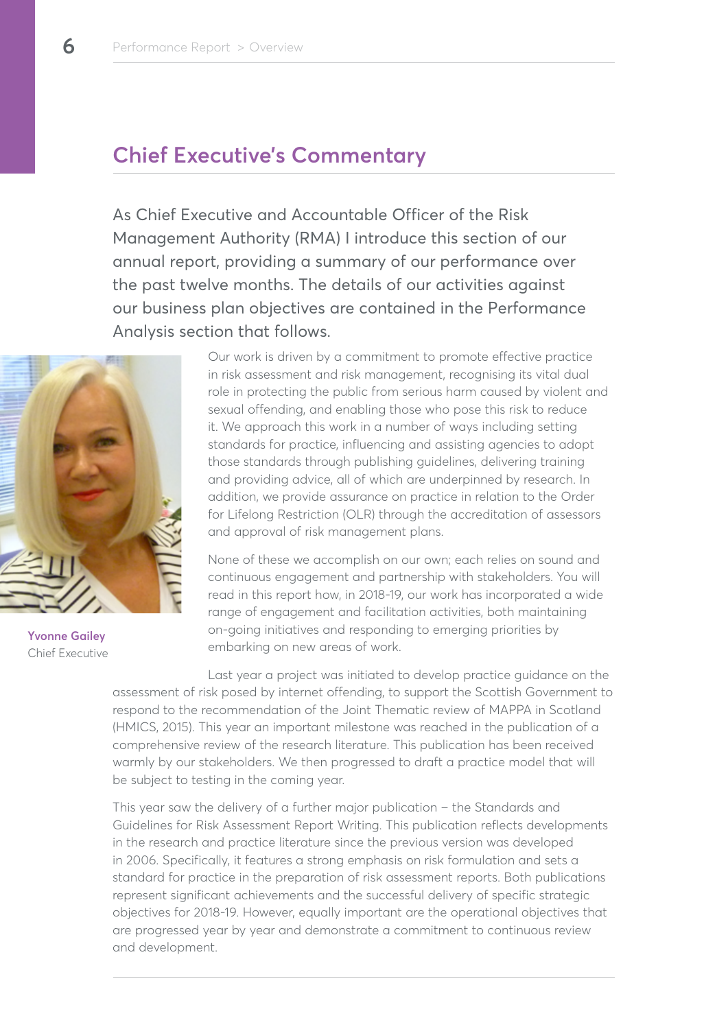## Chief Executive's Commentary

As Chief Executive and Accountable Officer of the Risk Management Authority (RMA) I introduce this section of our annual report, providing a summary of our performance over the past twelve months. The details of our activities against our business plan objectives are contained in the Performance Analysis section that follows.

Our work is driven by a commitment to promote effective practice in risk assessment and risk management, recognising its vital dual role in protecting the public from serious harm caused by violent and sexual offending, and enabling those who pose this risk to reduce it. We approach this work in a number of ways including setting standards for practice, influencing and assisting agencies to adopt those standards through publishing guidelines, delivering training and providing advice, all of which are underpinned by research. In addition, we provide assurance on practice in relation to the Order for Lifelong Restriction (OLR) through the accreditation of assessors and approval of risk management plans.

None of these we accomplish on our own; each relies on sound and continuous engagement and partnership with stakeholders. You will read in this report how, in 2018-19, our work has incorporated a wide range of engagement and facilitation activities, both maintaining on-going initiatives and responding to emerging priorities by embarking on new areas of work.

**Yvonne Gailey**
Chief Executive

Last year a project was initiated to develop practice guidance on the assessment of risk posed by internet offending, to support the Scottish Government to respond to the recommendation of the Joint Thematic review of MAPPA in Scotland (HMICS, 2015). This year an important milestone was reached in the publication of a comprehensive review of the research literature. This publication has been received warmly by our stakeholders. We then progressed to draft a practice model that will be subject to testing in the coming year.

This year saw the delivery of a further major publication – the Standards and Guidelines for Risk Assessment Report Writing. This publication reflects developments in the research and practice literature since the previous version was developed in 2006. Specifically, it features a strong emphasis on risk formulation and sets a standard for practice in the preparation of risk assessment reports. Both publications represent significant achievements and the successful delivery of specific strategic objectives for 2018-19. However, equally important are the operational objectives that are progressed year by year and demonstrate a commitment to continuous review and development.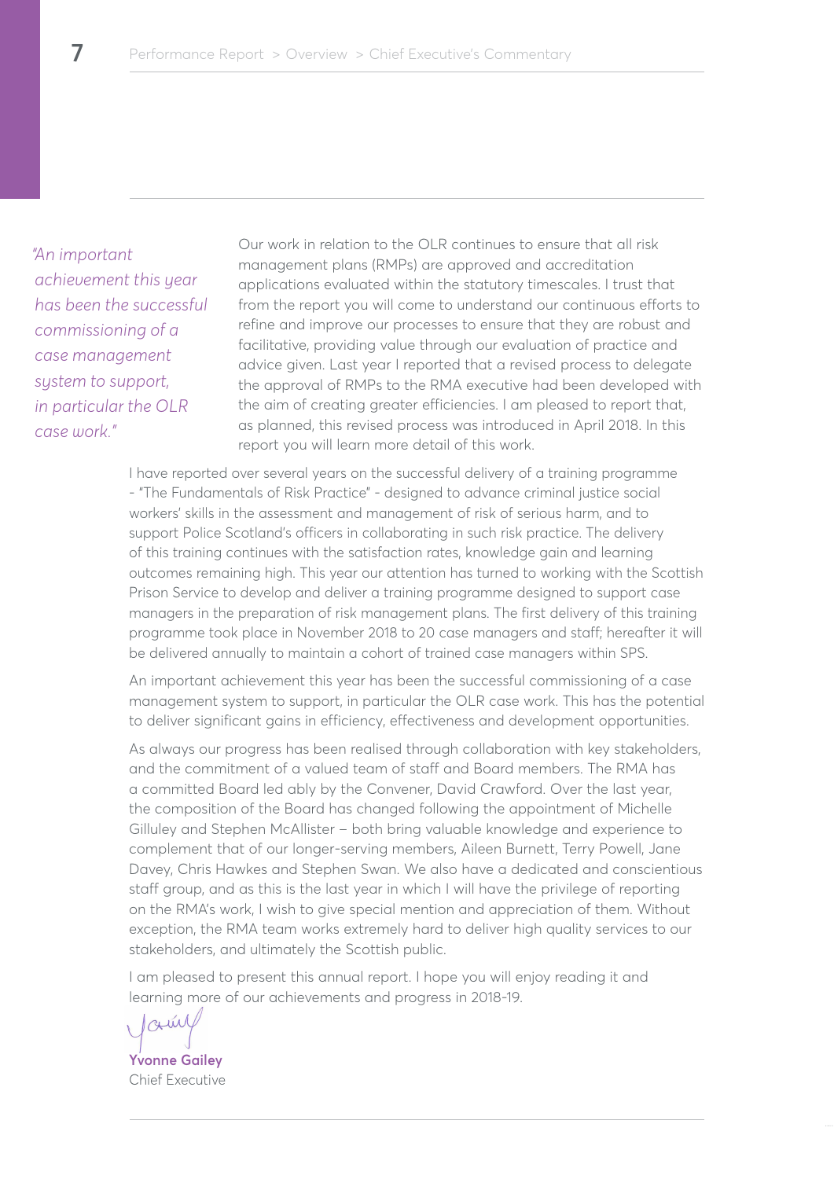*"An important achievement this year has been the successful commissioning of a case management system to support, in particular the OLR case work."*

Our work in relation to the OLR continues to ensure that all risk management plans (RMPs) are approved and accreditation applications evaluated within the statutory timescales. I trust that from the report you will come to understand our continuous efforts to refine and improve our processes to ensure that they are robust and facilitative, providing value through our evaluation of practice and advice given. Last year I reported that a revised process to delegate the approval of RMPs to the RMA executive had been developed with the aim of creating greater efficiencies. I am pleased to report that, as planned, this revised process was introduced in April 2018. In this report you will learn more detail of this work.

I have reported over several years on the successful delivery of a training programme - "The Fundamentals of Risk Practice" - designed to advance criminal justice social workers' skills in the assessment and management of risk of serious harm, and to support Police Scotland's officers in collaborating in such risk practice. The delivery of this training continues with the satisfaction rates, knowledge gain and learning outcomes remaining high. This year our attention has turned to working with the Scottish Prison Service to develop and deliver a training programme designed to support case managers in the preparation of risk management plans. The first delivery of this training programme took place in November 2018 to 20 case managers and staff; hereafter it will be delivered annually to maintain a cohort of trained case managers within SPS.

An important achievement this year has been the successful commissioning of a case management system to support, in particular the OLR case work. This has the potential to deliver significant gains in efficiency, effectiveness and development opportunities.

As always our progress has been realised through collaboration with key stakeholders, and the commitment of a valued team of staff and Board members. The RMA has a committed Board led ably by the Convener, David Crawford. Over the last year, the composition of the Board has changed following the appointment of Michelle Gilluley and Stephen McAllister – both bring valuable knowledge and experience to complement that of our longer-serving members, Aileen Burnett, Terry Powell, Jane Davey, Chris Hawkes and Stephen Swan. We also have a dedicated and conscientious staff group, and as this is the last year in which I will have the privilege of reporting on the RMA's work, I wish to give special mention and appreciation of them. Without exception, the RMA team works extremely hard to deliver high quality services to our stakeholders, and ultimately the Scottish public.

I am pleased to present this annual report. I hope you will enjoy reading it and learning more of our achievements and progress in 2018-19.

**Yvonne Gailey**
Chief Executive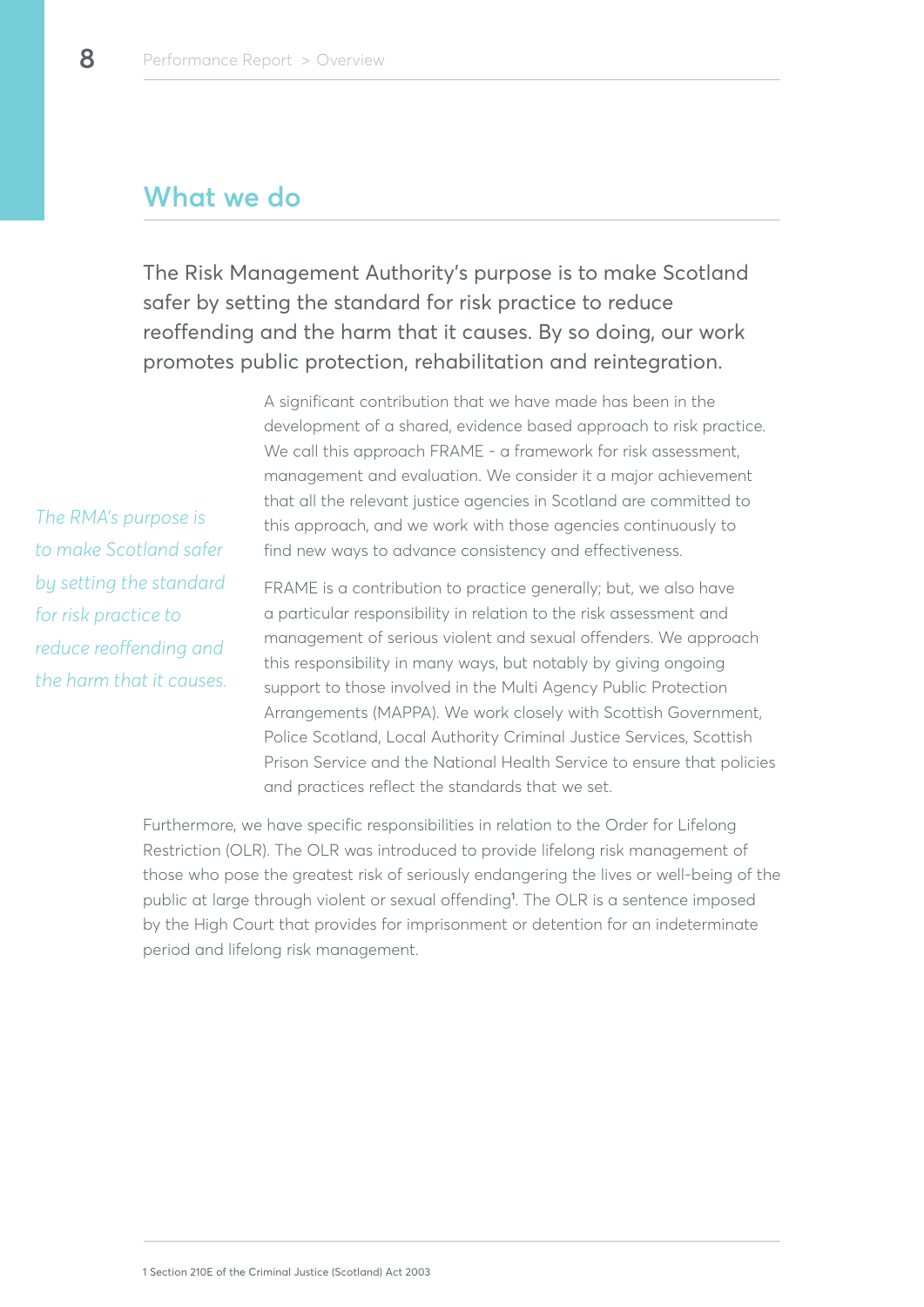## What we do

The Risk Management Authority's purpose is to make Scotland safer by setting the standard for risk practice to reduce reoffending and the harm that it causes. By so doing, our work promotes public protection, rehabilitation and reintegration.

*The RMA's purpose is to make Scotland safer by setting the standard for risk practice to reduce reoffending and the harm that it causes.*

A significant contribution that we have made has been in the development of a shared, evidence based approach to risk practice. We call this approach FRAME - a framework for risk assessment, management and evaluation. We consider it a major achievement that all the relevant justice agencies in Scotland are committed to this approach, and we work with those agencies continuously to find new ways to advance consistency and effectiveness.

FRAME is a contribution to practice generally; but, we also have a particular responsibility in relation to the risk assessment and management of serious violent and sexual offenders. We approach this responsibility in many ways, but notably by giving ongoing support to those involved in the Multi Agency Public Protection Arrangements (MAPPA). We work closely with Scottish Government, Police Scotland, Local Authority Criminal Justice Services, Scottish Prison Service and the National Health Service to ensure that policies and practices reflect the standards that we set.

Furthermore, we have specific responsibilities in relation to the Order for Lifelong Restriction (OLR). The OLR was introduced to provide lifelong risk management of those who pose the greatest risk of seriously endangering the lives or well-being of the public at large through violent or sexual offending[1]. The OLR is a sentence imposed by the High Court that provides for imprisonment or detention for an indeterminate period and lifelong risk management.

---

1 Section 210E of the Criminal Justice (Scotland) Act 2003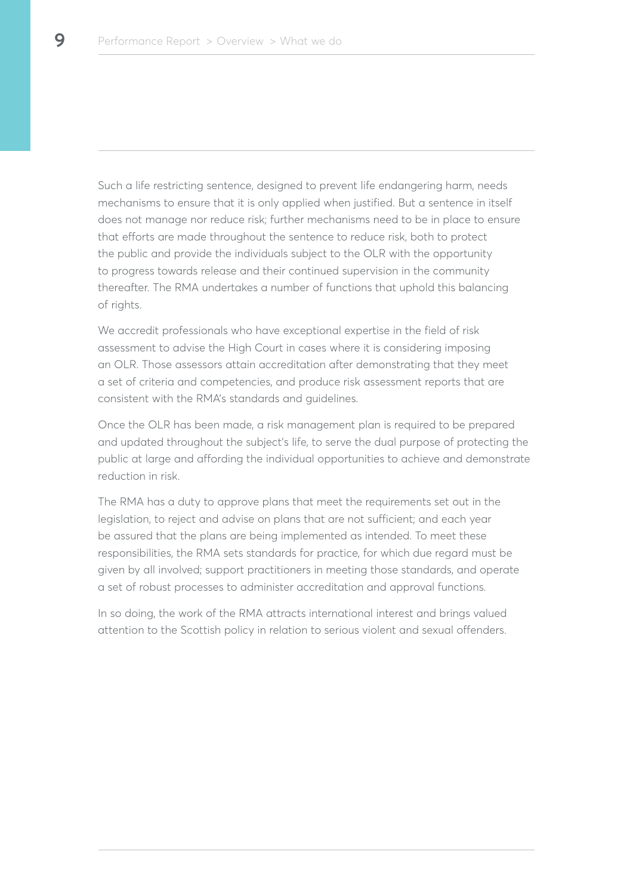Such a life restricting sentence, designed to prevent life endangering harm, needs mechanisms to ensure that it is only applied when justified. But a sentence in itself does not manage nor reduce risk; further mechanisms need to be in place to ensure that efforts are made throughout the sentence to reduce risk, both to protect the public and provide the individuals subject to the OLR with the opportunity to progress towards release and their continued supervision in the community thereafter. The RMA undertakes a number of functions that uphold this balancing of rights.

We accredit professionals who have exceptional expertise in the field of risk assessment to advise the High Court in cases where it is considering imposing an OLR. Those assessors attain accreditation after demonstrating that they meet a set of criteria and competencies, and produce risk assessment reports that are consistent with the RMA's standards and guidelines.

Once the OLR has been made, a risk management plan is required to be prepared and updated throughout the subject's life, to serve the dual purpose of protecting the public at large and affording the individual opportunities to achieve and demonstrate reduction in risk.

The RMA has a duty to approve plans that meet the requirements set out in the legislation, to reject and advise on plans that are not sufficient; and each year be assured that the plans are being implemented as intended. To meet these responsibilities, the RMA sets standards for practice, for which due regard must be given by all involved; support practitioners in meeting those standards, and operate a set of robust processes to administer accreditation and approval functions.

In so doing, the work of the RMA attracts international interest and brings valued attention to the Scottish policy in relation to serious violent and sexual offenders.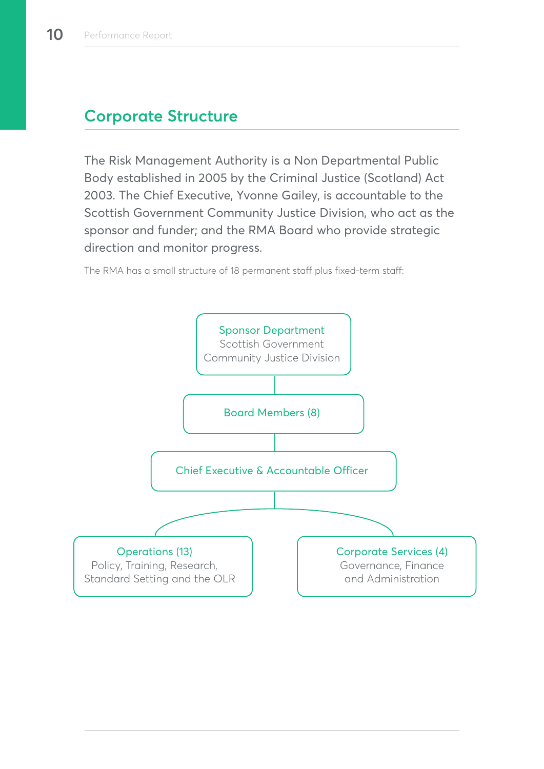## Corporate Structure

The Risk Management Authority is a Non Departmental Public Body established in 2005 by the Criminal Justice (Scotland) Act 2003. The Chief Executive, Yvonne Gailey, is accountable to the Scottish Government Community Justice Division, who act as the sponsor and funder; and the RMA Board who provide strategic direction and monitor progress.

The RMA has a small structure of 18 permanent staff plus fixed-term staff:

**Sponsor Department**
Scottish Government
Community Justice Division

**Board Members (8)**

**Chief Executive & Accountable Officer**

**Operations (13)**
Policy, Training, Research, Standard Setting and the OLR

**Corporate Services (4)**
Governance, Finance and Administration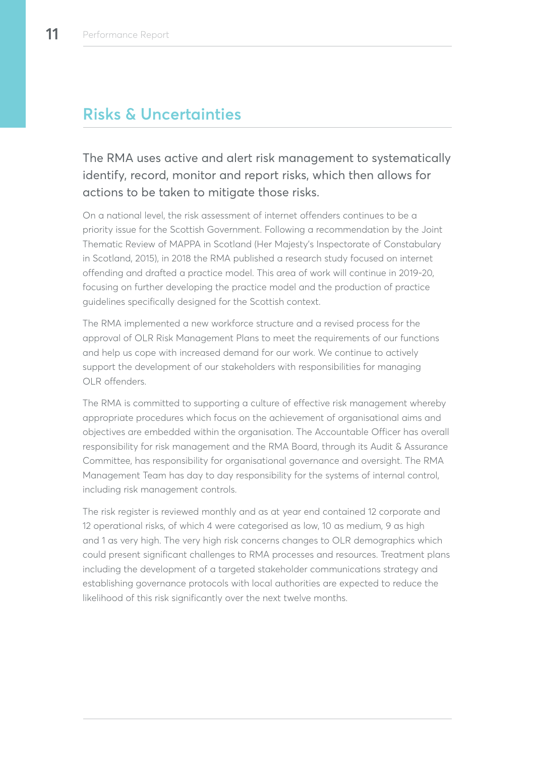## Risks & Uncertainties

The RMA uses active and alert risk management to systematically identify, record, monitor and report risks, which then allows for actions to be taken to mitigate those risks.

On a national level, the risk assessment of internet offenders continues to be a priority issue for the Scottish Government. Following a recommendation by the Joint Thematic Review of MAPPA in Scotland (Her Majesty's Inspectorate of Constabulary in Scotland, 2015), in 2018 the RMA published a research study focused on internet offending and drafted a practice model. This area of work will continue in 2019-20, focusing on further developing the practice model and the production of practice guidelines specifically designed for the Scottish context.

The RMA implemented a new workforce structure and a revised process for the approval of OLR Risk Management Plans to meet the requirements of our functions and help us cope with increased demand for our work. We continue to actively support the development of our stakeholders with responsibilities for managing OLR offenders.

The RMA is committed to supporting a culture of effective risk management whereby appropriate procedures which focus on the achievement of organisational aims and objectives are embedded within the organisation. The Accountable Officer has overall responsibility for risk management and the RMA Board, through its Audit & Assurance Committee, has responsibility for organisational governance and oversight. The RMA Management Team has day to day responsibility for the systems of internal control, including risk management controls.

The risk register is reviewed monthly and as at year end contained 12 corporate and 12 operational risks, of which 4 were categorised as low, 10 as medium, 9 as high and 1 as very high. The very high risk concerns changes to OLR demographics which could present significant challenges to RMA processes and resources. Treatment plans including the development of a targeted stakeholder communications strategy and establishing governance protocols with local authorities are expected to reduce the likelihood of this risk significantly over the next twelve months.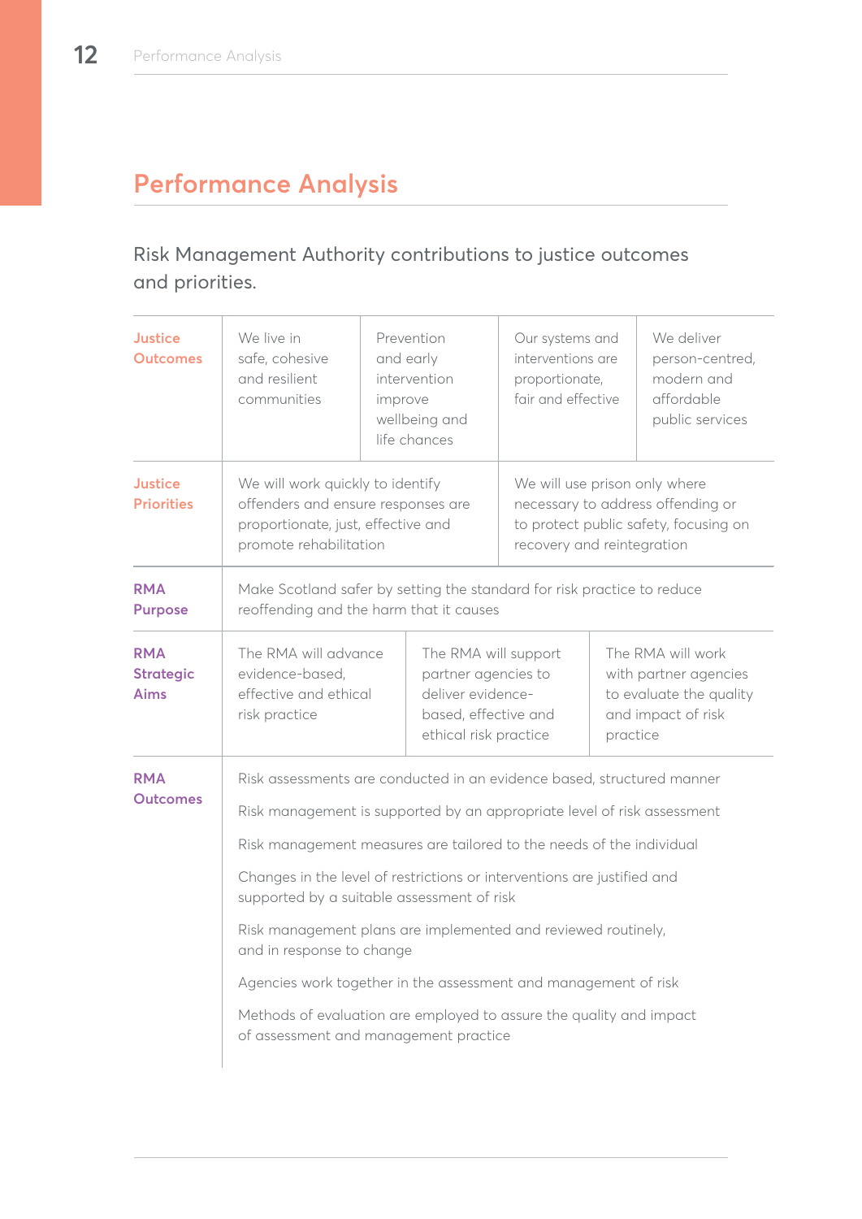# Performance Analysis

Risk Management Authority contributions to justice outcomes and priorities.

| | | | | |
|---|---|---|---|---|
| **Justice Outcomes** | We live in safe, cohesive and resilient communities | Prevention and early intervention improve wellbeing and life chances | Our systems and interventions are proportionate, fair and effective | We deliver person-centred, modern and affordable public services |
| **Justice Priorities** | We will work quickly to identify offenders and ensure responses are proportionate, just, effective and promote rehabilitation | | We will use prison only where necessary to address offending or to protect public safety, focusing on recovery and reintegration | |
| **RMA Purpose** | Make Scotland safer by setting the standard for risk practice to reduce reoffending and the harm that it causes | | | |
| **RMA Strategic Aims** | The RMA will advance evidence-based, effective and ethical risk practice | The RMA will support partner agencies to deliver evidence-based, effective and ethical risk practice | The RMA will work with partner agencies to evaluate the quality and impact of risk practice | |
| **RMA Outcomes** | Risk assessments are conducted in an evidence based, structured manner<br><br>Risk management is supported by an appropriate level of risk assessment<br><br>Risk management measures are tailored to the needs of the individual<br><br>Changes in the level of restrictions or interventions are justified and supported by a suitable assessment of risk<br><br>Risk management plans are implemented and reviewed routinely, and in response to change<br><br>Agencies work together in the assessment and management of risk<br><br>Methods of evaluation are employed to assure the quality and impact of assessment and management practice | | | |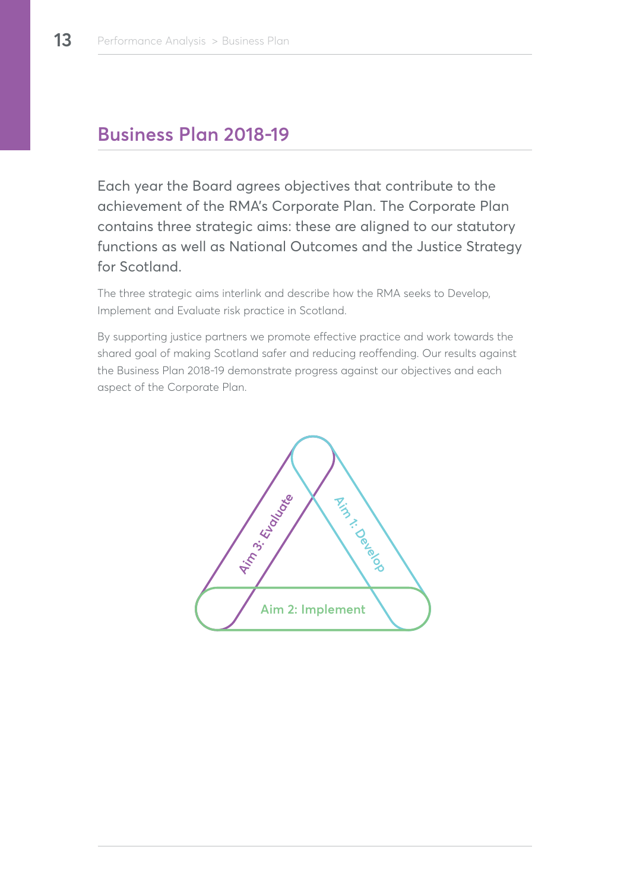## Business Plan 2018-19

Each year the Board agrees objectives that contribute to the achievement of the RMA's Corporate Plan. The Corporate Plan contains three strategic aims: these are aligned to our statutory functions as well as National Outcomes and the Justice Strategy for Scotland.

The three strategic aims interlink and describe how the RMA seeks to Develop, Implement and Evaluate risk practice in Scotland.

By supporting justice partners we promote effective practice and work towards the shared goal of making Scotland safer and reducing reoffending. Our results against the Business Plan 2018-19 demonstrate progress against our objectives and each aspect of the Corporate Plan.

Aim 1: Develop

Aim 2: Implement

Aim 3: Evaluate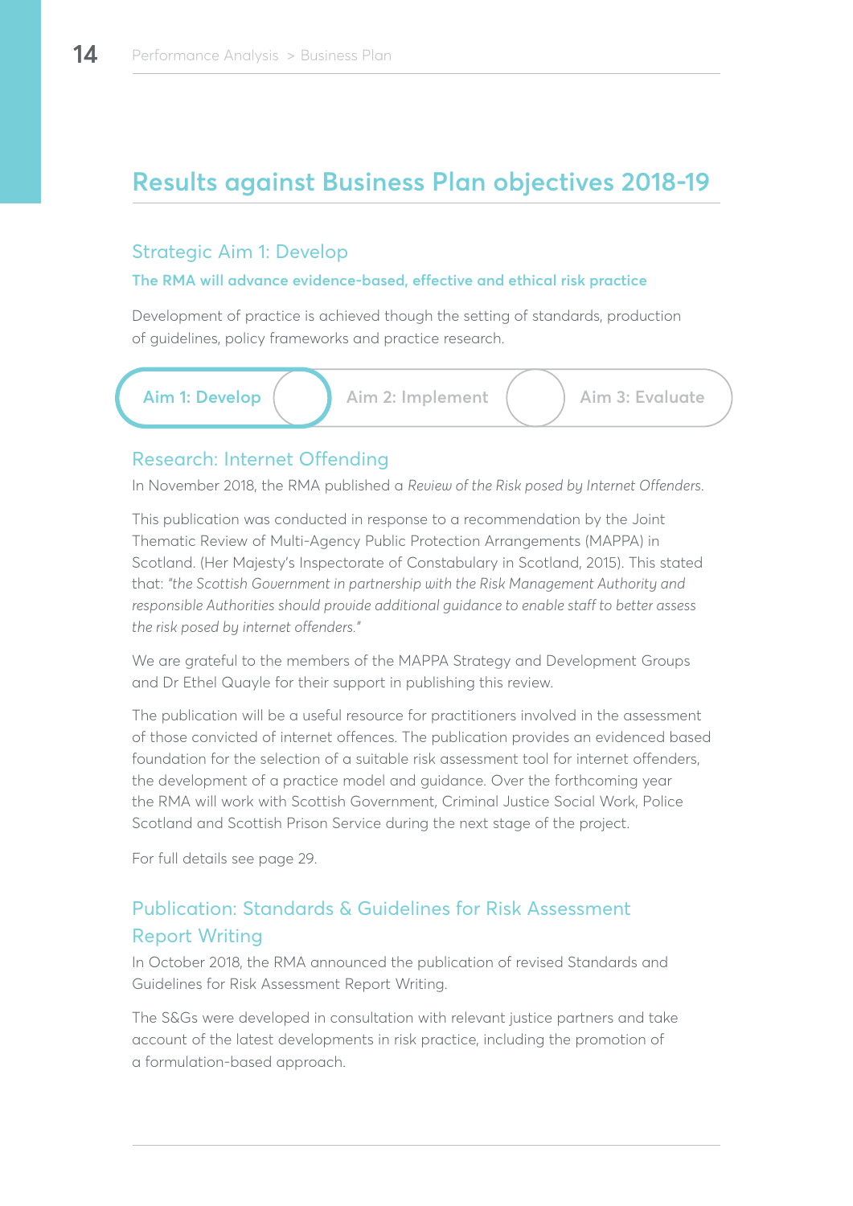# Results against Business Plan objectives 2018-19

## Strategic Aim 1: Develop

**The RMA will advance evidence-based, effective and ethical risk practice**

Development of practice is achieved though the setting of standards, production of guidelines, policy frameworks and practice research.

**Aim 1: Develop** | Aim 2: Implement | Aim 3: Evaluate

### Research: Internet Offending

In November 2018, the RMA published a *Review of the Risk posed by Internet Offenders*.

This publication was conducted in response to a recommendation by the Joint Thematic Review of Multi-Agency Public Protection Arrangements (MAPPA) in Scotland. (Her Majesty's Inspectorate of Constabulary in Scotland, 2015). This stated that: *"the Scottish Government in partnership with the Risk Management Authority and responsible Authorities should provide additional guidance to enable staff to better assess the risk posed by internet offenders."*

We are grateful to the members of the MAPPA Strategy and Development Groups and Dr Ethel Quayle for their support in publishing this review.

The publication will be a useful resource for practitioners involved in the assessment of those convicted of internet offences. The publication provides an evidenced based foundation for the selection of a suitable risk assessment tool for internet offenders, the development of a practice model and guidance. Over the forthcoming year the RMA will work with Scottish Government, Criminal Justice Social Work, Police Scotland and Scottish Prison Service during the next stage of the project.

For full details see page 29.

### Publication: Standards & Guidelines for Risk Assessment Report Writing

In October 2018, the RMA announced the publication of revised Standards and Guidelines for Risk Assessment Report Writing.

The S&Gs were developed in consultation with relevant justice partners and take account of the latest developments in risk practice, including the promotion of a formulation-based approach.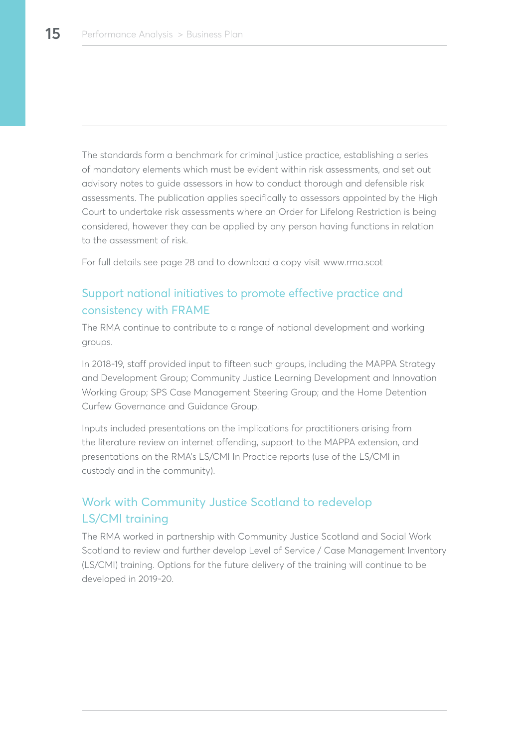The standards form a benchmark for criminal justice practice, establishing a series of mandatory elements which must be evident within risk assessments, and set out advisory notes to guide assessors in how to conduct thorough and defensible risk assessments. The publication applies specifically to assessors appointed by the High Court to undertake risk assessments where an Order for Lifelong Restriction is being considered, however they can be applied by any person having functions in relation to the assessment of risk.

For full details see page 28 and to download a copy visit www.rma.scot

## Support national initiatives to promote effective practice and consistency with FRAME

The RMA continue to contribute to a range of national development and working groups.

In 2018-19, staff provided input to fifteen such groups, including the MAPPA Strategy and Development Group; Community Justice Learning Development and Innovation Working Group; SPS Case Management Steering Group; and the Home Detention Curfew Governance and Guidance Group.

Inputs included presentations on the implications for practitioners arising from the literature review on internet offending, support to the MAPPA extension, and presentations on the RMA's LS/CMI In Practice reports (use of the LS/CMI in custody and in the community).

## Work with Community Justice Scotland to redevelop LS/CMI training

The RMA worked in partnership with Community Justice Scotland and Social Work Scotland to review and further develop Level of Service / Case Management Inventory (LS/CMI) training. Options for the future delivery of the training will continue to be developed in 2019-20.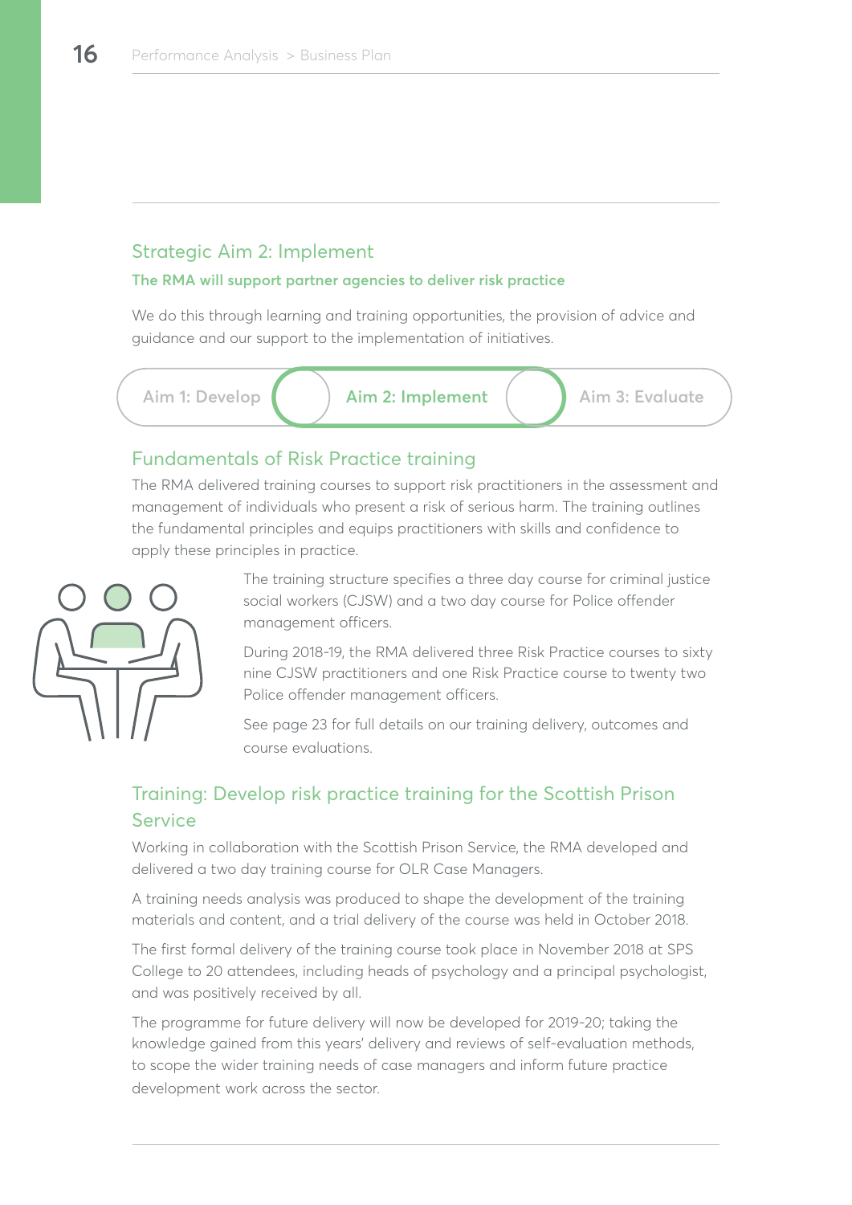## Strategic Aim 2: Implement

**The RMA will support partner agencies to deliver risk practice**

We do this through learning and training opportunities, the provision of advice and guidance and our support to the implementation of initiatives.

Aim 1: Develop | **Aim 2: Implement** | Aim 3: Evaluate

### Fundamentals of Risk Practice training

The RMA delivered training courses to support risk practitioners in the assessment and management of individuals who present a risk of serious harm. The training outlines the fundamental principles and equips practitioners with skills and confidence to apply these principles in practice.

The training structure specifies a three day course for criminal justice social workers (CJSW) and a two day course for Police offender management officers.

During 2018-19, the RMA delivered three Risk Practice courses to sixty nine CJSW practitioners and one Risk Practice course to twenty two Police offender management officers.

See page 23 for full details on our training delivery, outcomes and course evaluations.

### Training: Develop risk practice training for the Scottish Prison Service

Working in collaboration with the Scottish Prison Service, the RMA developed and delivered a two day training course for OLR Case Managers.

A training needs analysis was produced to shape the development of the training materials and content, and a trial delivery of the course was held in October 2018.

The first formal delivery of the training course took place in November 2018 at SPS College to 20 attendees, including heads of psychology and a principal psychologist, and was positively received by all.

The programme for future delivery will now be developed for 2019-20; taking the knowledge gained from this years' delivery and reviews of self-evaluation methods, to scope the wider training needs of case managers and inform future practice development work across the sector.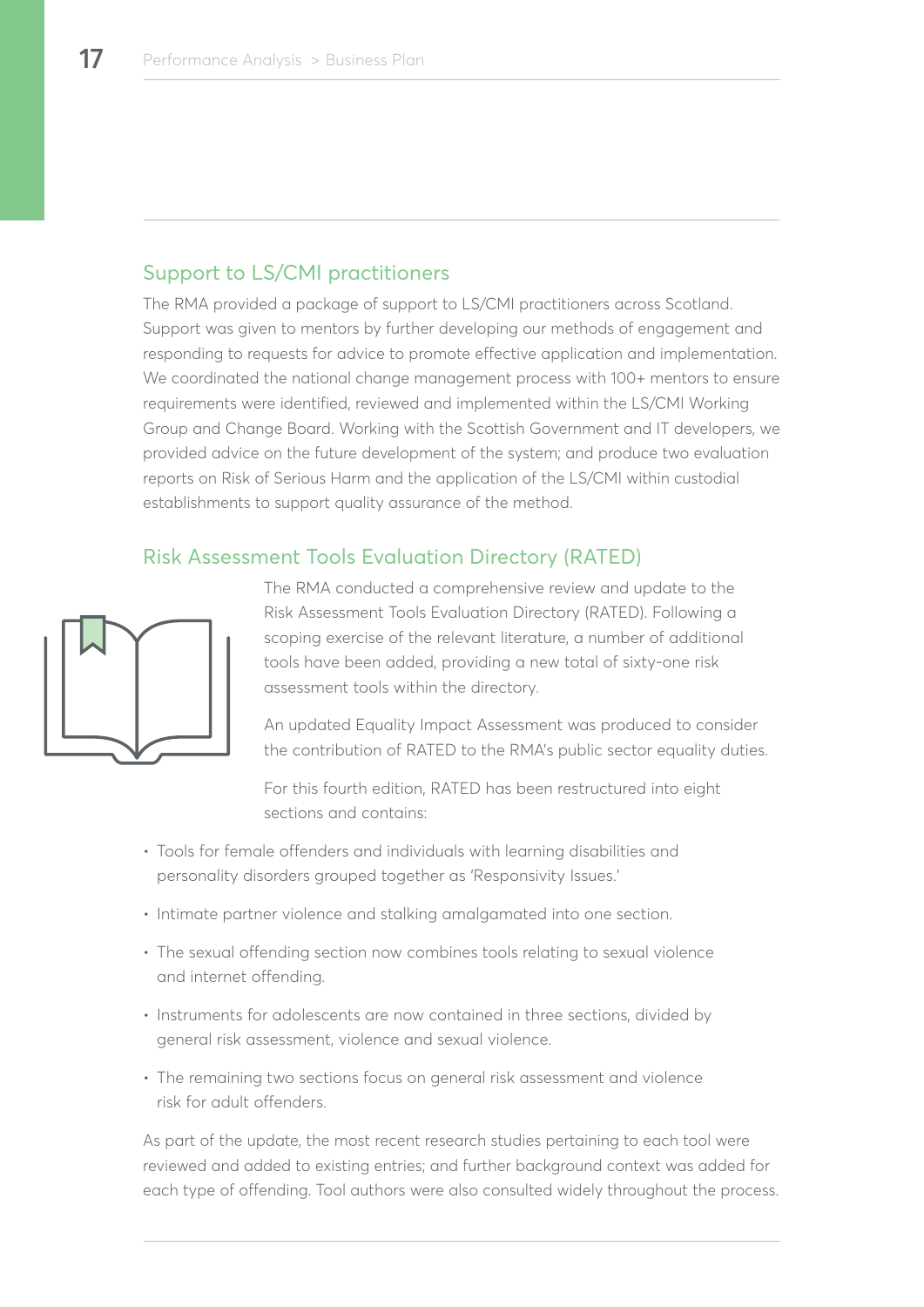## Support to LS/CMI practitioners

The RMA provided a package of support to LS/CMI practitioners across Scotland. Support was given to mentors by further developing our methods of engagement and responding to requests for advice to promote effective application and implementation. We coordinated the national change management process with 100+ mentors to ensure requirements were identified, reviewed and implemented within the LS/CMI Working Group and Change Board. Working with the Scottish Government and IT developers, we provided advice on the future development of the system; and produce two evaluation reports on Risk of Serious Harm and the application of the LS/CMI within custodial establishments to support quality assurance of the method.

## Risk Assessment Tools Evaluation Directory (RATED)

The RMA conducted a comprehensive review and update to the Risk Assessment Tools Evaluation Directory (RATED). Following a scoping exercise of the relevant literature, a number of additional tools have been added, providing a new total of sixty-one risk assessment tools within the directory.

An updated Equality Impact Assessment was produced to consider the contribution of RATED to the RMA's public sector equality duties.

For this fourth edition, RATED has been restructured into eight sections and contains:

- Tools for female offenders and individuals with learning disabilities and personality disorders grouped together as 'Responsivity Issues.'
- Intimate partner violence and stalking amalgamated into one section.
- The sexual offending section now combines tools relating to sexual violence and internet offending.
- Instruments for adolescents are now contained in three sections, divided by general risk assessment, violence and sexual violence.
- The remaining two sections focus on general risk assessment and violence risk for adult offenders.

As part of the update, the most recent research studies pertaining to each tool were reviewed and added to existing entries; and further background context was added for each type of offending. Tool authors were also consulted widely throughout the process.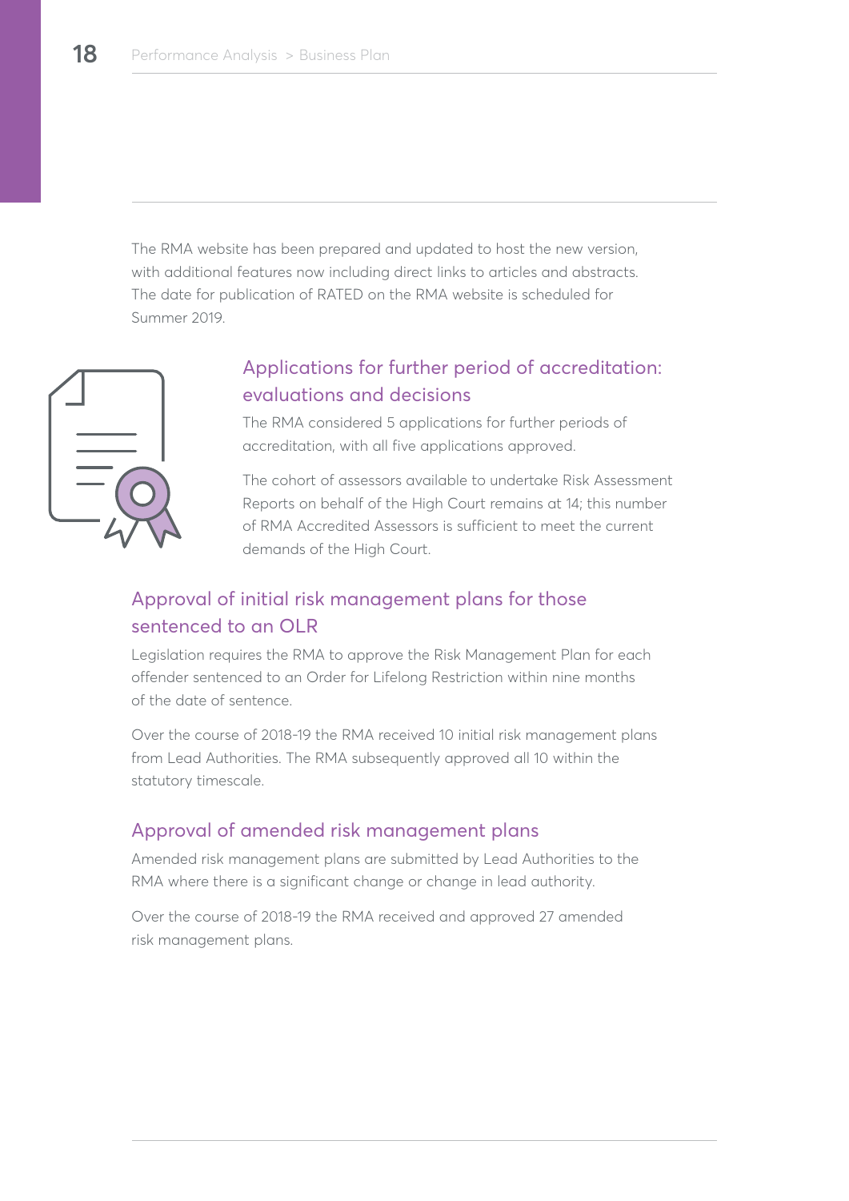The RMA website has been prepared and updated to host the new version, with additional features now including direct links to articles and abstracts. The date for publication of RATED on the RMA website is scheduled for Summer 2019.

## Applications for further period of accreditation: evaluations and decisions

The RMA considered 5 applications for further periods of accreditation, with all five applications approved.

The cohort of assessors available to undertake Risk Assessment Reports on behalf of the High Court remains at 14; this number of RMA Accredited Assessors is sufficient to meet the current demands of the High Court.

## Approval of initial risk management plans for those sentenced to an OLR

Legislation requires the RMA to approve the Risk Management Plan for each offender sentenced to an Order for Lifelong Restriction within nine months of the date of sentence.

Over the course of 2018-19 the RMA received 10 initial risk management plans from Lead Authorities. The RMA subsequently approved all 10 within the statutory timescale.

## Approval of amended risk management plans

Amended risk management plans are submitted by Lead Authorities to the RMA where there is a significant change or change in lead authority.

Over the course of 2018-19 the RMA received and approved 27 amended risk management plans.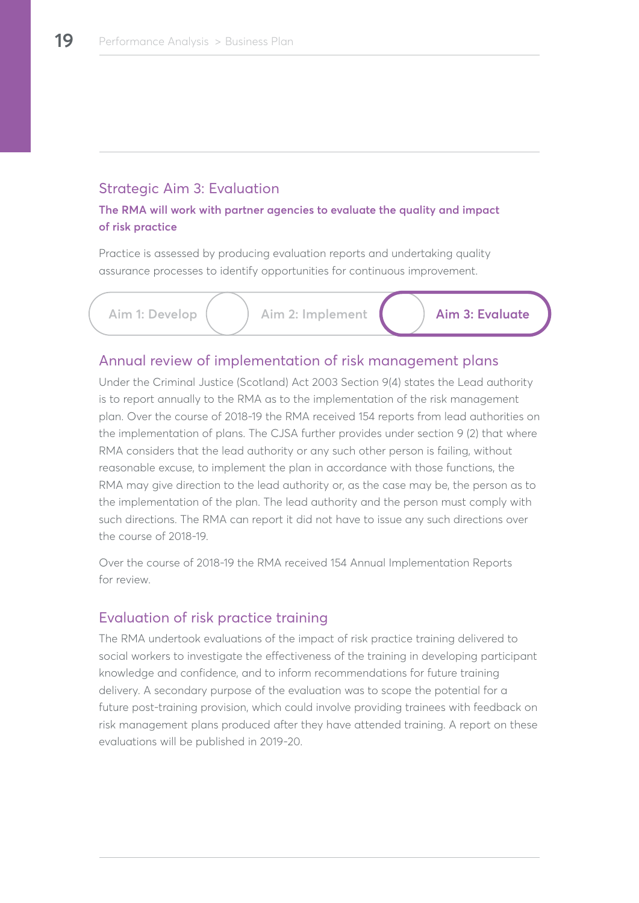## Strategic Aim 3: Evaluation

**The RMA will work with partner agencies to evaluate the quality and impact of risk practice**

Practice is assessed by producing evaluation reports and undertaking quality assurance processes to identify opportunities for continuous improvement.

Aim 1: Develop | Aim 2: Implement | **Aim 3: Evaluate**

### Annual review of implementation of risk management plans

Under the Criminal Justice (Scotland) Act 2003 Section 9(4) states the Lead authority is to report annually to the RMA as to the implementation of the risk management plan. Over the course of 2018-19 the RMA received 154 reports from lead authorities on the implementation of plans. The CJSA further provides under section 9 (2) that where RMA considers that the lead authority or any such other person is failing, without reasonable excuse, to implement the plan in accordance with those functions, the RMA may give direction to the lead authority or, as the case may be, the person as to the implementation of the plan. The lead authority and the person must comply with such directions. The RMA can report it did not have to issue any such directions over the course of 2018-19.

Over the course of 2018-19 the RMA received 154 Annual Implementation Reports for review.

### Evaluation of risk practice training

The RMA undertook evaluations of the impact of risk practice training delivered to social workers to investigate the effectiveness of the training in developing participant knowledge and confidence, and to inform recommendations for future training delivery. A secondary purpose of the evaluation was to scope the potential for a future post-training provision, which could involve providing trainees with feedback on risk management plans produced after they have attended training. A report on these evaluations will be published in 2019-20.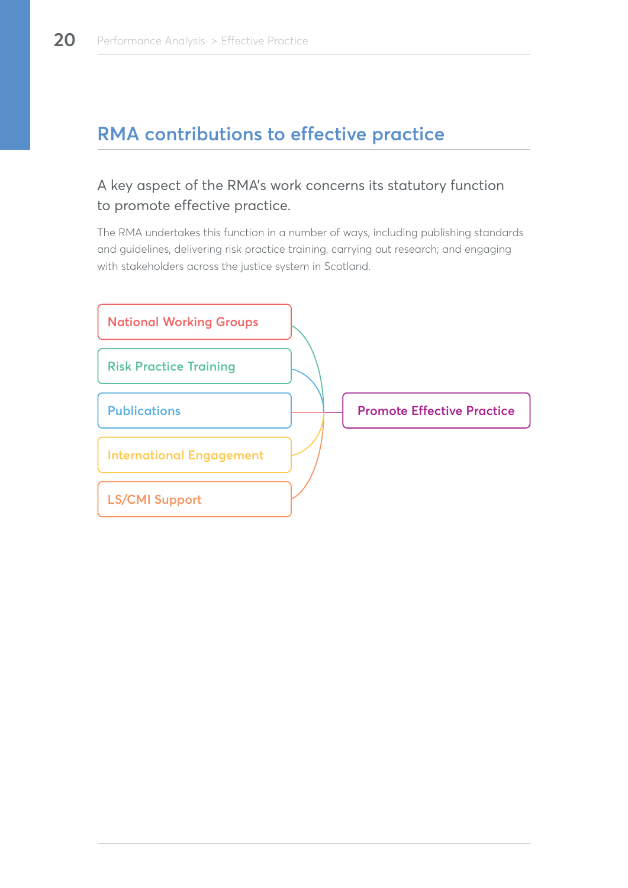## RMA contributions to effective practice

A key aspect of the RMA's work concerns its statutory function to promote effective practice.

The RMA undertakes this function in a number of ways, including publishing standards and guidelines, delivering risk practice training, carrying out research; and engaging with stakeholders across the justice system in Scotland.

- National Working Groups
- Risk Practice Training
- Publications
- International Engagement
- LS/CMI Support

Promote Effective Practice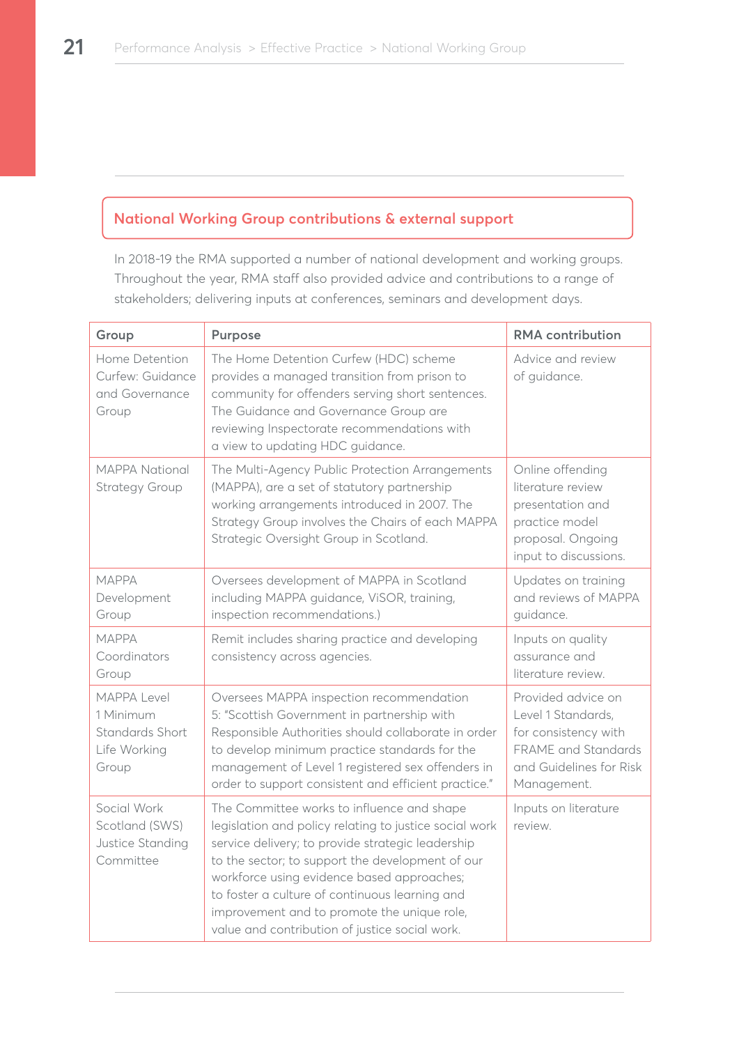## National Working Group contributions & external support

In 2018-19 the RMA supported a number of national development and working groups. Throughout the year, RMA staff also provided advice and contributions to a range of stakeholders; delivering inputs at conferences, seminars and development days.

| Group | Purpose | RMA contribution |
|---|---|---|
| Home Detention Curfew: Guidance and Governance Group | The Home Detention Curfew (HDC) scheme provides a managed transition from prison to community for offenders serving short sentences. The Guidance and Governance Group are reviewing Inspectorate recommendations with a view to updating HDC guidance. | Advice and review of guidance. |
| MAPPA National Strategy Group | The Multi-Agency Public Protection Arrangements (MAPPA), are a set of statutory partnership working arrangements introduced in 2007. The Strategy Group involves the Chairs of each MAPPA Strategic Oversight Group in Scotland. | Online offending literature review presentation and practice model proposal. Ongoing input to discussions. |
| MAPPA Development Group | Oversees development of MAPPA in Scotland including MAPPA guidance, ViSOR, training, inspection recommendations.) | Updates on training and reviews of MAPPA guidance. |
| MAPPA Coordinators Group | Remit includes sharing practice and developing consistency across agencies. | Inputs on quality assurance and literature review. |
| MAPPA Level 1 Minimum Standards Short Life Working Group | Oversees MAPPA inspection recommendation 5: "Scottish Government in partnership with Responsible Authorities should collaborate in order to develop minimum practice standards for the management of Level 1 registered sex offenders in order to support consistent and efficient practice." | Provided advice on Level 1 Standards, for consistency with FRAME and Standards and Guidelines for Risk Management. |
| Social Work Scotland (SWS) Justice Standing Committee | The Committee works to influence and shape legislation and policy relating to justice social work service delivery; to provide strategic leadership to the sector; to support the development of our workforce using evidence based approaches; to foster a culture of continuous learning and improvement and to promote the unique role, value and contribution of justice social work. | Inputs on literature review. |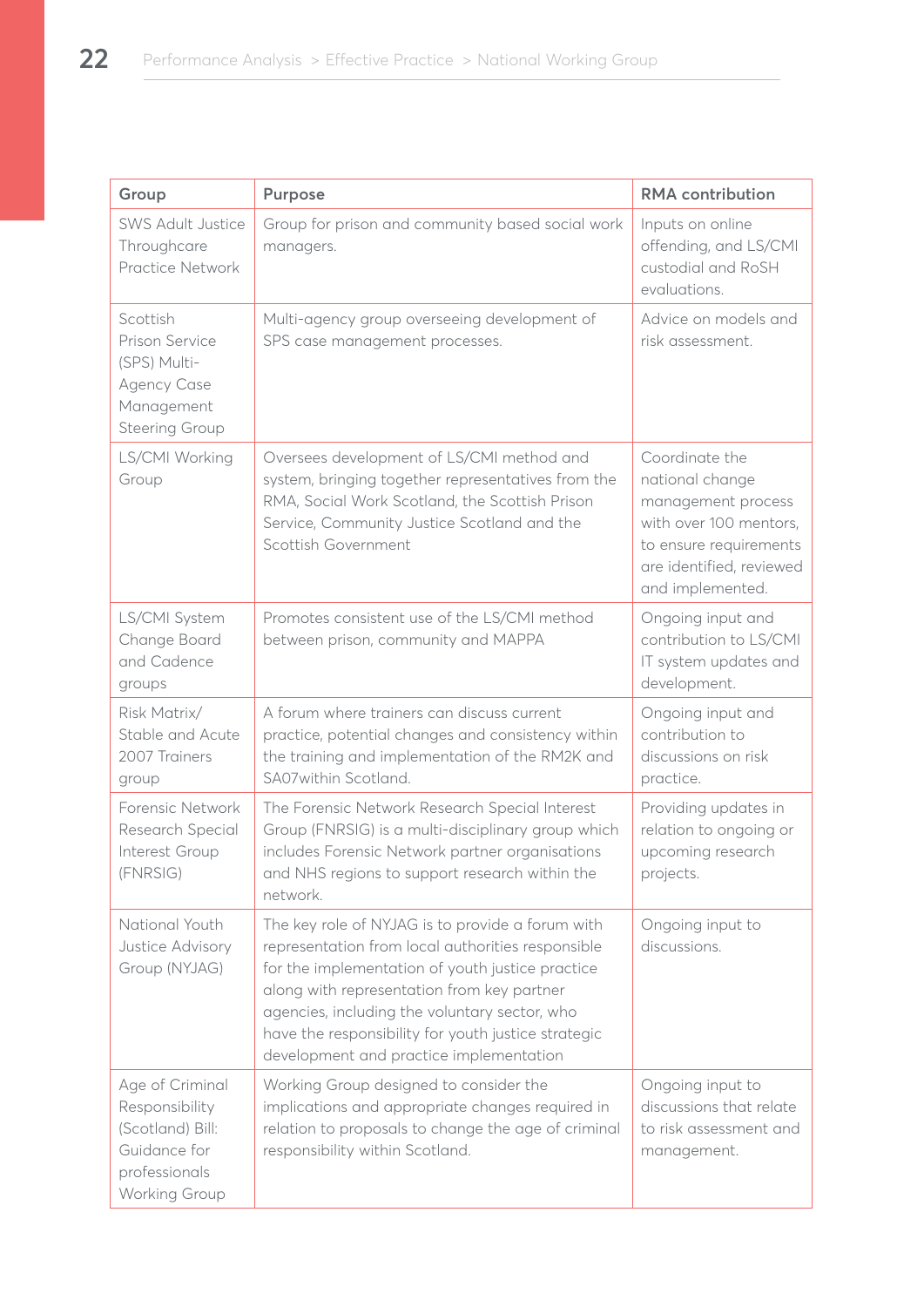| Group | Purpose | RMA contribution |
| --- | --- | --- |
| SWS Adult Justice Throughcare Practice Network | Group for prison and community based social work managers. | Inputs on online offending, and LS/CMI custodial and RoSH evaluations. |
| Scottish Prison Service (SPS) Multi-Agency Case Management Steering Group | Multi-agency group overseeing development of SPS case management processes. | Advice on models and risk assessment. |
| LS/CMI Working Group | Oversees development of LS/CMI method and system, bringing together representatives from the RMA, Social Work Scotland, the Scottish Prison Service, Community Justice Scotland and the Scottish Government | Coordinate the national change management process with over 100 mentors, to ensure requirements are identified, reviewed and implemented. |
| LS/CMI System Change Board and Cadence groups | Promotes consistent use of the LS/CMI method between prison, community and MAPPA | Ongoing input and contribution to LS/CMI IT system updates and development. |
| Risk Matrix/ Stable and Acute 2007 Trainers group | A forum where trainers can discuss current practice, potential changes and consistency within the training and implementation of the RM2K and SA07within Scotland. | Ongoing input and contribution to discussions on risk practice. |
| Forensic Network Research Special Interest Group (FNRSIG) | The Forensic Network Research Special Interest Group (FNRSIG) is a multi-disciplinary group which includes Forensic Network partner organisations and NHS regions to support research within the network. | Providing updates in relation to ongoing or upcoming research projects. |
| National Youth Justice Advisory Group (NYJAG) | The key role of NYJAG is to provide a forum with representation from local authorities responsible for the implementation of youth justice practice along with representation from key partner agencies, including the voluntary sector, who have the responsibility for youth justice strategic development and practice implementation | Ongoing input to discussions. |
| Age of Criminal Responsibility (Scotland) Bill: Guidance for professionals Working Group | Working Group designed to consider the implications and appropriate changes required in relation to proposals to change the age of criminal responsibility within Scotland. | Ongoing input to discussions that relate to risk assessment and management. |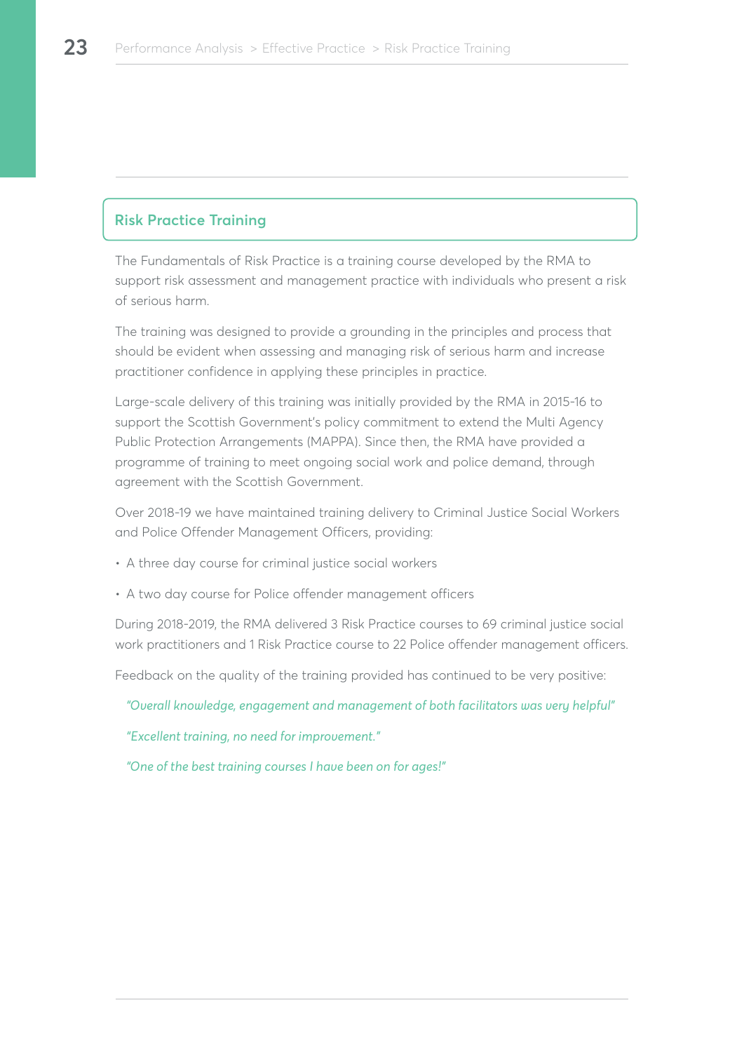## Risk Practice Training

The Fundamentals of Risk Practice is a training course developed by the RMA to support risk assessment and management practice with individuals who present a risk of serious harm.

The training was designed to provide a grounding in the principles and process that should be evident when assessing and managing risk of serious harm and increase practitioner confidence in applying these principles in practice.

Large-scale delivery of this training was initially provided by the RMA in 2015-16 to support the Scottish Government's policy commitment to extend the Multi Agency Public Protection Arrangements (MAPPA). Since then, the RMA have provided a programme of training to meet ongoing social work and police demand, through agreement with the Scottish Government.

Over 2018-19 we have maintained training delivery to Criminal Justice Social Workers and Police Offender Management Officers, providing:

- A three day course for criminal justice social workers
- A two day course for Police offender management officers

During 2018-2019, the RMA delivered 3 Risk Practice courses to 69 criminal justice social work practitioners and 1 Risk Practice course to 22 Police offender management officers.

Feedback on the quality of the training provided has continued to be very positive:

*"Overall knowledge, engagement and management of both facilitators was very helpful"*

*"Excellent training, no need for improvement."*

*"One of the best training courses I have been on for ages!"*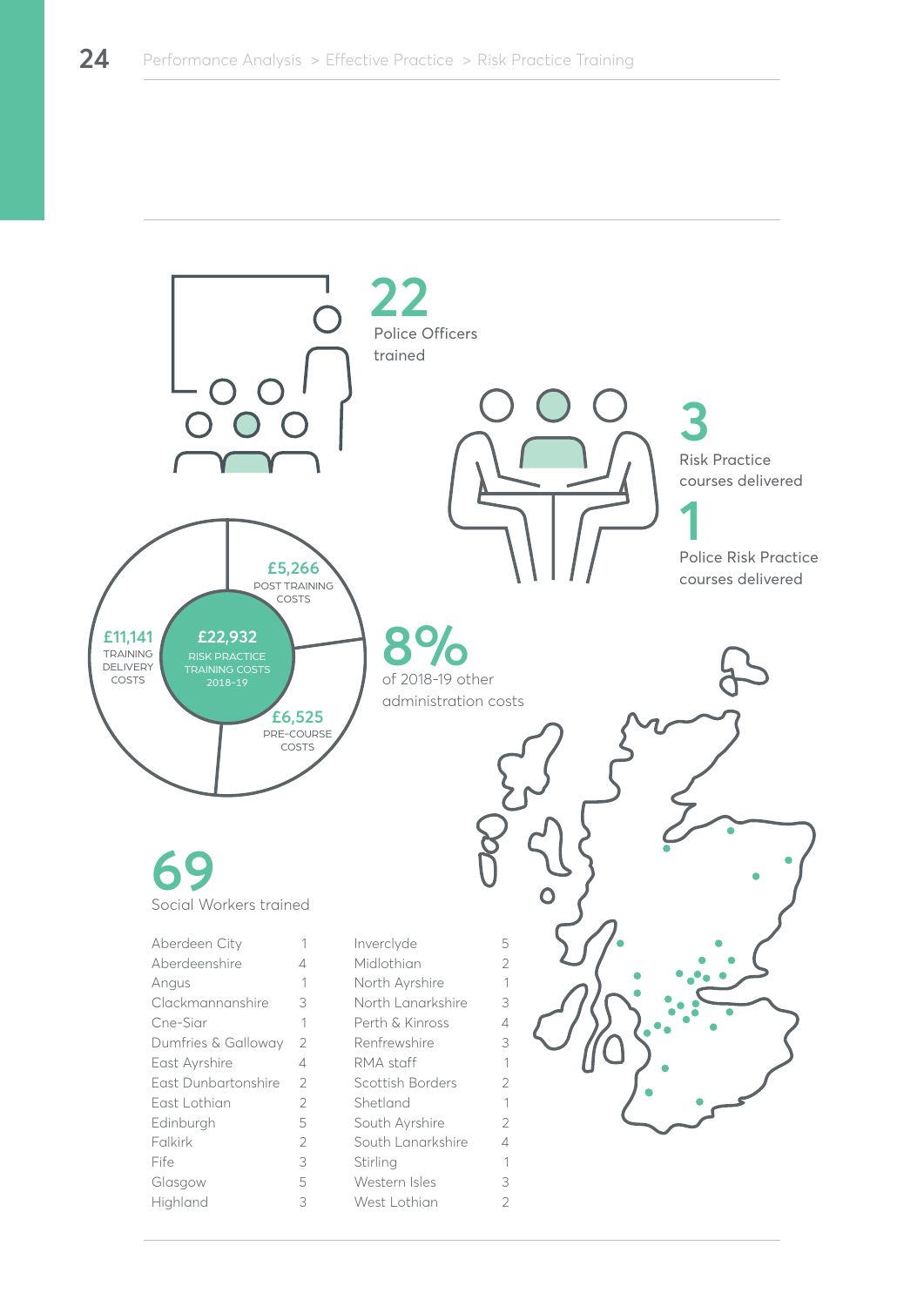**22** Police Officers trained

**3** Risk Practice courses delivered

**1** Police Risk Practice courses delivered

**£22,932** RISK PRACTICE TRAINING COSTS 2018-19

- **£5,266** POST TRAINING COSTS
- **£11,141** TRAINING DELIVERY COSTS
- **£6,525** PRE-COURSE COSTS

**8%** of 2018-19 other administration costs

**69** Social Workers trained

| Area | Number | Area | Number |
|---|---|---|---|
| Aberdeen City | 1 | Inverclyde | 5 |
| Aberdeenshire | 4 | Midlothian | 2 |
| Angus | 1 | North Ayrshire | 1 |
| Clackmannanshire | 3 | North Lanarkshire | 3 |
| Cne-Siar | 1 | Perth & Kinross | 4 |
| Dumfries & Galloway | 2 | Renfrewshire | 3 |
| East Ayrshire | 4 | RMA staff | 1 |
| East Dunbartonshire | 2 | Scottish Borders | 2 |
| East Lothian | 2 | Shetland | 1 |
| Edinburgh | 5 | South Ayrshire | 2 |
| Falkirk | 2 | South Lanarkshire | 4 |
| Fife | 3 | Stirling | 1 |
| Glasgow | 5 | Western Isles | 3 |
| Highland | 3 | West Lothian | 2 |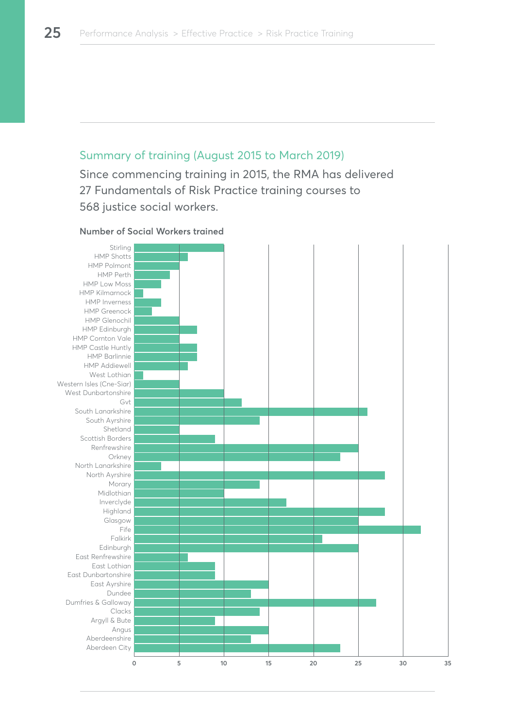## Summary of training (August 2015 to March 2019)

Since commencing training in 2015, the RMA has delivered 27 Fundamentals of Risk Practice training courses to 568 justice social workers.

**Number of Social Workers trained**

| Area | Number trained |
|---|---|
| Stirling | 10 |
| HMP Shotts | 6 |
| HMP Polmont | 5 |
| HMP Perth | 4 |
| HMP Low Moss | 3 |
| HMP Kilmarnock | 1 |
| HMP Inverness | 3 |
| HMP Greenock | 2 |
| HMP Glenochil | 5 |
| HMP Edinburgh | 7 |
| HMP Cornton Vale | 5 |
| HMP Castle Huntly | 7 |
| HMP Barlinnie | 7 |
| HMP Addiewell | 6 |
| West Lothian | 1 |
| Western Isles (Cne-Siar) | 5 |
| West Dunbartonshire | 10 |
| Gvt | 12 |
| South Lanarkshire | 26 |
| South Ayrshire | 14 |
| Shetland | 5 |
| Scottish Borders | 9 |
| Renfrewshire | 25 |
| Orkney | 23 |
| North Lanarkshire | 3 |
| North Ayrshire | 28 |
| Morary | 14 |
| Midlothian | 10 |
| Inverclyde | 17 |
| Highland | 28 |
| Glasgow | 25 |
| Fife | 32 |
| Falkirk | 21 |
| Edinburgh | 25 |
| East Renfrewshire | 6 |
| East Lothian | 9 |
| East Dunbartonshire | 9 |
| East Ayrshire | 15 |
| Dundee | 13 |
| Dumfries & Galloway | 27 |
| Clacks | 14 |
| Argyll & Bute | 9 |
| Angus | 15 |
| Aberdeenshire | 13 |
| Aberdeen City | 23 |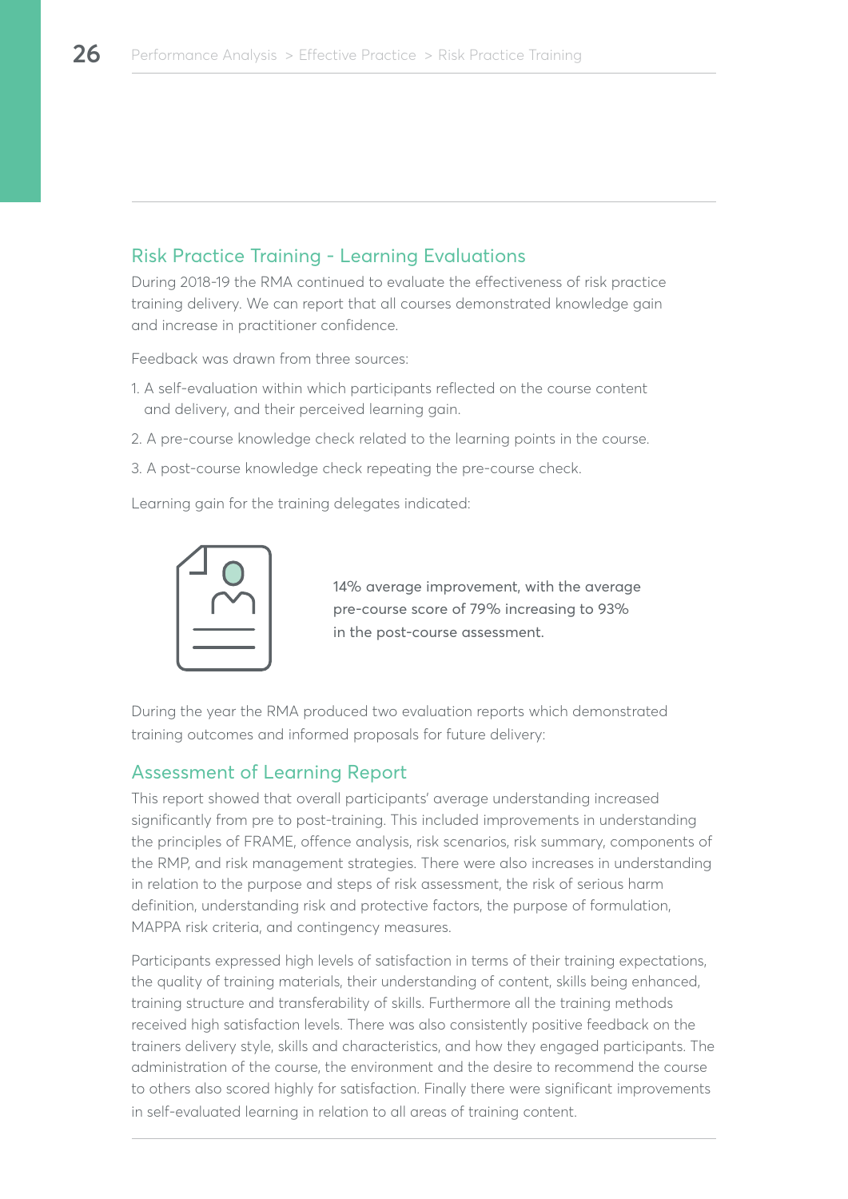## Risk Practice Training - Learning Evaluations

During 2018-19 the RMA continued to evaluate the effectiveness of risk practice training delivery. We can report that all courses demonstrated knowledge gain and increase in practitioner confidence.

Feedback was drawn from three sources:

1. A self-evaluation within which participants reflected on the course content and delivery, and their perceived learning gain.
2. A pre-course knowledge check related to the learning points in the course.
3. A post-course knowledge check repeating the pre-course check.

Learning gain for the training delegates indicated:

14% average improvement, with the average pre-course score of 79% increasing to 93% in the post-course assessment.

During the year the RMA produced two evaluation reports which demonstrated training outcomes and informed proposals for future delivery:

## Assessment of Learning Report

This report showed that overall participants' average understanding increased significantly from pre to post-training. This included improvements in understanding the principles of FRAME, offence analysis, risk scenarios, risk summary, components of the RMP, and risk management strategies. There were also increases in understanding in relation to the purpose and steps of risk assessment, the risk of serious harm definition, understanding risk and protective factors, the purpose of formulation, MAPPA risk criteria, and contingency measures.

Participants expressed high levels of satisfaction in terms of their training expectations, the quality of training materials, their understanding of content, skills being enhanced, training structure and transferability of skills. Furthermore all the training methods received high satisfaction levels. There was also consistently positive feedback on the trainers delivery style, skills and characteristics, and how they engaged participants. The administration of the course, the environment and the desire to recommend the course to others also scored highly for satisfaction. Finally there were significant improvements in self-evaluated learning in relation to all areas of training content.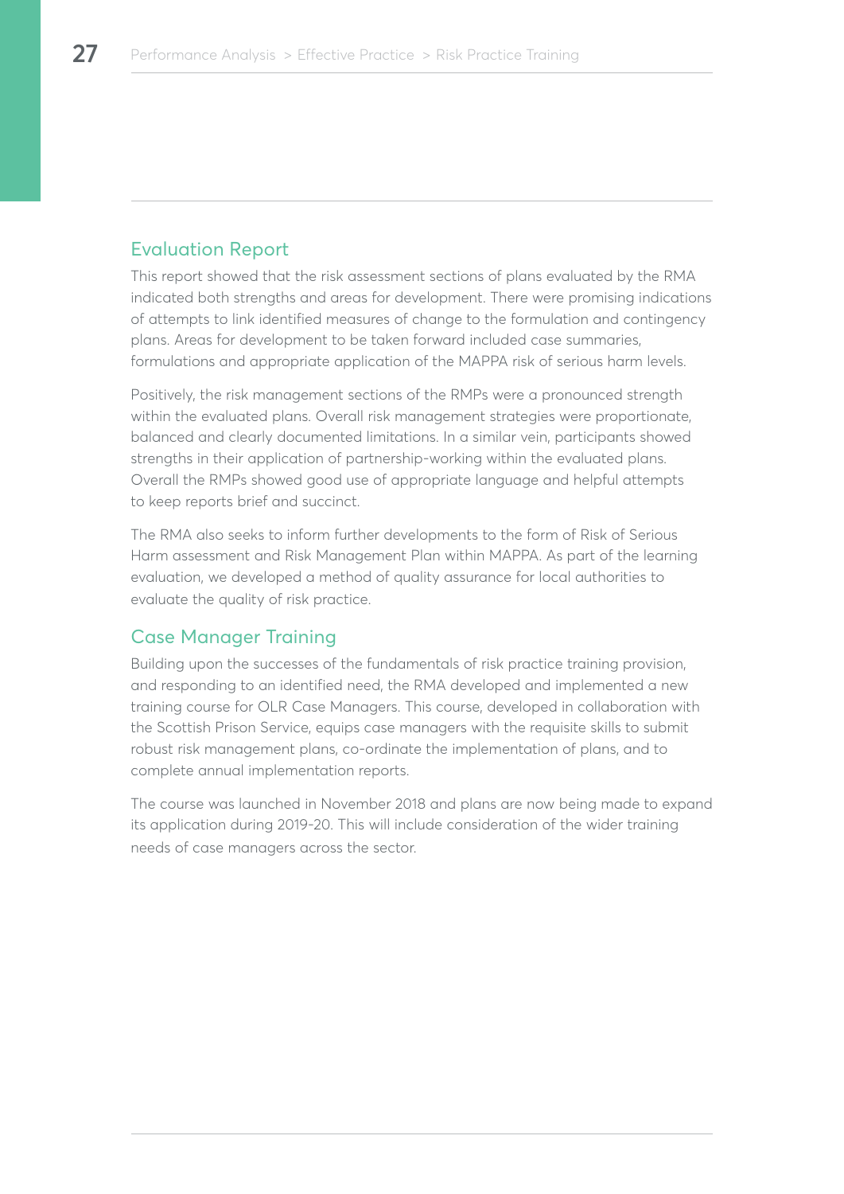## Evaluation Report

This report showed that the risk assessment sections of plans evaluated by the RMA indicated both strengths and areas for development. There were promising indications of attempts to link identified measures of change to the formulation and contingency plans. Areas for development to be taken forward included case summaries, formulations and appropriate application of the MAPPA risk of serious harm levels.

Positively, the risk management sections of the RMPs were a pronounced strength within the evaluated plans. Overall risk management strategies were proportionate, balanced and clearly documented limitations. In a similar vein, participants showed strengths in their application of partnership-working within the evaluated plans. Overall the RMPs showed good use of appropriate language and helpful attempts to keep reports brief and succinct.

The RMA also seeks to inform further developments to the form of Risk of Serious Harm assessment and Risk Management Plan within MAPPA. As part of the learning evaluation, we developed a method of quality assurance for local authorities to evaluate the quality of risk practice.

## Case Manager Training

Building upon the successes of the fundamentals of risk practice training provision, and responding to an identified need, the RMA developed and implemented a new training course for OLR Case Managers. This course, developed in collaboration with the Scottish Prison Service, equips case managers with the requisite skills to submit robust risk management plans, co-ordinate the implementation of plans, and to complete annual implementation reports.

The course was launched in November 2018 and plans are now being made to expand its application during 2019-20. This will include consideration of the wider training needs of case managers across the sector.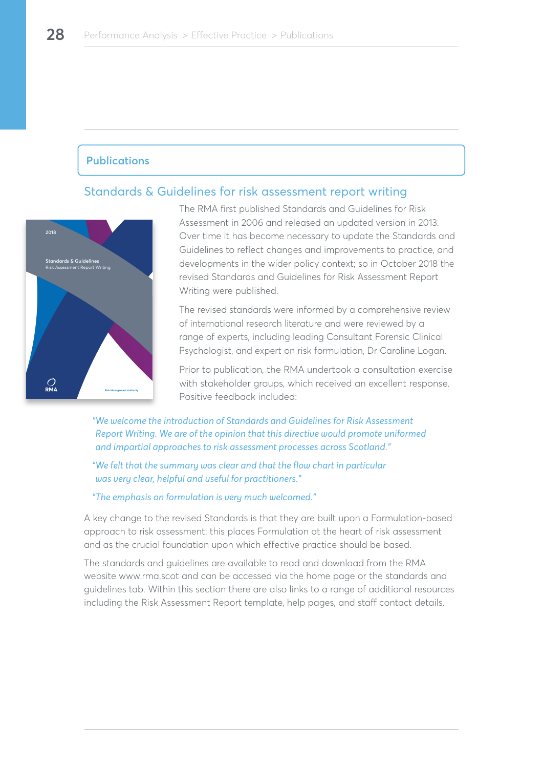## Publications

### Standards & Guidelines for risk assessment report writing

The RMA first published Standards and Guidelines for Risk Assessment in 2006 and released an updated version in 2013. Over time it has become necessary to update the Standards and Guidelines to reflect changes and improvements to practice, and developments in the wider policy context; so in October 2018 the revised Standards and Guidelines for Risk Assessment Report Writing were published.

The revised standards were informed by a comprehensive review of international research literature and were reviewed by a range of experts, including leading Consultant Forensic Clinical Psychologist, and expert on risk formulation, Dr Caroline Logan.

Prior to publication, the RMA undertook a consultation exercise with stakeholder groups, which received an excellent response. Positive feedback included:

*"We welcome the introduction of Standards and Guidelines for Risk Assessment Report Writing. We are of the opinion that this directive would promote uniformed and impartial approaches to risk assessment processes across Scotland."*

*"We felt that the summary was clear and that the flow chart in particular was very clear, helpful and useful for practitioners."*

*"The emphasis on formulation is very much welcomed."*

A key change to the revised Standards is that they are built upon a Formulation-based approach to risk assessment: this places Formulation at the heart of risk assessment and as the crucial foundation upon which effective practice should be based.

The standards and guidelines are available to read and download from the RMA website www.rma.scot and can be accessed via the home page or the standards and guidelines tab. Within this section there are also links to a range of additional resources including the Risk Assessment Report template, help pages, and staff contact details.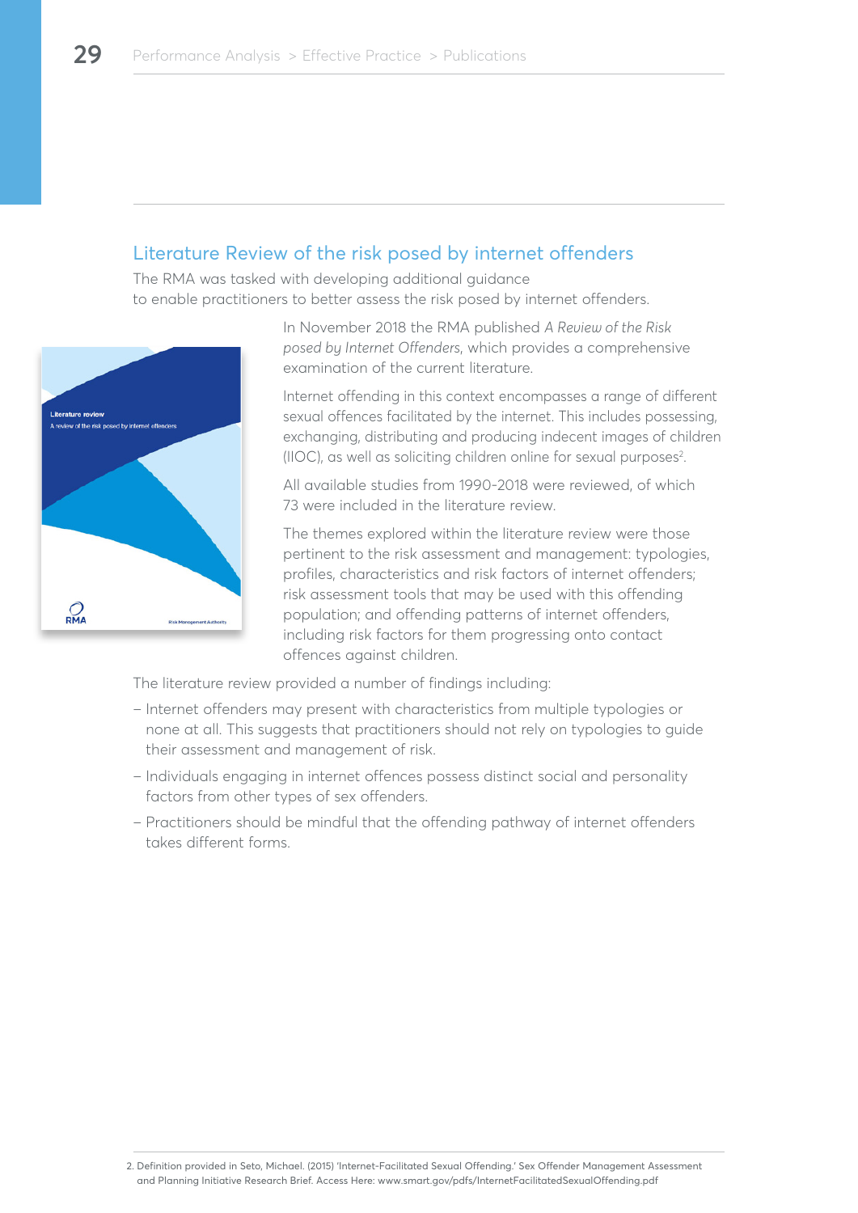## Literature Review of the risk posed by internet offenders

The RMA was tasked with developing additional guidance to enable practitioners to better assess the risk posed by internet offenders.

In November 2018 the RMA published *A Review of the Risk posed by Internet Offenders*, which provides a comprehensive examination of the current literature.

Internet offending in this context encompasses a range of different sexual offences facilitated by the internet. This includes possessing, exchanging, distributing and producing indecent images of children (IIOC), as well as soliciting children online for sexual purposes[2].

All available studies from 1990-2018 were reviewed, of which 73 were included in the literature review.

The themes explored within the literature review were those pertinent to the risk assessment and management: typologies, profiles, characteristics and risk factors of internet offenders; risk assessment tools that may be used with this offending population; and offending patterns of internet offenders, including risk factors for them progressing onto contact offences against children.

The literature review provided a number of findings including:

- Internet offenders may present with characteristics from multiple typologies or none at all. This suggests that practitioners should not rely on typologies to guide their assessment and management of risk.
- Individuals engaging in internet offences possess distinct social and personality factors from other types of sex offenders.
- Practitioners should be mindful that the offending pathway of internet offenders takes different forms.

2. Definition provided in Seto, Michael. (2015) 'Internet-Facilitated Sexual Offending.' Sex Offender Management Assessment and Planning Initiative Research Brief. Access Here: www.smart.gov/pdfs/InternetFacilitatedSexualOffending.pdf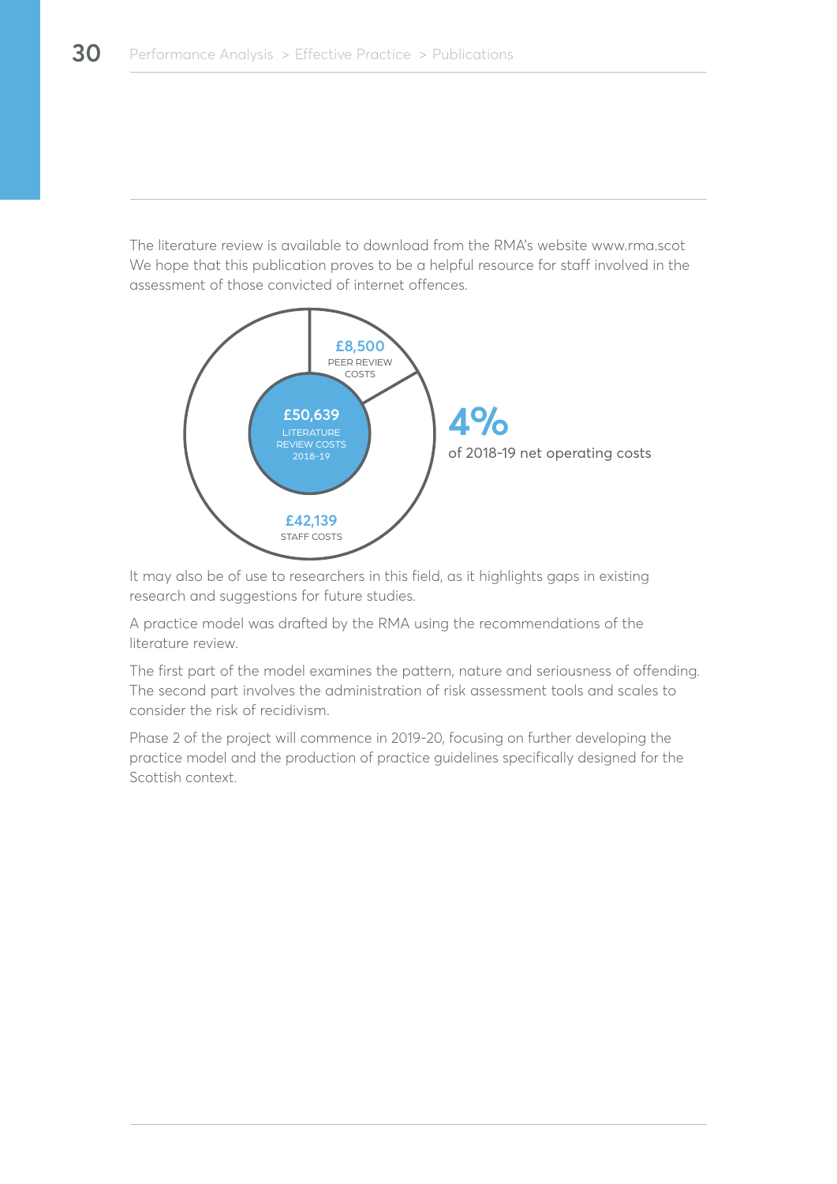The literature review is available to download from the RMA's website www.rma.scot We hope that this publication proves to be a helpful resource for staff involved in the assessment of those convicted of internet offences.

**£50,639**
LITERATURE REVIEW COSTS 2018-19

**£8,500**
PEER REVIEW COSTS

**£42,139**
STAFF COSTS

**4%**
of 2018-19 net operating costs

It may also be of use to researchers in this field, as it highlights gaps in existing research and suggestions for future studies.

A practice model was drafted by the RMA using the recommendations of the literature review.

The first part of the model examines the pattern, nature and seriousness of offending. The second part involves the administration of risk assessment tools and scales to consider the risk of recidivism.

Phase 2 of the project will commence in 2019-20, focusing on further developing the practice model and the production of practice guidelines specifically designed for the Scottish context.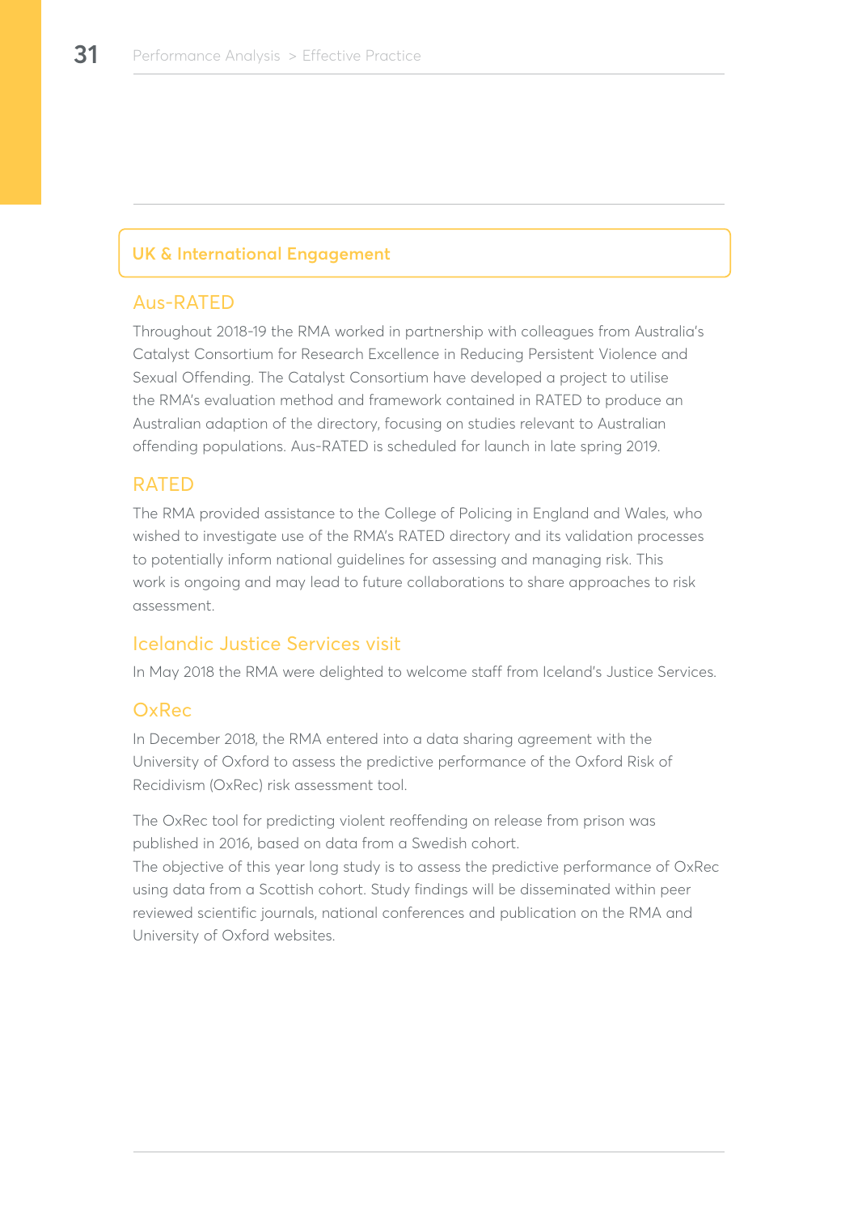## UK & International Engagement

### Aus-RATED

Throughout 2018-19 the RMA worked in partnership with colleagues from Australia's Catalyst Consortium for Research Excellence in Reducing Persistent Violence and Sexual Offending. The Catalyst Consortium have developed a project to utilise the RMA's evaluation method and framework contained in RATED to produce an Australian adaption of the directory, focusing on studies relevant to Australian offending populations. Aus-RATED is scheduled for launch in late spring 2019.

### RATED

The RMA provided assistance to the College of Policing in England and Wales, who wished to investigate use of the RMA's RATED directory and its validation processes to potentially inform national guidelines for assessing and managing risk. This work is ongoing and may lead to future collaborations to share approaches to risk assessment.

### Icelandic Justice Services visit

In May 2018 the RMA were delighted to welcome staff from Iceland's Justice Services.

### OxRec

In December 2018, the RMA entered into a data sharing agreement with the University of Oxford to assess the predictive performance of the Oxford Risk of Recidivism (OxRec) risk assessment tool.

The OxRec tool for predicting violent reoffending on release from prison was published in 2016, based on data from a Swedish cohort.
The objective of this year long study is to assess the predictive performance of OxRec using data from a Scottish cohort. Study findings will be disseminated within peer reviewed scientific journals, national conferences and publication on the RMA and University of Oxford websites.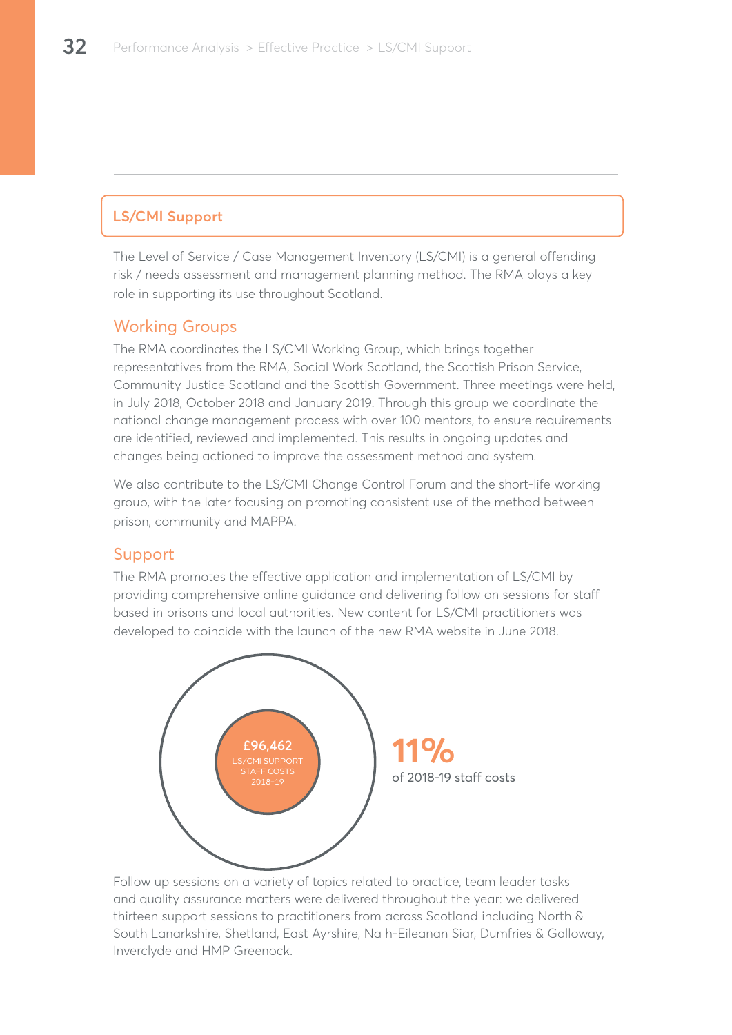## LS/CMI Support

The Level of Service / Case Management Inventory (LS/CMI) is a general offending risk / needs assessment and management planning method. The RMA plays a key role in supporting its use throughout Scotland.

### Working Groups

The RMA coordinates the LS/CMI Working Group, which brings together representatives from the RMA, Social Work Scotland, the Scottish Prison Service, Community Justice Scotland and the Scottish Government. Three meetings were held, in July 2018, October 2018 and January 2019. Through this group we coordinate the national change management process with over 100 mentors, to ensure requirements are identified, reviewed and implemented. This results in ongoing updates and changes being actioned to improve the assessment method and system.

We also contribute to the LS/CMI Change Control Forum and the short-life working group, with the later focusing on promoting consistent use of the method between prison, community and MAPPA.

### Support

The RMA promotes the effective application and implementation of LS/CMI by providing comprehensive online guidance and delivering follow on sessions for staff based in prisons and local authorities. New content for LS/CMI practitioners was developed to coincide with the launch of the new RMA website in June 2018.

**£96,462**
LS/CMI SUPPORT STAFF COSTS 2018-19

**11%**
of 2018-19 staff costs

Follow up sessions on a variety of topics related to practice, team leader tasks and quality assurance matters were delivered throughout the year: we delivered thirteen support sessions to practitioners from across Scotland including North & South Lanarkshire, Shetland, East Ayrshire, Na h-Eileanan Siar, Dumfries & Galloway, Inverclyde and HMP Greenock.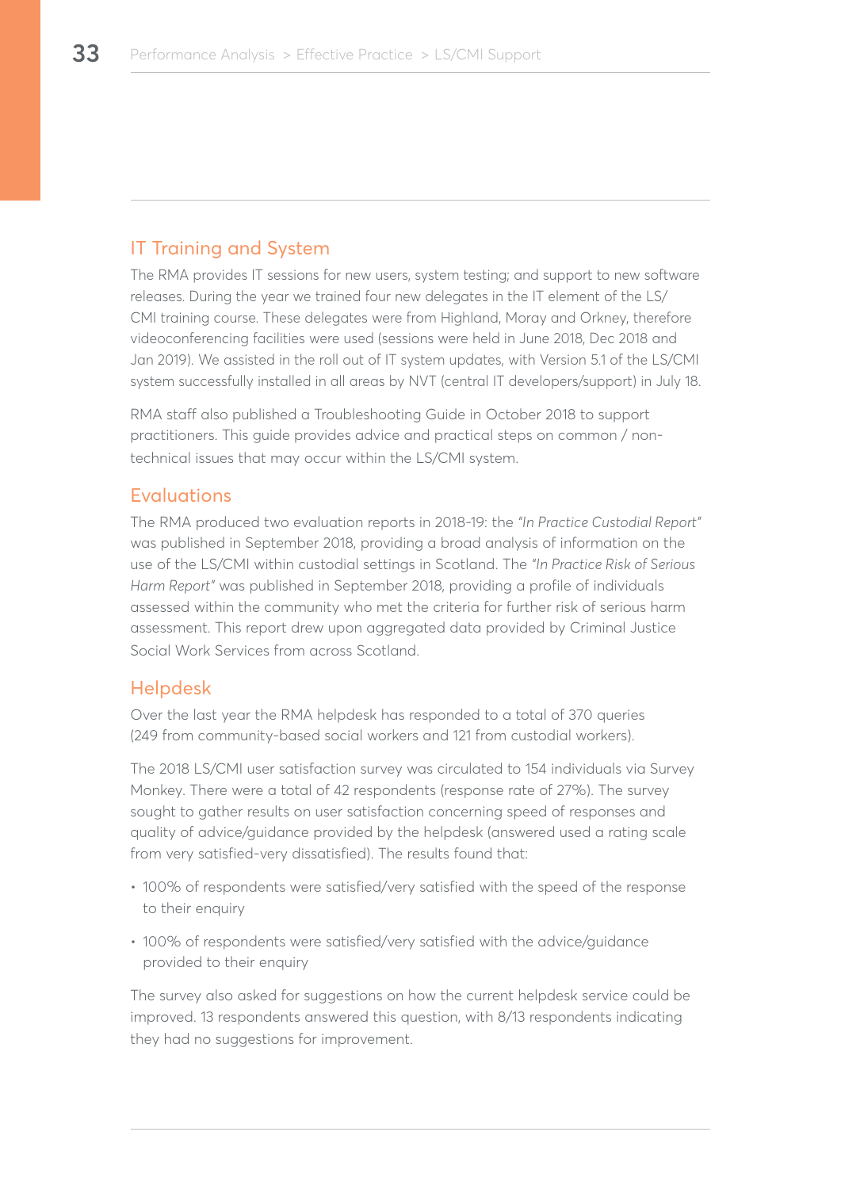## IT Training and System

The RMA provides IT sessions for new users, system testing; and support to new software releases. During the year we trained four new delegates in the IT element of the LS/CMI training course. These delegates were from Highland, Moray and Orkney, therefore videoconferencing facilities were used (sessions were held in June 2018, Dec 2018 and Jan 2019). We assisted in the roll out of IT system updates, with Version 5.1 of the LS/CMI system successfully installed in all areas by NVT (central IT developers/support) in July 18.

RMA staff also published a Troubleshooting Guide in October 2018 to support practitioners. This guide provides advice and practical steps on common / non-technical issues that may occur within the LS/CMI system.

## Evaluations

The RMA produced two evaluation reports in 2018-19: the *"In Practice Custodial Report"* was published in September 2018, providing a broad analysis of information on the use of the LS/CMI within custodial settings in Scotland. The *"In Practice Risk of Serious Harm Report"* was published in September 2018, providing a profile of individuals assessed within the community who met the criteria for further risk of serious harm assessment. This report drew upon aggregated data provided by Criminal Justice Social Work Services from across Scotland.

## Helpdesk

Over the last year the RMA helpdesk has responded to a total of 370 queries (249 from community-based social workers and 121 from custodial workers).

The 2018 LS/CMI user satisfaction survey was circulated to 154 individuals via Survey Monkey. There were a total of 42 respondents (response rate of 27%). The survey sought to gather results on user satisfaction concerning speed of responses and quality of advice/guidance provided by the helpdesk (answered used a rating scale from very satisfied-very dissatisfied). The results found that:

- 100% of respondents were satisfied/very satisfied with the speed of the response to their enquiry
- 100% of respondents were satisfied/very satisfied with the advice/guidance provided to their enquiry

The survey also asked for suggestions on how the current helpdesk service could be improved. 13 respondents answered this question, with 8/13 respondents indicating they had no suggestions for improvement.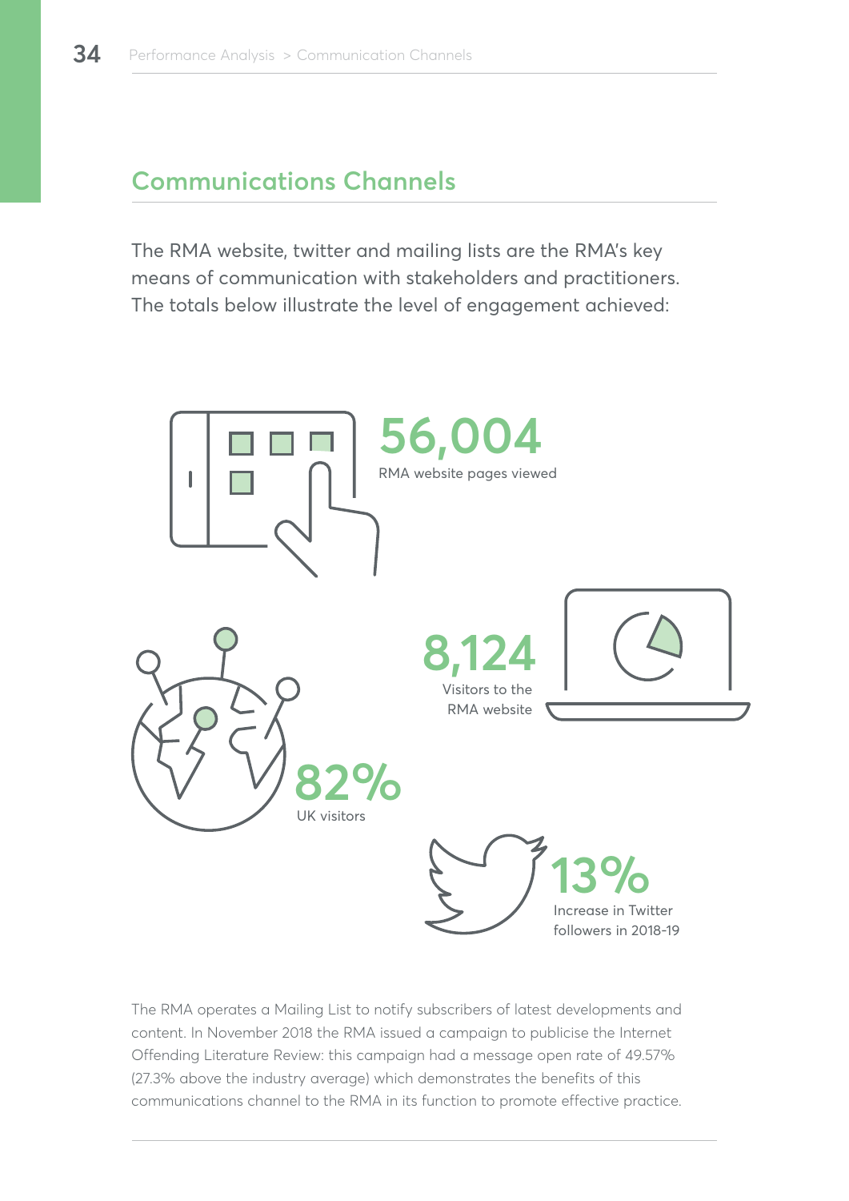## Communications Channels

The RMA website, twitter and mailing lists are the RMA's key means of communication with stakeholders and practitioners. The totals below illustrate the level of engagement achieved:

**56,004**
RMA website pages viewed

**8,124**
Visitors to the RMA website

**82%**
UK visitors

**13%**
Increase in Twitter followers in 2018-19

The RMA operates a Mailing List to notify subscribers of latest developments and content. In November 2018 the RMA issued a campaign to publicise the Internet Offending Literature Review: this campaign had a message open rate of 49.57% (27.3% above the industry average) which demonstrates the benefits of this communications channel to the RMA in its function to promote effective practice.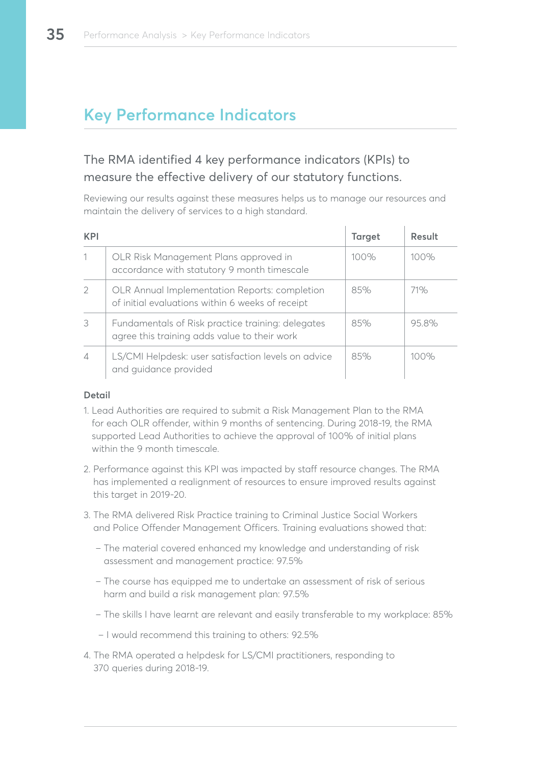# Key Performance Indicators

## The RMA identified 4 key performance indicators (KPIs) to measure the effective delivery of our statutory functions.

Reviewing our results against these measures helps us to manage our resources and maintain the delivery of services to a high standard.

| KPI | | Target | Result |
|---|---|---|---|
| 1 | OLR Risk Management Plans approved in accordance with statutory 9 month timescale | 100% | 100% |
| 2 | OLR Annual Implementation Reports: completion of initial evaluations within 6 weeks of receipt | 85% | 71% |
| 3 | Fundamentals of Risk practice training: delegates agree this training adds value to their work | 85% | 95.8% |
| 4 | LS/CMI Helpdesk: user satisfaction levels on advice and guidance provided | 85% | 100% |

**Detail**

1. Lead Authorities are required to submit a Risk Management Plan to the RMA for each OLR offender, within 9 months of sentencing. During 2018-19, the RMA supported Lead Authorities to achieve the approval of 100% of initial plans within the 9 month timescale.

2. Performance against this KPI was impacted by staff resource changes. The RMA has implemented a realignment of resources to ensure improved results against this target in 2019-20.

3. The RMA delivered Risk Practice training to Criminal Justice Social Workers and Police Offender Management Officers. Training evaluations showed that:

   - The material covered enhanced my knowledge and understanding of risk assessment and management practice: 97.5%
   - The course has equipped me to undertake an assessment of risk of serious harm and build a risk management plan: 97.5%
   - The skills I have learnt are relevant and easily transferable to my workplace: 85%
   - I would recommend this training to others: 92.5%

4. The RMA operated a helpdesk for LS/CMI practitioners, responding to 370 queries during 2018-19.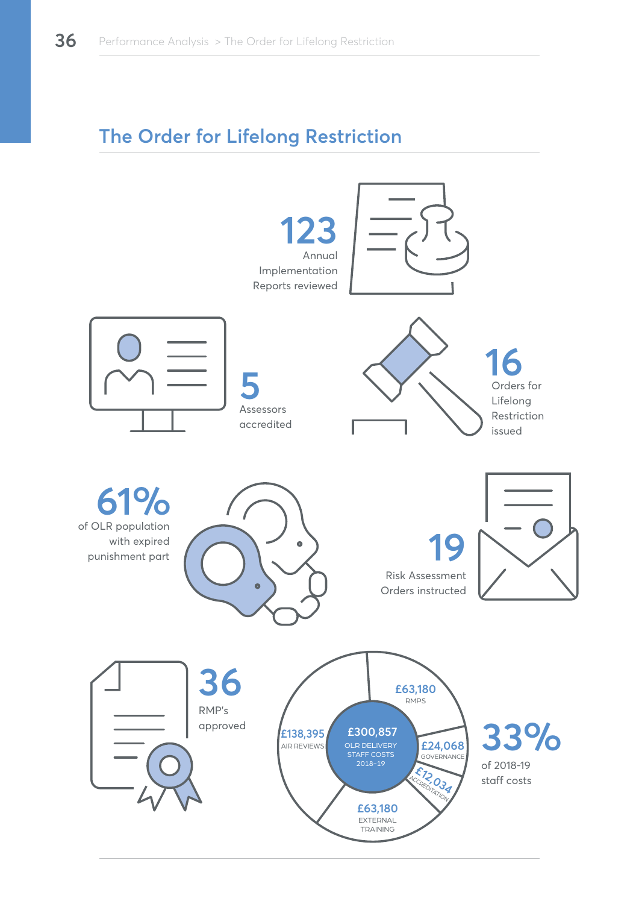## The Order for Lifelong Restriction

**123**
Annual Implementation Reports reviewed

**5**
Assessors accredited

**16**
Orders for Lifelong Restriction issued

**61%**
of OLR population with expired punishment part

**19**
Risk Assessment Orders instructed

**36**
RMP's approved

**£300,857**
OLR DELIVERY STAFF COSTS 2018-19

- £63,180 RMPS
- £24,068 GOVERNANCE
- £12,034 ACCREDITATION
- £63,180 EXTERNAL TRAINING
- £138,395 AIR REVIEWS

**33%**
of 2018-19 staff costs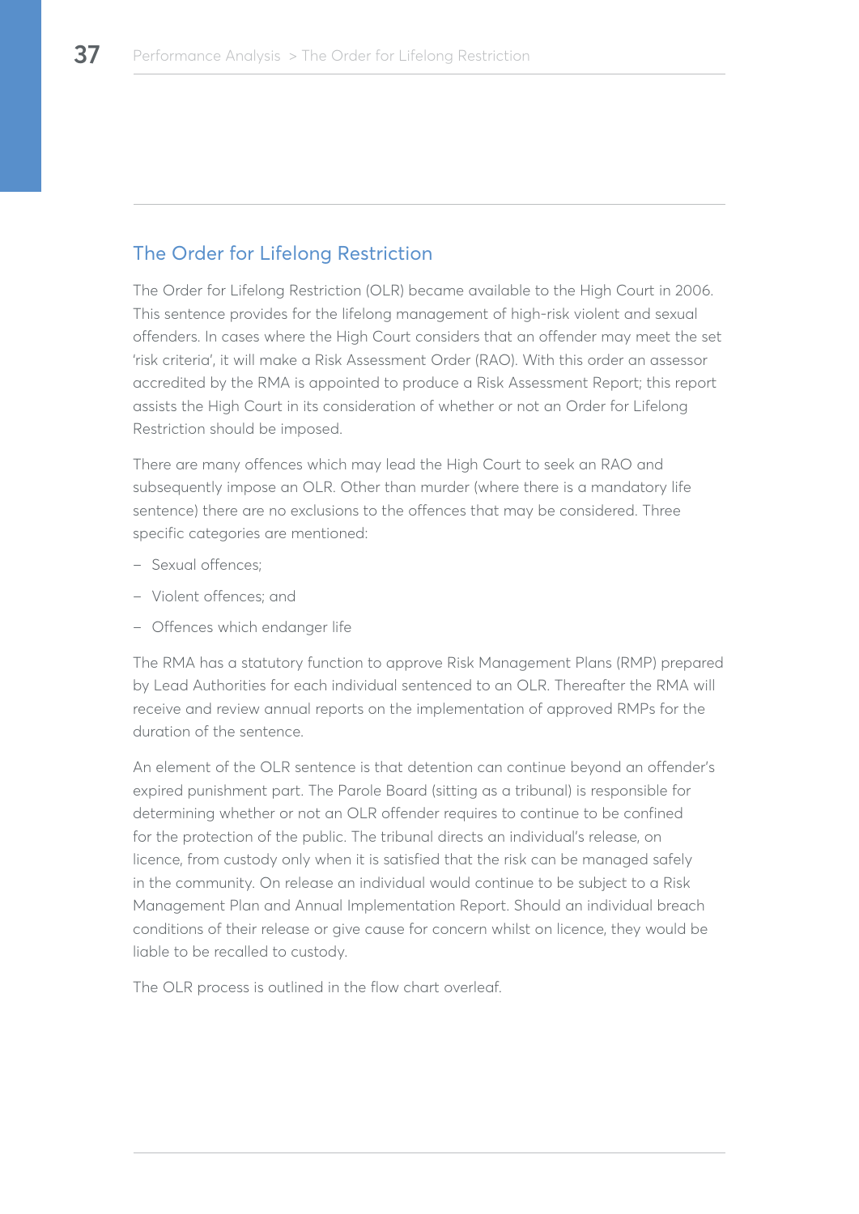## The Order for Lifelong Restriction

The Order for Lifelong Restriction (OLR) became available to the High Court in 2006. This sentence provides for the lifelong management of high-risk violent and sexual offenders. In cases where the High Court considers that an offender may meet the set 'risk criteria', it will make a Risk Assessment Order (RAO). With this order an assessor accredited by the RMA is appointed to produce a Risk Assessment Report; this report assists the High Court in its consideration of whether or not an Order for Lifelong Restriction should be imposed.

There are many offences which may lead the High Court to seek an RAO and subsequently impose an OLR. Other than murder (where there is a mandatory life sentence) there are no exclusions to the offences that may be considered. Three specific categories are mentioned:

- Sexual offences;
- Violent offences; and
- Offences which endanger life

The RMA has a statutory function to approve Risk Management Plans (RMP) prepared by Lead Authorities for each individual sentenced to an OLR. Thereafter the RMA will receive and review annual reports on the implementation of approved RMPs for the duration of the sentence.

An element of the OLR sentence is that detention can continue beyond an offender's expired punishment part. The Parole Board (sitting as a tribunal) is responsible for determining whether or not an OLR offender requires to continue to be confined for the protection of the public. The tribunal directs an individual's release, on licence, from custody only when it is satisfied that the risk can be managed safely in the community. On release an individual would continue to be subject to a Risk Management Plan and Annual Implementation Report. Should an individual breach conditions of their release or give cause for concern whilst on licence, they would be liable to be recalled to custody.

The OLR process is outlined in the flow chart overleaf.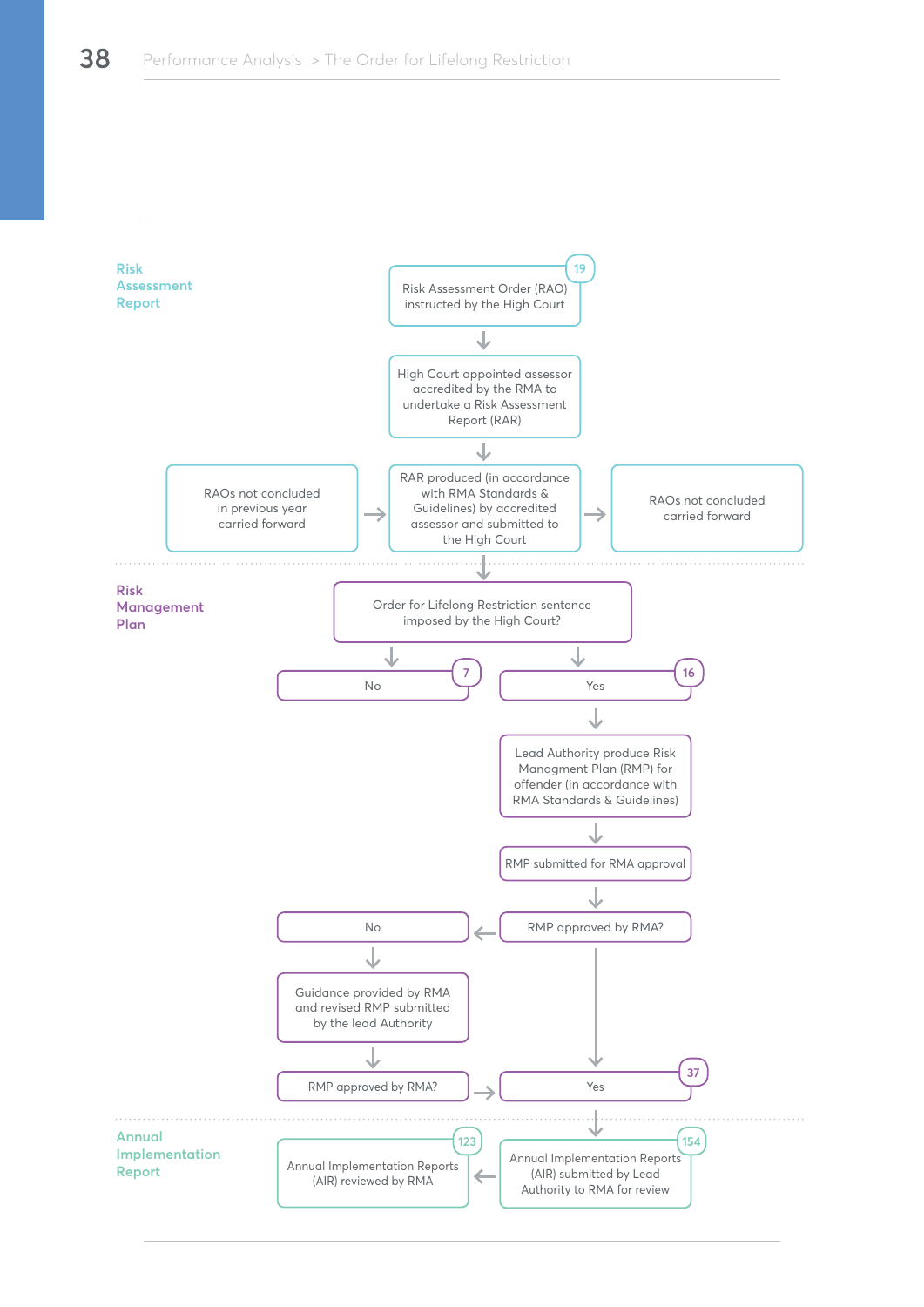## Risk Assessment Report

- Risk Assessment Order (RAO) instructed by the High Court **19**
- High Court appointed assessor accredited by the RMA to undertake a Risk Assessment Report (RAR)
- RAOs not concluded in previous year carried forward → RAR produced (in accordance with RMA Standards & Guidelines) by accredited assessor and submitted to the High Court → RAOs not concluded carried forward

## Risk Management Plan

- Order for Lifelong Restriction sentence imposed by the High Court?
  - No **7**
  - Yes **16**
    - Lead Authority produce Risk Managment Plan (RMP) for offender (in accordance with RMA Standards & Guidelines)
    - RMP submitted for RMA approval
    - RMP approved by RMA?
      - No
        - Guidance provided by RMA and revised RMP submitted by the lead Authority
        - RMP approved by RMA? → Yes
      - Yes **37**

## Annual Implementation Report

- Annual Implementation Reports (AIR) submitted by Lead Authority to RMA for review **154**
- Annual Implementation Reports (AIR) reviewed by RMA **123**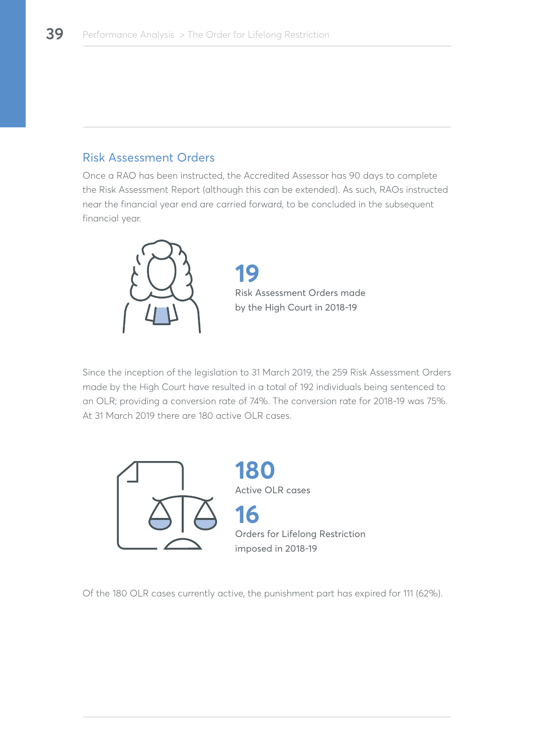## Risk Assessment Orders

Once a RAO has been instructed, the Accredited Assessor has 90 days to complete the Risk Assessment Report (although this can be extended). As such, RAOs instructed near the financial year end are carried forward, to be concluded in the subsequent financial year.

**19**
Risk Assessment Orders made by the High Court in 2018-19

Since the inception of the legislation to 31 March 2019, the 259 Risk Assessment Orders made by the High Court have resulted in a total of 192 individuals being sentenced to an OLR; providing a conversion rate of 74%. The conversion rate for 2018-19 was 75%. At 31 March 2019 there are 180 active OLR cases.

**180**
Active OLR cases

**16**
Orders for Lifelong Restriction imposed in 2018-19

Of the 180 OLR cases currently active, the punishment part has expired for 111 (62%).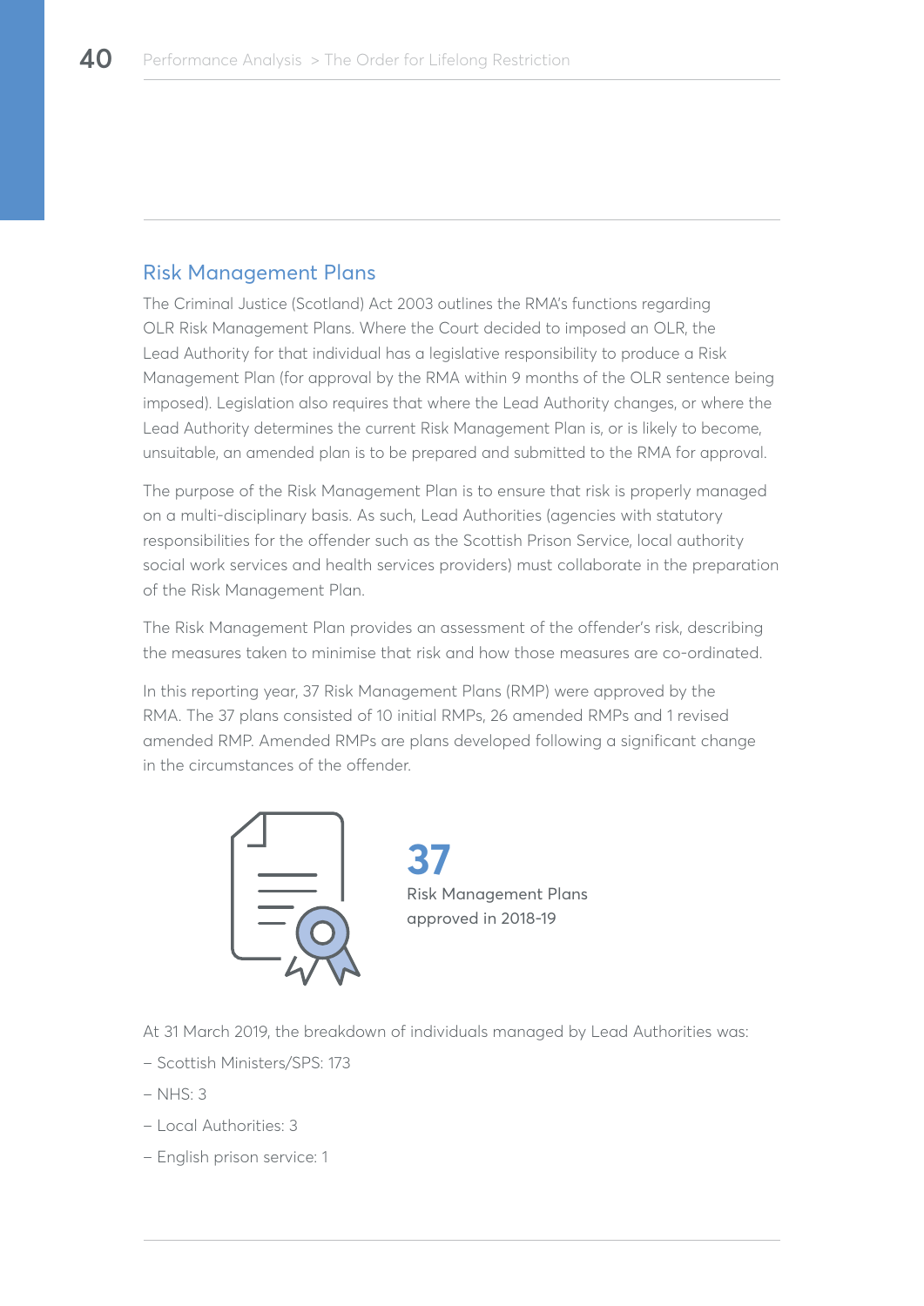## Risk Management Plans

The Criminal Justice (Scotland) Act 2003 outlines the RMA's functions regarding OLR Risk Management Plans. Where the Court decided to imposed an OLR, the Lead Authority for that individual has a legislative responsibility to produce a Risk Management Plan (for approval by the RMA within 9 months of the OLR sentence being imposed). Legislation also requires that where the Lead Authority changes, or where the Lead Authority determines the current Risk Management Plan is, or is likely to become, unsuitable, an amended plan is to be prepared and submitted to the RMA for approval.

The purpose of the Risk Management Plan is to ensure that risk is properly managed on a multi-disciplinary basis. As such, Lead Authorities (agencies with statutory responsibilities for the offender such as the Scottish Prison Service, local authority social work services and health services providers) must collaborate in the preparation of the Risk Management Plan.

The Risk Management Plan provides an assessment of the offender's risk, describing the measures taken to minimise that risk and how those measures are co-ordinated.

In this reporting year, 37 Risk Management Plans (RMP) were approved by the RMA. The 37 plans consisted of 10 initial RMPs, 26 amended RMPs and 1 revised amended RMP. Amended RMPs are plans developed following a significant change in the circumstances of the offender.

**37**
Risk Management Plans approved in 2018-19

At 31 March 2019, the breakdown of individuals managed by Lead Authorities was:

- Scottish Ministers/SPS: 173
- NHS: 3
- Local Authorities: 3
- English prison service: 1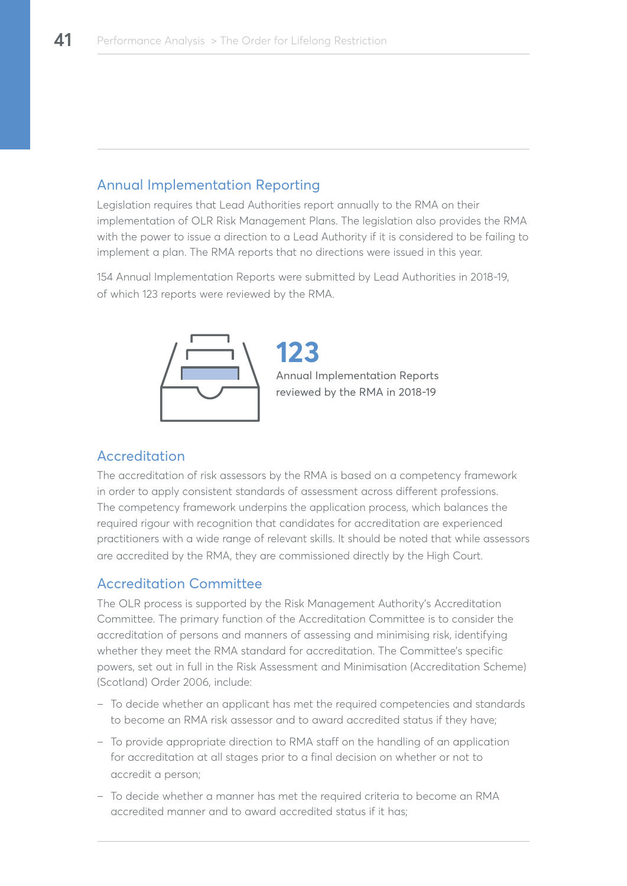## Annual Implementation Reporting

Legislation requires that Lead Authorities report annually to the RMA on their implementation of OLR Risk Management Plans. The legislation also provides the RMA with the power to issue a direction to a Lead Authority if it is considered to be failing to implement a plan. The RMA reports that no directions were issued in this year.

154 Annual Implementation Reports were submitted by Lead Authorities in 2018-19, of which 123 reports were reviewed by the RMA.

**123**
Annual Implementation Reports reviewed by the RMA in 2018-19

## Accreditation

The accreditation of risk assessors by the RMA is based on a competency framework in order to apply consistent standards of assessment across different professions. The competency framework underpins the application process, which balances the required rigour with recognition that candidates for accreditation are experienced practitioners with a wide range of relevant skills. It should be noted that while assessors are accredited by the RMA, they are commissioned directly by the High Court.

## Accreditation Committee

The OLR process is supported by the Risk Management Authority's Accreditation Committee. The primary function of the Accreditation Committee is to consider the accreditation of persons and manners of assessing and minimising risk, identifying whether they meet the RMA standard for accreditation. The Committee's specific powers, set out in full in the Risk Assessment and Minimisation (Accreditation Scheme) (Scotland) Order 2006, include:

- To decide whether an applicant has met the required competencies and standards to become an RMA risk assessor and to award accredited status if they have;
- To provide appropriate direction to RMA staff on the handling of an application for accreditation at all stages prior to a final decision on whether or not to accredit a person;
- To decide whether a manner has met the required criteria to become an RMA accredited manner and to award accredited status if it has;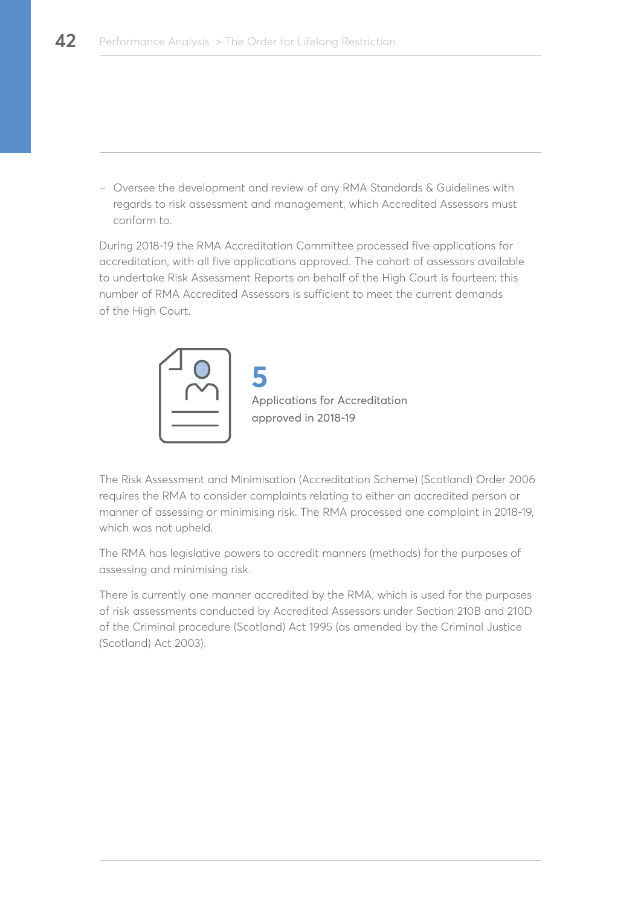- Oversee the development and review of any RMA Standards & Guidelines with regards to risk assessment and management, which Accredited Assessors must conform to.

During 2018-19 the RMA Accreditation Committee processed five applications for accreditation, with all five applications approved. The cohort of assessors available to undertake Risk Assessment Reports on behalf of the High Court is fourteen; this number of RMA Accredited Assessors is sufficient to meet the current demands of the High Court.

**5**
Applications for Accreditation approved in 2018-19

The Risk Assessment and Minimisation (Accreditation Scheme) (Scotland) Order 2006 requires the RMA to consider complaints relating to either an accredited person or manner of assessing or minimising risk. The RMA processed one complaint in 2018-19, which was not upheld.

The RMA has legislative powers to accredit manners (methods) for the purposes of assessing and minimising risk.

There is currently one manner accredited by the RMA, which is used for the purposes of risk assessments conducted by Accredited Assessors under Section 210B and 210D of the Criminal procedure (Scotland) Act 1995 (as amended by the Criminal Justice (Scotland) Act 2003).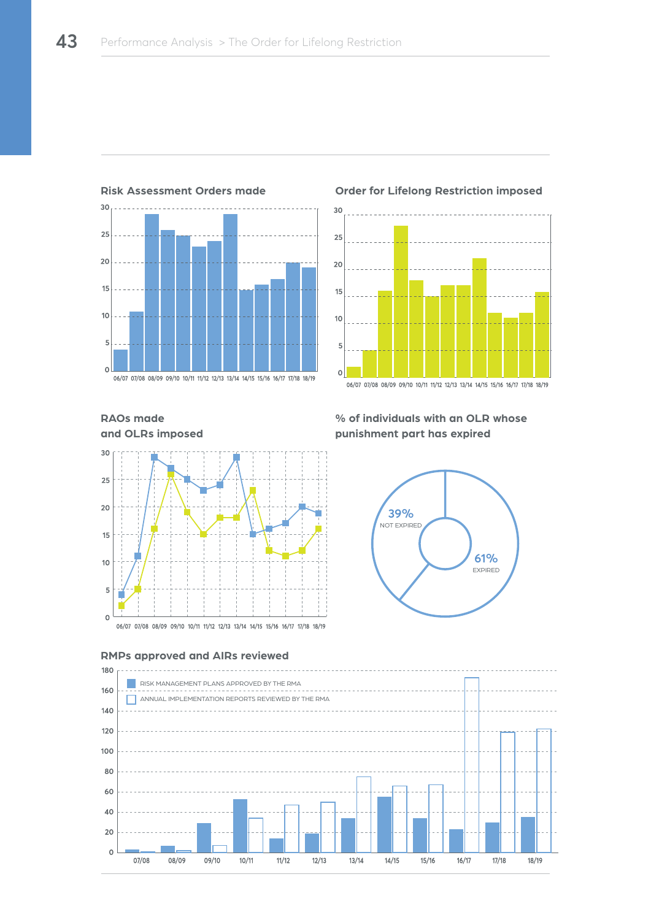### Risk Assessment Orders made

### Order for Lifelong Restriction imposed

### RAOs made and OLRs imposed

### % of individuals with an OLR whose punishment part has expired

39% NOT EXPIRED

61% EXPIRED

### RMPs approved and AIRs reviewed

RISK MANAGEMENT PLANS APPROVED BY THE RMA

ANNUAL IMPLEMENTATION REPORTS REVIEWED BY THE RMA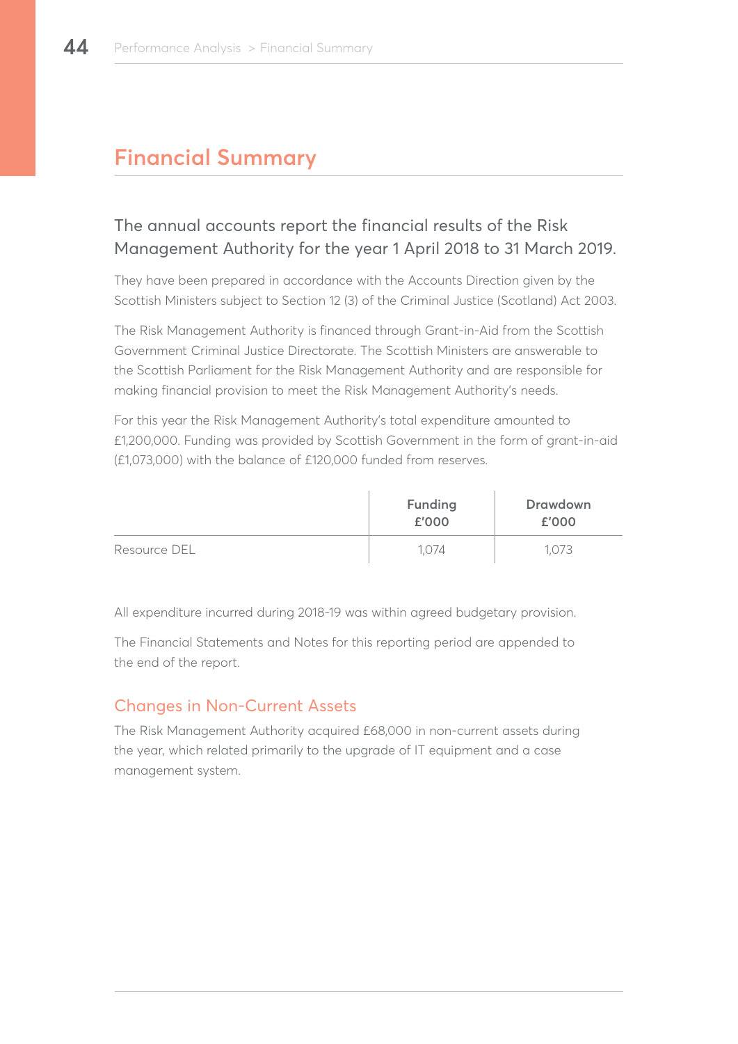# Financial Summary

## The annual accounts report the financial results of the Risk Management Authority for the year 1 April 2018 to 31 March 2019.

They have been prepared in accordance with the Accounts Direction given by the Scottish Ministers subject to Section 12 (3) of the Criminal Justice (Scotland) Act 2003.

The Risk Management Authority is financed through Grant-in-Aid from the Scottish Government Criminal Justice Directorate. The Scottish Ministers are answerable to the Scottish Parliament for the Risk Management Authority and are responsible for making financial provision to meet the Risk Management Authority's needs.

For this year the Risk Management Authority's total expenditure amounted to £1,200,000. Funding was provided by Scottish Government in the form of grant-in-aid (£1,073,000) with the balance of £120,000 funded from reserves.

| | Funding £'000 | Drawdown £'000 |
|---|---|---|
| Resource DEL | 1,074 | 1,073 |

All expenditure incurred during 2018-19 was within agreed budgetary provision.

The Financial Statements and Notes for this reporting period are appended to the end of the report.

### Changes in Non-Current Assets

The Risk Management Authority acquired £68,000 in non-current assets during the year, which related primarily to the upgrade of IT equipment and a case management system.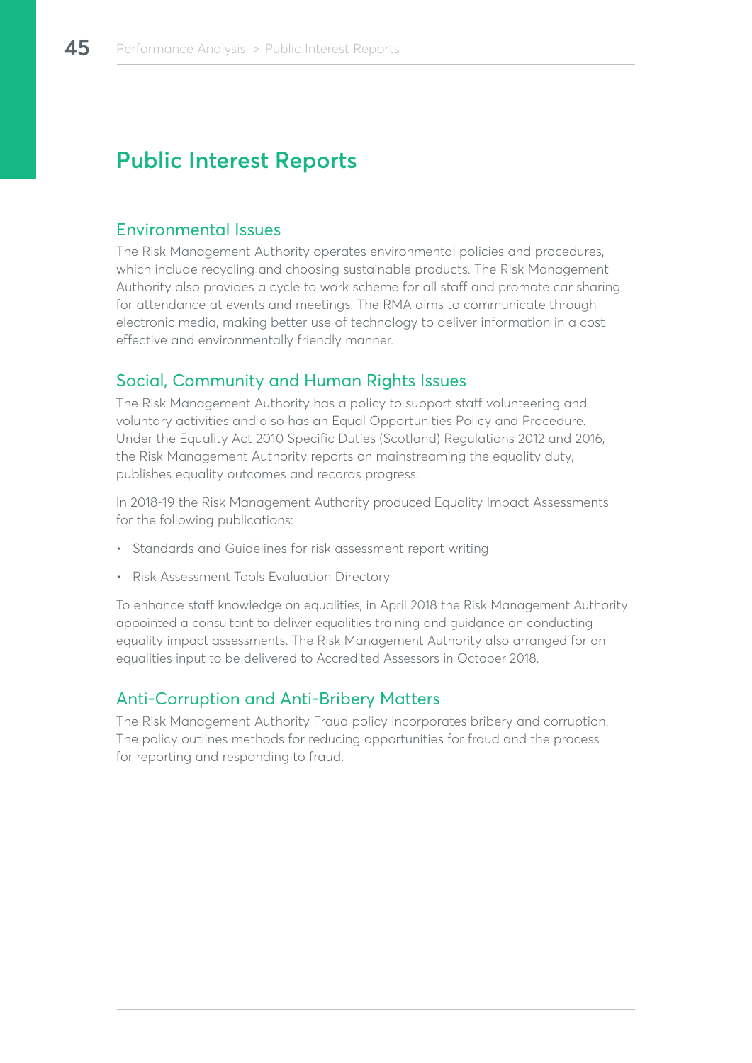# Public Interest Reports

## Environmental Issues

The Risk Management Authority operates environmental policies and procedures, which include recycling and choosing sustainable products. The Risk Management Authority also provides a cycle to work scheme for all staff and promote car sharing for attendance at events and meetings. The RMA aims to communicate through electronic media, making better use of technology to deliver information in a cost effective and environmentally friendly manner.

## Social, Community and Human Rights Issues

The Risk Management Authority has a policy to support staff volunteering and voluntary activities and also has an Equal Opportunities Policy and Procedure. Under the Equality Act 2010 Specific Duties (Scotland) Regulations 2012 and 2016, the Risk Management Authority reports on mainstreaming the equality duty, publishes equality outcomes and records progress.

In 2018-19 the Risk Management Authority produced Equality Impact Assessments for the following publications:

- Standards and Guidelines for risk assessment report writing
- Risk Assessment Tools Evaluation Directory

To enhance staff knowledge on equalities, in April 2018 the Risk Management Authority appointed a consultant to deliver equalities training and guidance on conducting equality impact assessments. The Risk Management Authority also arranged for an equalities input to be delivered to Accredited Assessors in October 2018.

## Anti-Corruption and Anti-Bribery Matters

The Risk Management Authority Fraud policy incorporates bribery and corruption. The policy outlines methods for reducing opportunities for fraud and the process for reporting and responding to fraud.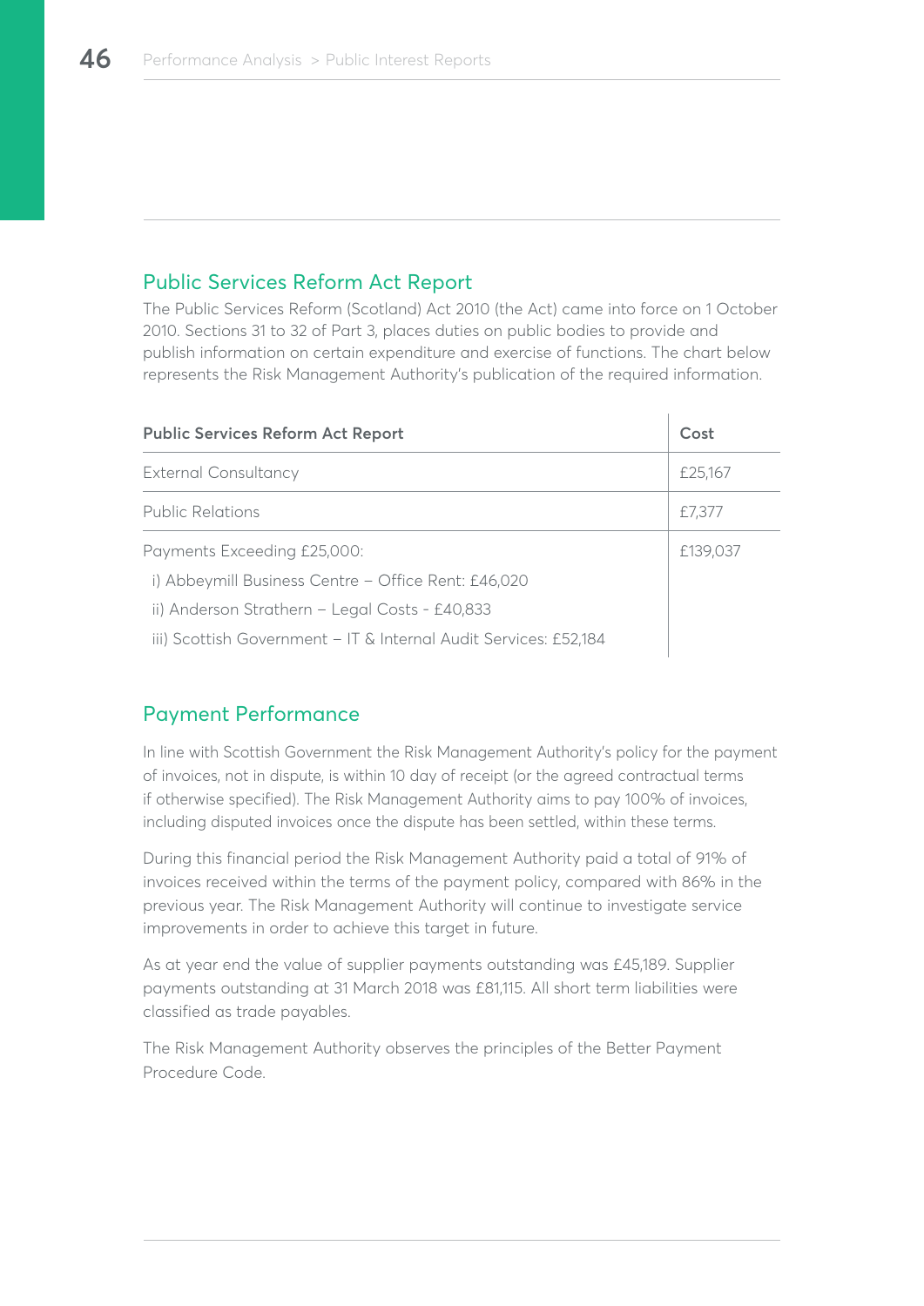## Public Services Reform Act Report

The Public Services Reform (Scotland) Act 2010 (the Act) came into force on 1 October 2010. Sections 31 to 32 of Part 3, places duties on public bodies to provide and publish information on certain expenditure and exercise of functions. The chart below represents the Risk Management Authority's publication of the required information.

| Public Services Reform Act Report | Cost |
|---|---|
| External Consultancy | £25,167 |
| Public Relations | £7,377 |
| Payments Exceeding £25,000:<br>i) Abbeymill Business Centre – Office Rent: £46,020<br>ii) Anderson Strathern – Legal Costs - £40,833<br>iii) Scottish Government – IT & Internal Audit Services: £52,184 | £139,037 |

## Payment Performance

In line with Scottish Government the Risk Management Authority's policy for the payment of invoices, not in dispute, is within 10 day of receipt (or the agreed contractual terms if otherwise specified). The Risk Management Authority aims to pay 100% of invoices, including disputed invoices once the dispute has been settled, within these terms.

During this financial period the Risk Management Authority paid a total of 91% of invoices received within the terms of the payment policy, compared with 86% in the previous year. The Risk Management Authority will continue to investigate service improvements in order to achieve this target in future.

As at year end the value of supplier payments outstanding was £45,189. Supplier payments outstanding at 31 March 2018 was £81,115. All short term liabilities were classified as trade payables.

The Risk Management Authority observes the principles of the Better Payment Procedure Code.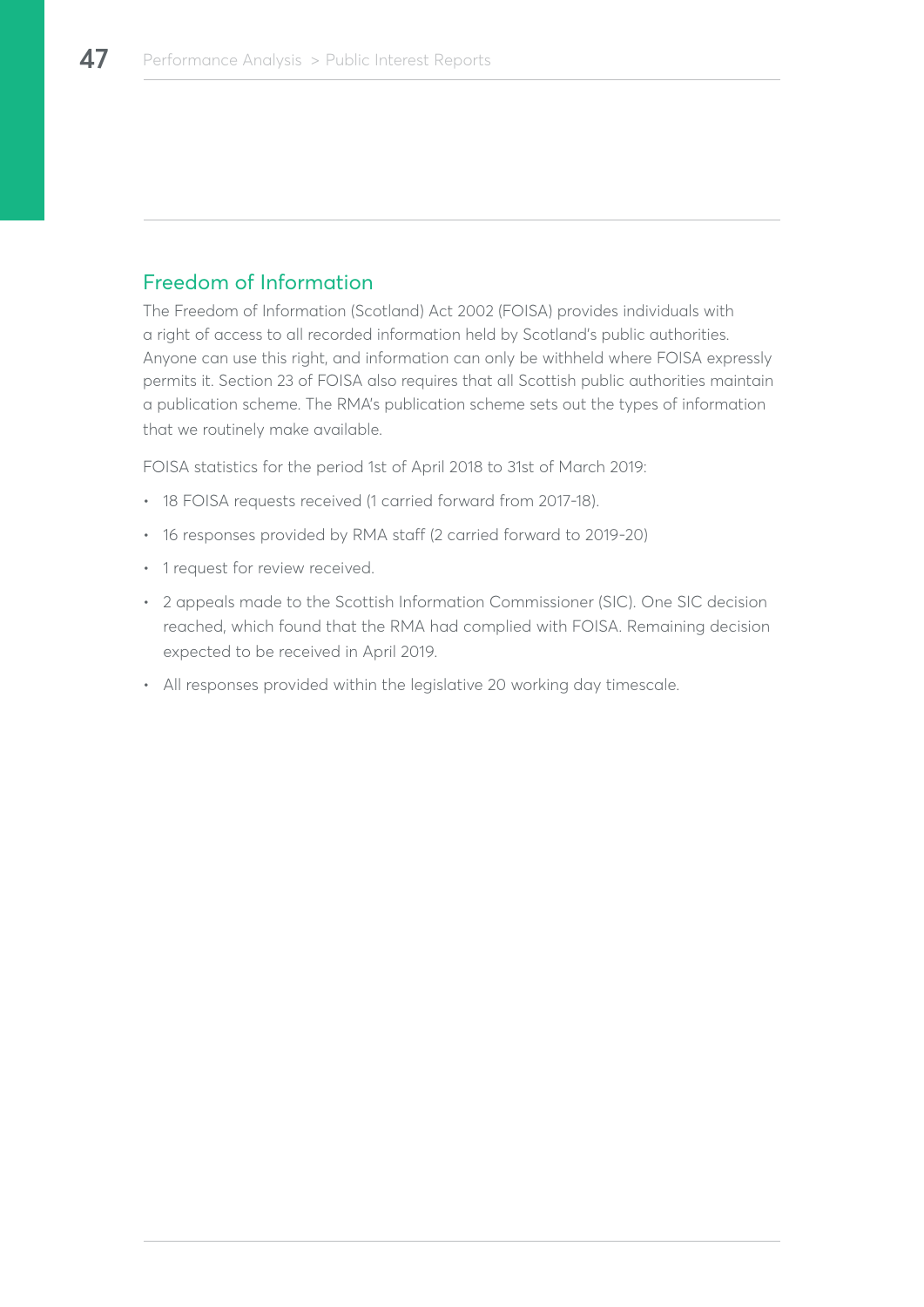## Freedom of Information

The Freedom of Information (Scotland) Act 2002 (FOISA) provides individuals with a right of access to all recorded information held by Scotland's public authorities. Anyone can use this right, and information can only be withheld where FOISA expressly permits it. Section 23 of FOISA also requires that all Scottish public authorities maintain a publication scheme. The RMA's publication scheme sets out the types of information that we routinely make available.

FOISA statistics for the period 1st of April 2018 to 31st of March 2019:

- 18 FOISA requests received (1 carried forward from 2017-18).
- 16 responses provided by RMA staff (2 carried forward to 2019-20)
- 1 request for review received.
- 2 appeals made to the Scottish Information Commissioner (SIC). One SIC decision reached, which found that the RMA had complied with FOISA. Remaining decision expected to be received in April 2019.
- All responses provided within the legislative 20 working day timescale.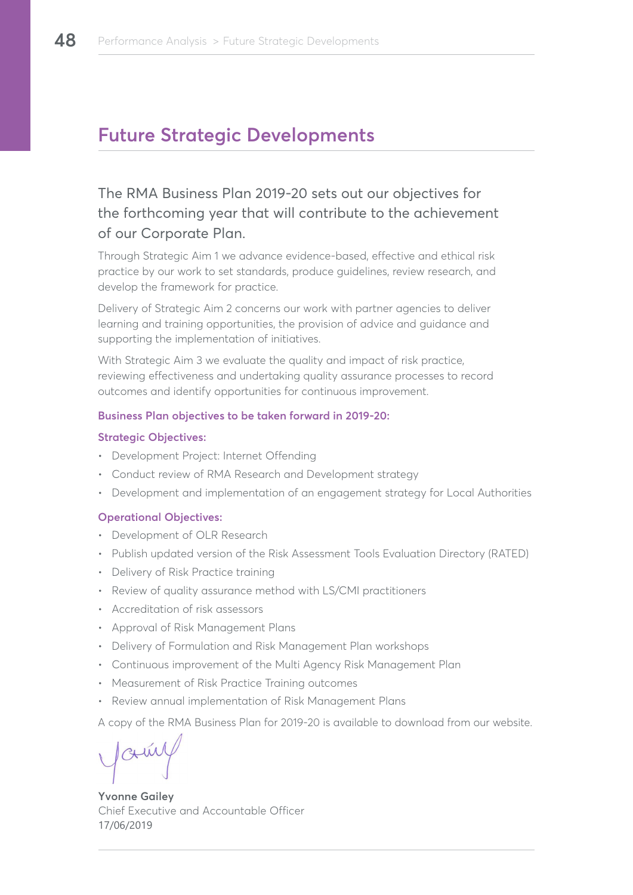# Future Strategic Developments

## The RMA Business Plan 2019-20 sets out our objectives for the forthcoming year that will contribute to the achievement of our Corporate Plan.

Through Strategic Aim 1 we advance evidence-based, effective and ethical risk practice by our work to set standards, produce guidelines, review research, and develop the framework for practice.

Delivery of Strategic Aim 2 concerns our work with partner agencies to deliver learning and training opportunities, the provision of advice and guidance and supporting the implementation of initiatives.

With Strategic Aim 3 we evaluate the quality and impact of risk practice, reviewing effectiveness and undertaking quality assurance processes to record outcomes and identify opportunities for continuous improvement.

**Business Plan objectives to be taken forward in 2019-20:**

**Strategic Objectives:**

- Development Project: Internet Offending
- Conduct review of RMA Research and Development strategy
- Development and implementation of an engagement strategy for Local Authorities

**Operational Objectives:**

- Development of OLR Research
- Publish updated version of the Risk Assessment Tools Evaluation Directory (RATED)
- Delivery of Risk Practice training
- Review of quality assurance method with LS/CMI practitioners
- Accreditation of risk assessors
- Approval of Risk Management Plans
- Delivery of Formulation and Risk Management Plan workshops
- Continuous improvement of the Multi Agency Risk Management Plan
- Measurement of Risk Practice Training outcomes
- Review annual implementation of Risk Management Plans

A copy of the RMA Business Plan for 2019-20 is available to download from our website.

**Yvonne Gailey**
Chief Executive and Accountable Officer
17/06/2019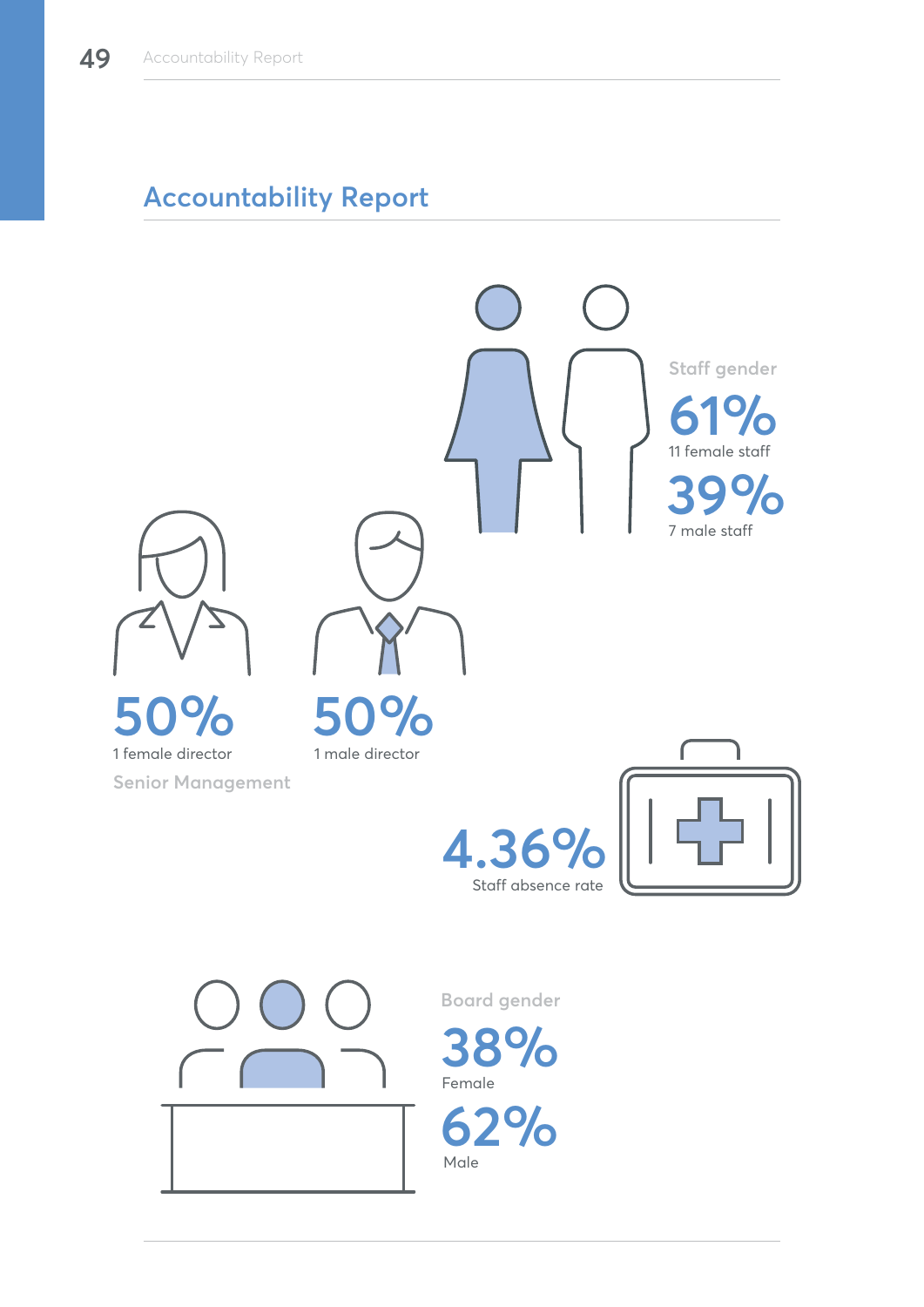# Accountability Report

Staff gender

61%
11 female staff

39%
7 male staff

50%
1 female director

50%
1 male director

Senior Management

4.36%
Staff absence rate

Board gender

38%
Female

62%
Male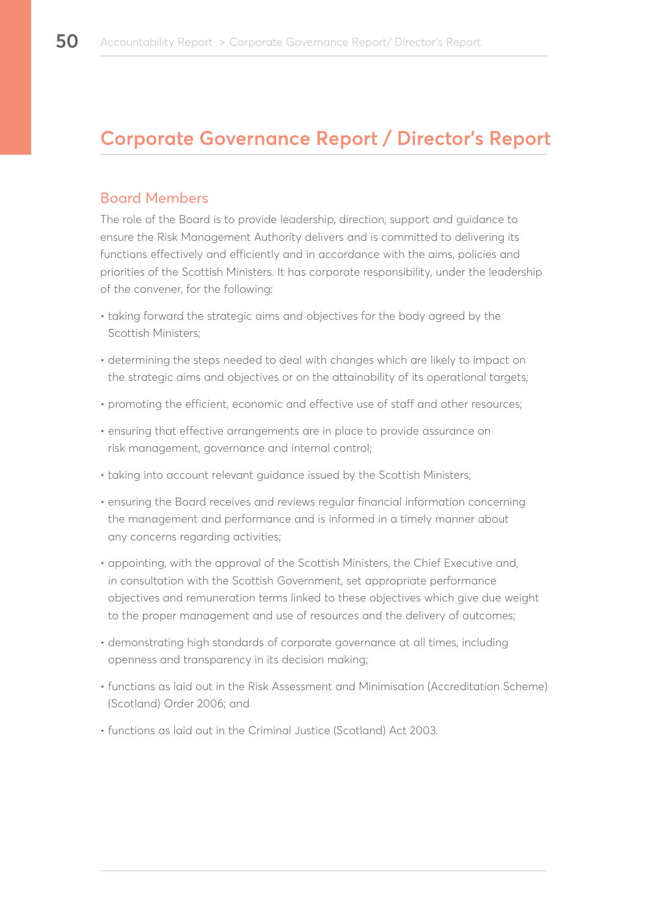# Corporate Governance Report / Director's Report

## Board Members

The role of the Board is to provide leadership, direction, support and guidance to ensure the Risk Management Authority delivers and is committed to delivering its functions effectively and efficiently and in accordance with the aims, policies and priorities of the Scottish Ministers. It has corporate responsibility, under the leadership of the convener, for the following:

- taking forward the strategic aims and objectives for the body agreed by the Scottish Ministers;
- determining the steps needed to deal with changes which are likely to impact on the strategic aims and objectives or on the attainability of its operational targets;
- promoting the efficient, economic and effective use of staff and other resources;
- ensuring that effective arrangements are in place to provide assurance on risk management, governance and internal control;
- taking into account relevant guidance issued by the Scottish Ministers;
- ensuring the Board receives and reviews regular financial information concerning the management and performance and is informed in a timely manner about any concerns regarding activities;
- appointing, with the approval of the Scottish Ministers, the Chief Executive and, in consultation with the Scottish Government, set appropriate performance objectives and remuneration terms linked to these objectives which give due weight to the proper management and use of resources and the delivery of outcomes;
- demonstrating high standards of corporate governance at all times, including openness and transparency in its decision making;
- functions as laid out in the Risk Assessment and Minimisation (Accreditation Scheme) (Scotland) Order 2006; and
- functions as laid out in the Criminal Justice (Scotland) Act 2003.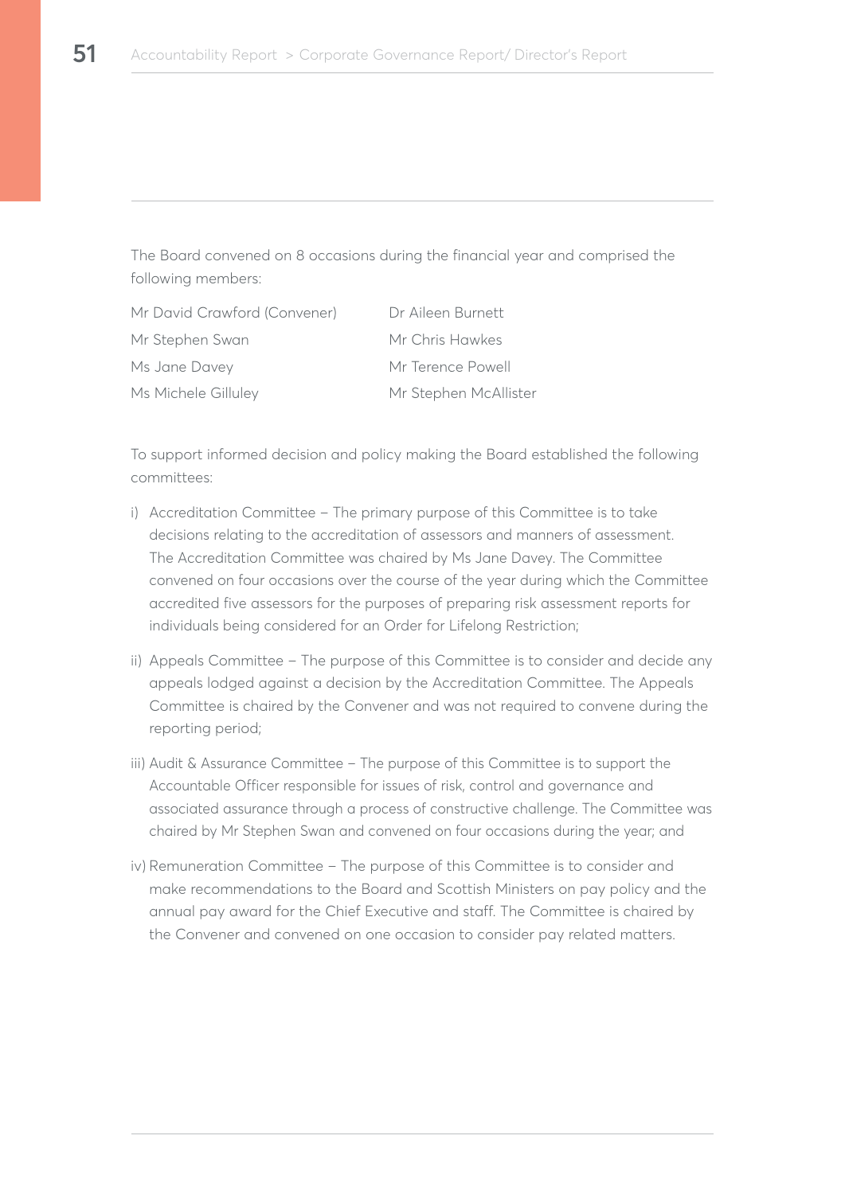The Board convened on 8 occasions during the financial year and comprised the following members:

| | |
|---|---|
| Mr David Crawford (Convener) | Dr Aileen Burnett |
| Mr Stephen Swan | Mr Chris Hawkes |
| Ms Jane Davey | Mr Terence Powell |
| Ms Michele Gilluley | Mr Stephen McAllister |

To support informed decision and policy making the Board established the following committees:

i) Accreditation Committee – The primary purpose of this Committee is to take decisions relating to the accreditation of assessors and manners of assessment. The Accreditation Committee was chaired by Ms Jane Davey. The Committee convened on four occasions over the course of the year during which the Committee accredited five assessors for the purposes of preparing risk assessment reports for individuals being considered for an Order for Lifelong Restriction;

ii) Appeals Committee – The purpose of this Committee is to consider and decide any appeals lodged against a decision by the Accreditation Committee. The Appeals Committee is chaired by the Convener and was not required to convene during the reporting period;

iii) Audit & Assurance Committee – The purpose of this Committee is to support the Accountable Officer responsible for issues of risk, control and governance and associated assurance through a process of constructive challenge. The Committee was chaired by Mr Stephen Swan and convened on four occasions during the year; and

iv) Remuneration Committee – The purpose of this Committee is to consider and make recommendations to the Board and Scottish Ministers on pay policy and the annual pay award for the Chief Executive and staff. The Committee is chaired by the Convener and convened on one occasion to consider pay related matters.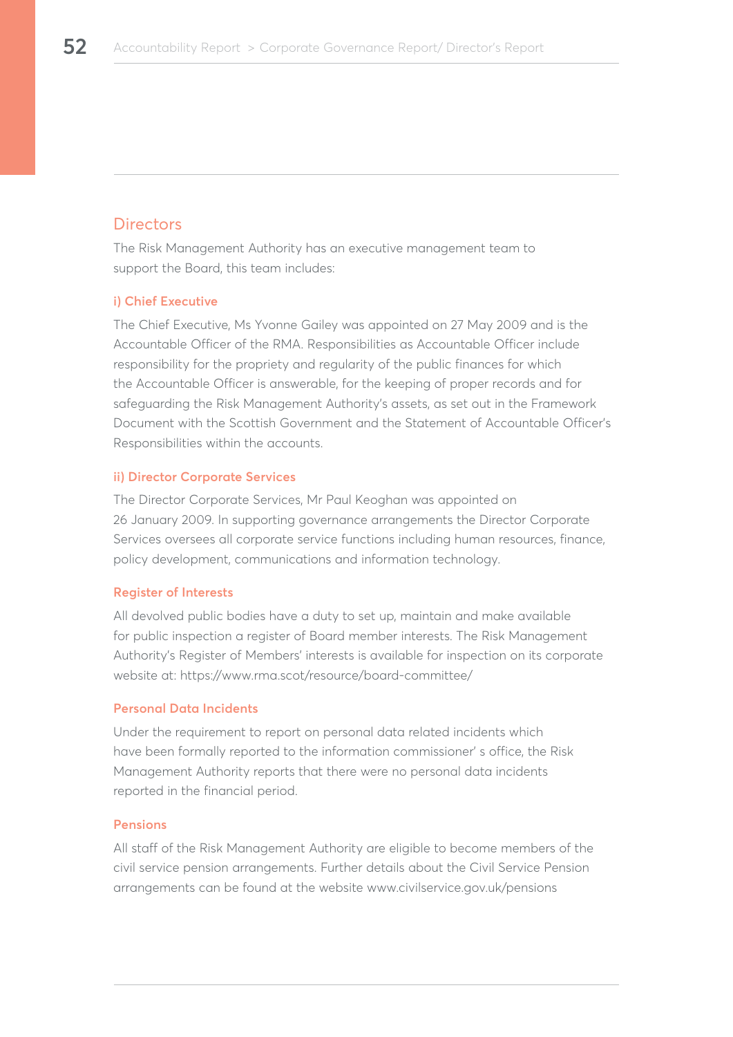## Directors

The Risk Management Authority has an executive management team to support the Board, this team includes:

### i) Chief Executive

The Chief Executive, Ms Yvonne Gailey was appointed on 27 May 2009 and is the Accountable Officer of the RMA. Responsibilities as Accountable Officer include responsibility for the propriety and regularity of the public finances for which the Accountable Officer is answerable, for the keeping of proper records and for safeguarding the Risk Management Authority's assets, as set out in the Framework Document with the Scottish Government and the Statement of Accountable Officer's Responsibilities within the accounts.

### ii) Director Corporate Services

The Director Corporate Services, Mr Paul Keoghan was appointed on 26 January 2009. In supporting governance arrangements the Director Corporate Services oversees all corporate service functions including human resources, finance, policy development, communications and information technology.

### Register of Interests

All devolved public bodies have a duty to set up, maintain and make available for public inspection a register of Board member interests. The Risk Management Authority's Register of Members' interests is available for inspection on its corporate website at: https://www.rma.scot/resource/board-committee/

### Personal Data Incidents

Under the requirement to report on personal data related incidents which have been formally reported to the information commissioner' s office, the Risk Management Authority reports that there were no personal data incidents reported in the financial period.

### Pensions

All staff of the Risk Management Authority are eligible to become members of the civil service pension arrangements. Further details about the Civil Service Pension arrangements can be found at the website www.civilservice.gov.uk/pensions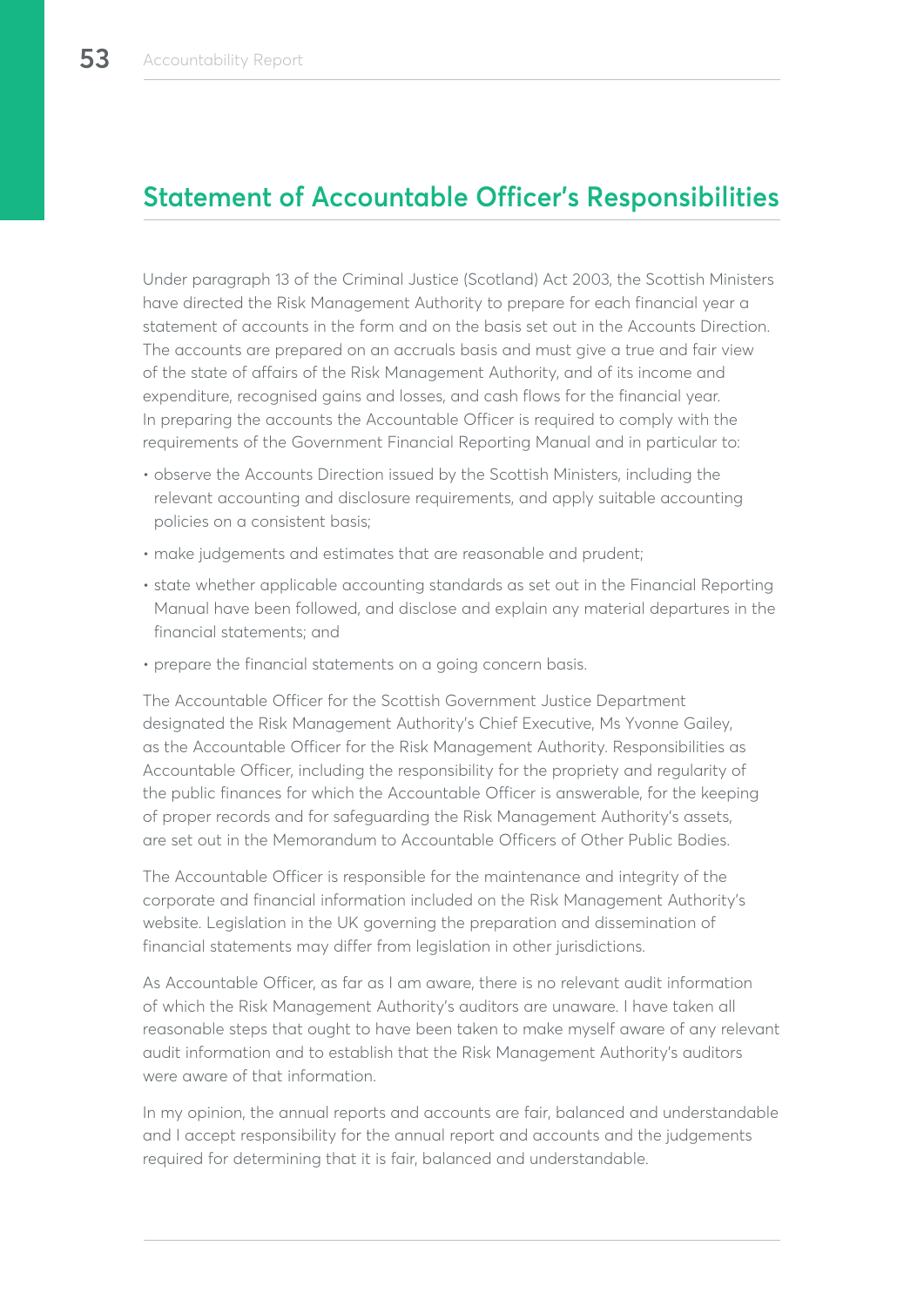## Statement of Accountable Officer's Responsibilities

Under paragraph 13 of the Criminal Justice (Scotland) Act 2003, the Scottish Ministers have directed the Risk Management Authority to prepare for each financial year a statement of accounts in the form and on the basis set out in the Accounts Direction. The accounts are prepared on an accruals basis and must give a true and fair view of the state of affairs of the Risk Management Authority, and of its income and expenditure, recognised gains and losses, and cash flows for the financial year. In preparing the accounts the Accountable Officer is required to comply with the requirements of the Government Financial Reporting Manual and in particular to:

- observe the Accounts Direction issued by the Scottish Ministers, including the relevant accounting and disclosure requirements, and apply suitable accounting policies on a consistent basis;
- make judgements and estimates that are reasonable and prudent;
- state whether applicable accounting standards as set out in the Financial Reporting Manual have been followed, and disclose and explain any material departures in the financial statements; and
- prepare the financial statements on a going concern basis.

The Accountable Officer for the Scottish Government Justice Department designated the Risk Management Authority's Chief Executive, Ms Yvonne Gailey, as the Accountable Officer for the Risk Management Authority. Responsibilities as Accountable Officer, including the responsibility for the propriety and regularity of the public finances for which the Accountable Officer is answerable, for the keeping of proper records and for safeguarding the Risk Management Authority's assets, are set out in the Memorandum to Accountable Officers of Other Public Bodies.

The Accountable Officer is responsible for the maintenance and integrity of the corporate and financial information included on the Risk Management Authority's website. Legislation in the UK governing the preparation and dissemination of financial statements may differ from legislation in other jurisdictions.

As Accountable Officer, as far as I am aware, there is no relevant audit information of which the Risk Management Authority's auditors are unaware. I have taken all reasonable steps that ought to have been taken to make myself aware of any relevant audit information and to establish that the Risk Management Authority's auditors were aware of that information.

In my opinion, the annual reports and accounts are fair, balanced and understandable and I accept responsibility for the annual report and accounts and the judgements required for determining that it is fair, balanced and understandable.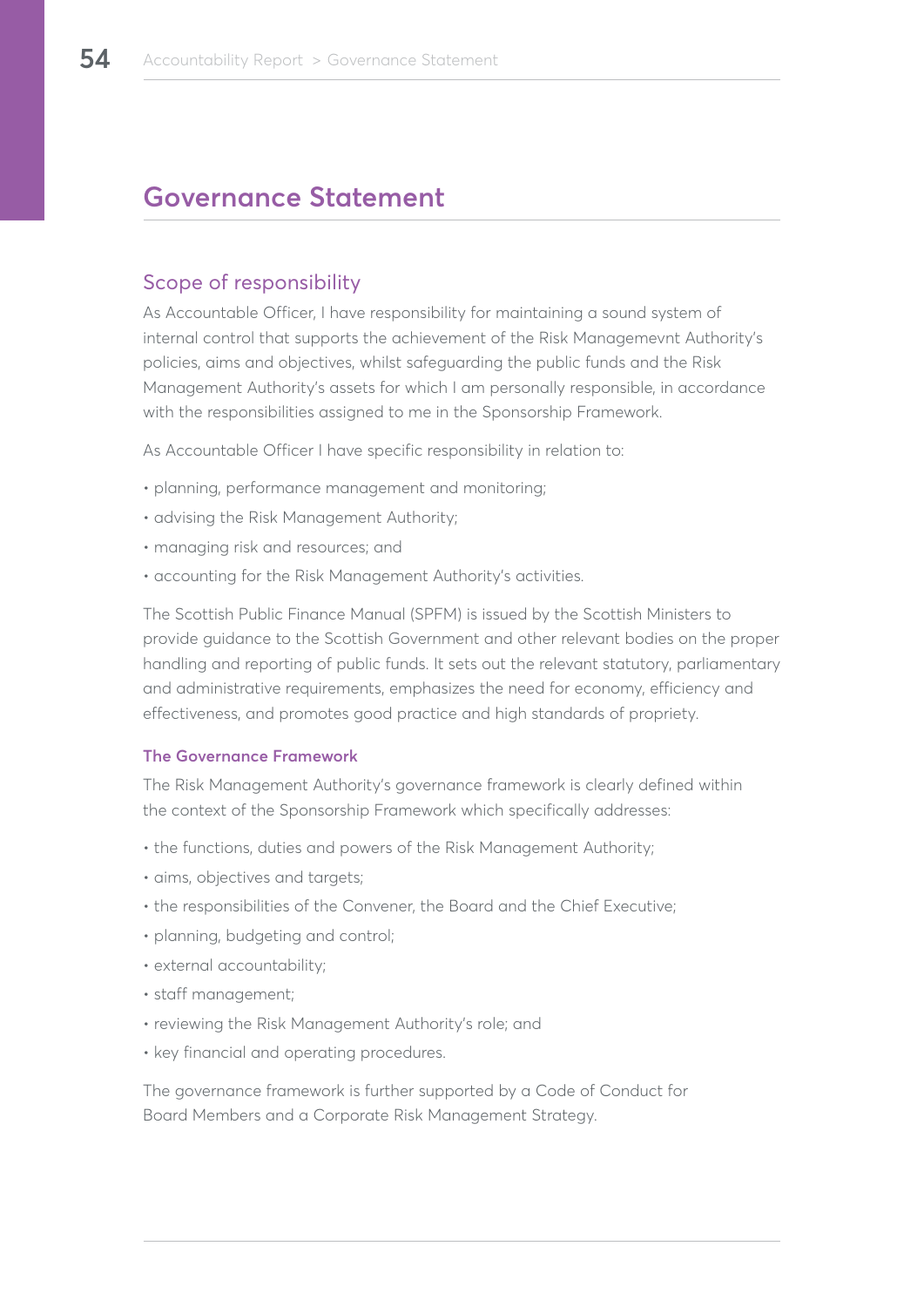# Governance Statement

## Scope of responsibility

As Accountable Officer, I have responsibility for maintaining a sound system of internal control that supports the achievement of the Risk Managemevnt Authority's policies, aims and objectives, whilst safeguarding the public funds and the Risk Management Authority's assets for which I am personally responsible, in accordance with the responsibilities assigned to me in the Sponsorship Framework.

As Accountable Officer I have specific responsibility in relation to:

- planning, performance management and monitoring;
- advising the Risk Management Authority;
- managing risk and resources; and
- accounting for the Risk Management Authority's activities.

The Scottish Public Finance Manual (SPFM) is issued by the Scottish Ministers to provide guidance to the Scottish Government and other relevant bodies on the proper handling and reporting of public funds. It sets out the relevant statutory, parliamentary and administrative requirements, emphasizes the need for economy, efficiency and effectiveness, and promotes good practice and high standards of propriety.

### The Governance Framework

The Risk Management Authority's governance framework is clearly defined within the context of the Sponsorship Framework which specifically addresses:

- the functions, duties and powers of the Risk Management Authority;
- aims, objectives and targets;
- the responsibilities of the Convener, the Board and the Chief Executive;
- planning, budgeting and control;
- external accountability;
- staff management;
- reviewing the Risk Management Authority's role; and
- key financial and operating procedures.

The governance framework is further supported by a Code of Conduct for Board Members and a Corporate Risk Management Strategy.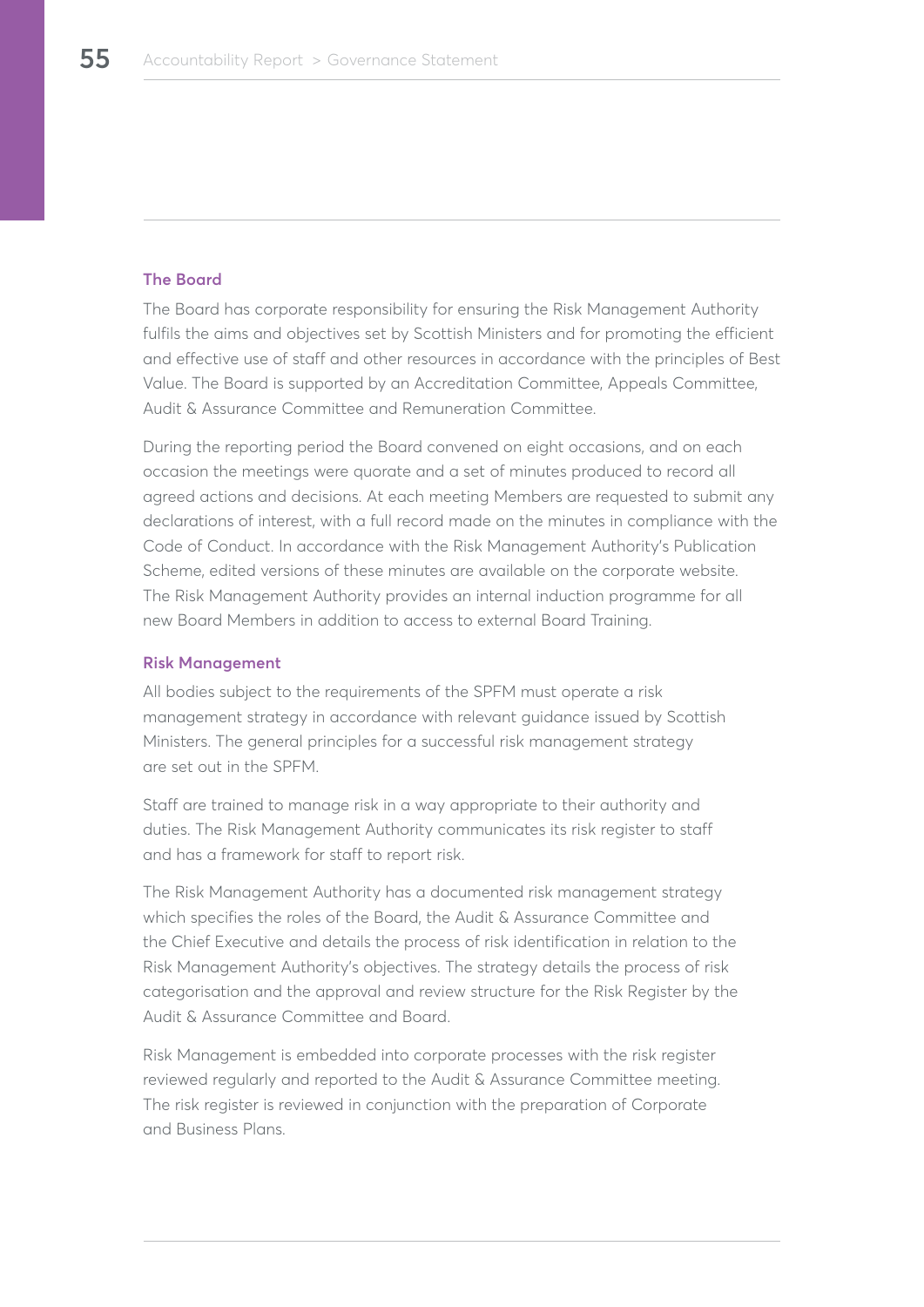### The Board

The Board has corporate responsibility for ensuring the Risk Management Authority fulfils the aims and objectives set by Scottish Ministers and for promoting the efficient and effective use of staff and other resources in accordance with the principles of Best Value. The Board is supported by an Accreditation Committee, Appeals Committee, Audit & Assurance Committee and Remuneration Committee.

During the reporting period the Board convened on eight occasions, and on each occasion the meetings were quorate and a set of minutes produced to record all agreed actions and decisions. At each meeting Members are requested to submit any declarations of interest, with a full record made on the minutes in compliance with the Code of Conduct. In accordance with the Risk Management Authority's Publication Scheme, edited versions of these minutes are available on the corporate website. The Risk Management Authority provides an internal induction programme for all new Board Members in addition to access to external Board Training.

### Risk Management

All bodies subject to the requirements of the SPFM must operate a risk management strategy in accordance with relevant guidance issued by Scottish Ministers. The general principles for a successful risk management strategy are set out in the SPFM.

Staff are trained to manage risk in a way appropriate to their authority and duties. The Risk Management Authority communicates its risk register to staff and has a framework for staff to report risk.

The Risk Management Authority has a documented risk management strategy which specifies the roles of the Board, the Audit & Assurance Committee and the Chief Executive and details the process of risk identification in relation to the Risk Management Authority's objectives. The strategy details the process of risk categorisation and the approval and review structure for the Risk Register by the Audit & Assurance Committee and Board.

Risk Management is embedded into corporate processes with the risk register reviewed regularly and reported to the Audit & Assurance Committee meeting. The risk register is reviewed in conjunction with the preparation of Corporate and Business Plans.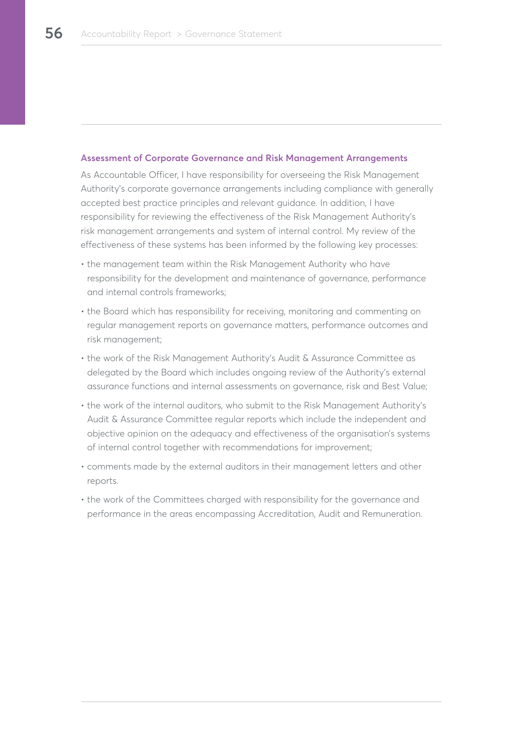### Assessment of Corporate Governance and Risk Management Arrangements

As Accountable Officer, I have responsibility for overseeing the Risk Management Authority's corporate governance arrangements including compliance with generally accepted best practice principles and relevant guidance. In addition, I have responsibility for reviewing the effectiveness of the Risk Management Authority's risk management arrangements and system of internal control. My review of the effectiveness of these systems has been informed by the following key processes:

- the management team within the Risk Management Authority who have responsibility for the development and maintenance of governance, performance and internal controls frameworks;
- the Board which has responsibility for receiving, monitoring and commenting on regular management reports on governance matters, performance outcomes and risk management;
- the work of the Risk Management Authority's Audit & Assurance Committee as delegated by the Board which includes ongoing review of the Authority's external assurance functions and internal assessments on governance, risk and Best Value;
- the work of the internal auditors, who submit to the Risk Management Authority's Audit & Assurance Committee regular reports which include the independent and objective opinion on the adequacy and effectiveness of the organisation's systems of internal control together with recommendations for improvement;
- comments made by the external auditors in their management letters and other reports.
- the work of the Committees charged with responsibility for the governance and performance in the areas encompassing Accreditation, Audit and Remuneration.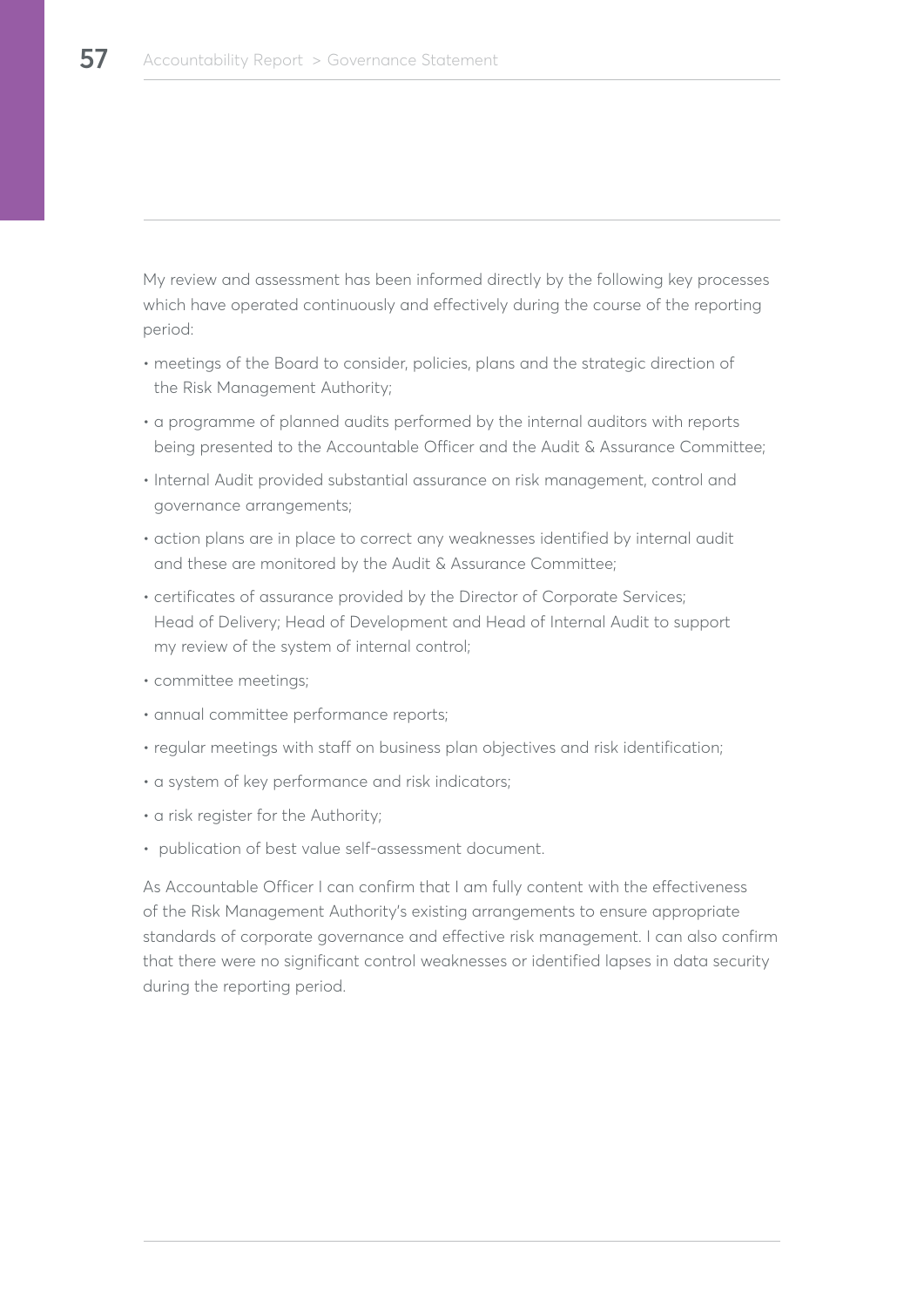My review and assessment has been informed directly by the following key processes which have operated continuously and effectively during the course of the reporting period:

- meetings of the Board to consider, policies, plans and the strategic direction of the Risk Management Authority;
- a programme of planned audits performed by the internal auditors with reports being presented to the Accountable Officer and the Audit & Assurance Committee;
- Internal Audit provided substantial assurance on risk management, control and governance arrangements;
- action plans are in place to correct any weaknesses identified by internal audit and these are monitored by the Audit & Assurance Committee;
- certificates of assurance provided by the Director of Corporate Services; Head of Delivery; Head of Development and Head of Internal Audit to support my review of the system of internal control;
- committee meetings;
- annual committee performance reports;
- regular meetings with staff on business plan objectives and risk identification;
- a system of key performance and risk indicators;
- a risk register for the Authority;
- publication of best value self-assessment document.

As Accountable Officer I can confirm that I am fully content with the effectiveness of the Risk Management Authority's existing arrangements to ensure appropriate standards of corporate governance and effective risk management. I can also confirm that there were no significant control weaknesses or identified lapses in data security during the reporting period.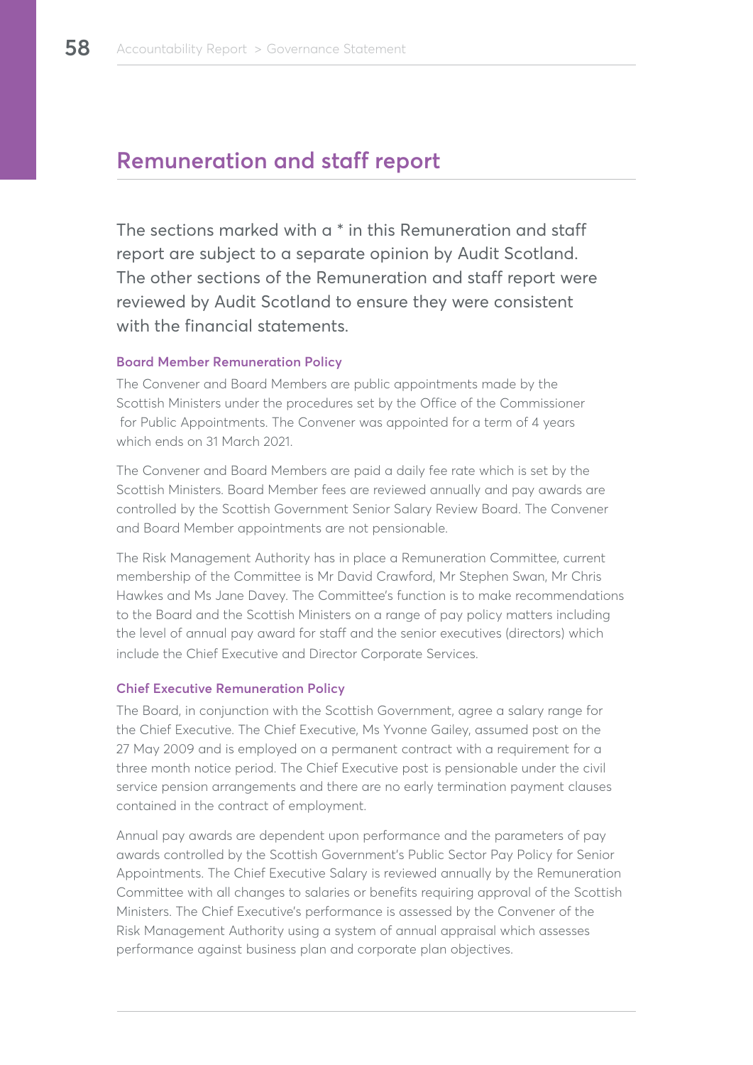## Remuneration and staff report

The sections marked with a * in this Remuneration and staff report are subject to a separate opinion by Audit Scotland. The other sections of the Remuneration and staff report were reviewed by Audit Scotland to ensure they were consistent with the financial statements.

### Board Member Remuneration Policy

The Convener and Board Members are public appointments made by the Scottish Ministers under the procedures set by the Office of the Commissioner for Public Appointments. The Convener was appointed for a term of 4 years which ends on 31 March 2021.

The Convener and Board Members are paid a daily fee rate which is set by the Scottish Ministers. Board Member fees are reviewed annually and pay awards are controlled by the Scottish Government Senior Salary Review Board. The Convener and Board Member appointments are not pensionable.

The Risk Management Authority has in place a Remuneration Committee, current membership of the Committee is Mr David Crawford, Mr Stephen Swan, Mr Chris Hawkes and Ms Jane Davey. The Committee's function is to make recommendations to the Board and the Scottish Ministers on a range of pay policy matters including the level of annual pay award for staff and the senior executives (directors) which include the Chief Executive and Director Corporate Services.

### Chief Executive Remuneration Policy

The Board, in conjunction with the Scottish Government, agree a salary range for the Chief Executive. The Chief Executive, Ms Yvonne Gailey, assumed post on the 27 May 2009 and is employed on a permanent contract with a requirement for a three month notice period. The Chief Executive post is pensionable under the civil service pension arrangements and there are no early termination payment clauses contained in the contract of employment.

Annual pay awards are dependent upon performance and the parameters of pay awards controlled by the Scottish Government's Public Sector Pay Policy for Senior Appointments. The Chief Executive Salary is reviewed annually by the Remuneration Committee with all changes to salaries or benefits requiring approval of the Scottish Ministers. The Chief Executive's performance is assessed by the Convener of the Risk Management Authority using a system of annual appraisal which assesses performance against business plan and corporate plan objectives.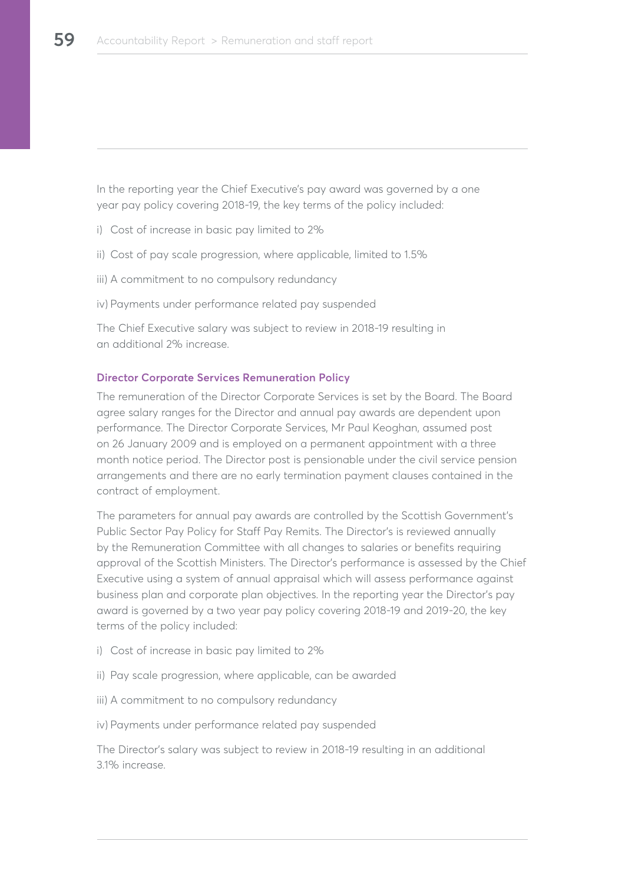In the reporting year the Chief Executive's pay award was governed by a one year pay policy covering 2018-19, the key terms of the policy included:

i) Cost of increase in basic pay limited to 2%

ii) Cost of pay scale progression, where applicable, limited to 1.5%

iii) A commitment to no compulsory redundancy

iv) Payments under performance related pay suspended

The Chief Executive salary was subject to review in 2018-19 resulting in an additional 2% increase.

### Director Corporate Services Remuneration Policy

The remuneration of the Director Corporate Services is set by the Board. The Board agree salary ranges for the Director and annual pay awards are dependent upon performance. The Director Corporate Services, Mr Paul Keoghan, assumed post on 26 January 2009 and is employed on a permanent appointment with a three month notice period. The Director post is pensionable under the civil service pension arrangements and there are no early termination payment clauses contained in the contract of employment.

The parameters for annual pay awards are controlled by the Scottish Government's Public Sector Pay Policy for Staff Pay Remits. The Director's is reviewed annually by the Remuneration Committee with all changes to salaries or benefits requiring approval of the Scottish Ministers. The Director's performance is assessed by the Chief Executive using a system of annual appraisal which will assess performance against business plan and corporate plan objectives. In the reporting year the Director's pay award is governed by a two year pay policy covering 2018-19 and 2019-20, the key terms of the policy included:

i) Cost of increase in basic pay limited to 2%

ii) Pay scale progression, where applicable, can be awarded

iii) A commitment to no compulsory redundancy

iv) Payments under performance related pay suspended

The Director's salary was subject to review in 2018-19 resulting in an additional 3.1% increase.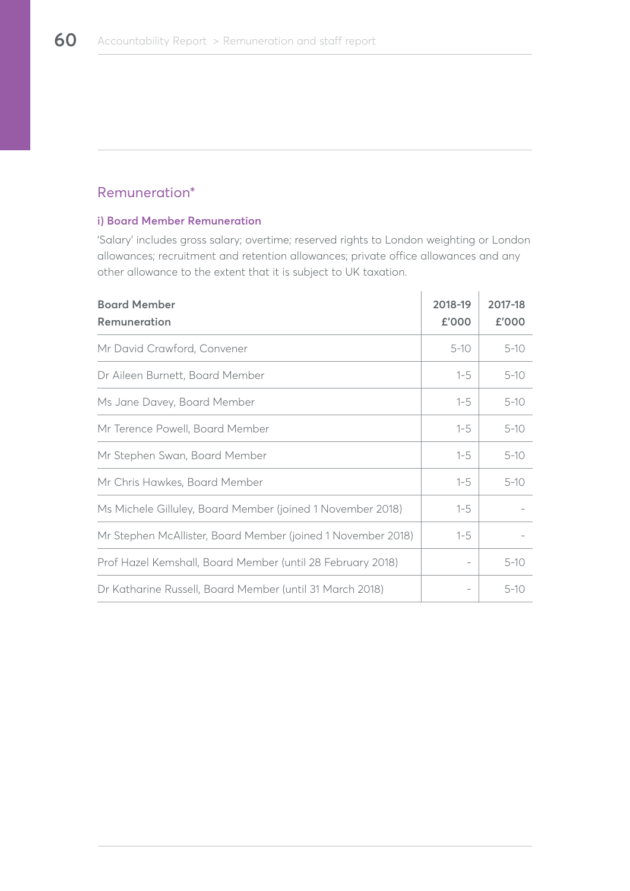## Remuneration*

### i) Board Member Remuneration

'Salary' includes gross salary; overtime; reserved rights to London weighting or London allowances; recruitment and retention allowances; private office allowances and any other allowance to the extent that it is subject to UK taxation.

| Board Member Remuneration | 2018-19 £'000 | 2017-18 £'000 |
|---|---|---|
| Mr David Crawford, Convener | 5-10 | 5-10 |
| Dr Aileen Burnett, Board Member | 1-5 | 5-10 |
| Ms Jane Davey, Board Member | 1-5 | 5-10 |
| Mr Terence Powell, Board Member | 1-5 | 5-10 |
| Mr Stephen Swan, Board Member | 1-5 | 5-10 |
| Mr Chris Hawkes, Board Member | 1-5 | 5-10 |
| Ms Michele Gilluley, Board Member (joined 1 November 2018) | 1-5 | - |
| Mr Stephen McAllister, Board Member (joined 1 November 2018) | 1-5 | - |
| Prof Hazel Kemshall, Board Member (until 28 February 2018) | - | 5-10 |
| Dr Katharine Russell, Board Member (until 31 March 2018) | - | 5-10 |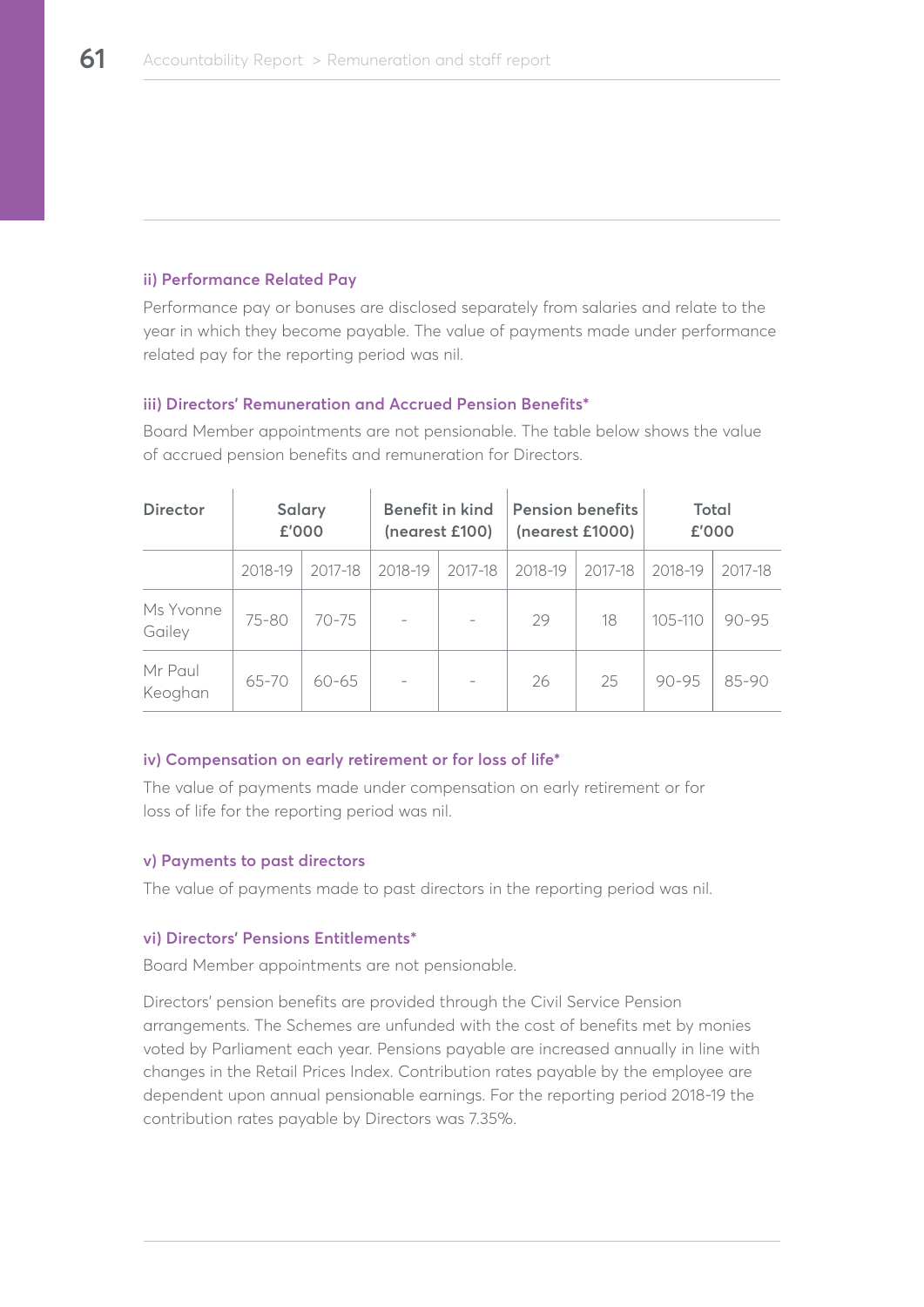### ii) Performance Related Pay

Performance pay or bonuses are disclosed separately from salaries and relate to the year in which they become payable. The value of payments made under performance related pay for the reporting period was nil.

### iii) Directors' Remuneration and Accrued Pension Benefits*

Board Member appointments are not pensionable. The table below shows the value of accrued pension benefits and remuneration for Directors.

| Director | Salary £'000 | | Benefit in kind (nearest £100) | | Pension benefits (nearest £1000) | | Total £'000 | |
|---|---|---|---|---|---|---|---|---|
| | 2018-19 | 2017-18 | 2018-19 | 2017-18 | 2018-19 | 2017-18 | 2018-19 | 2017-18 |
| Ms Yvonne Gailey | 75-80 | 70-75 | - | - | 29 | 18 | 105-110 | 90-95 |
| Mr Paul Keoghan | 65-70 | 60-65 | - | - | 26 | 25 | 90-95 | 85-90 |

### iv) Compensation on early retirement or for loss of life*

The value of payments made under compensation on early retirement or for loss of life for the reporting period was nil.

### v) Payments to past directors

The value of payments made to past directors in the reporting period was nil.

### vi) Directors' Pensions Entitlements*

Board Member appointments are not pensionable.

Directors' pension benefits are provided through the Civil Service Pension arrangements. The Schemes are unfunded with the cost of benefits met by monies voted by Parliament each year. Pensions payable are increased annually in line with changes in the Retail Prices Index. Contribution rates payable by the employee are dependent upon annual pensionable earnings. For the reporting period 2018-19 the contribution rates payable by Directors was 7.35%.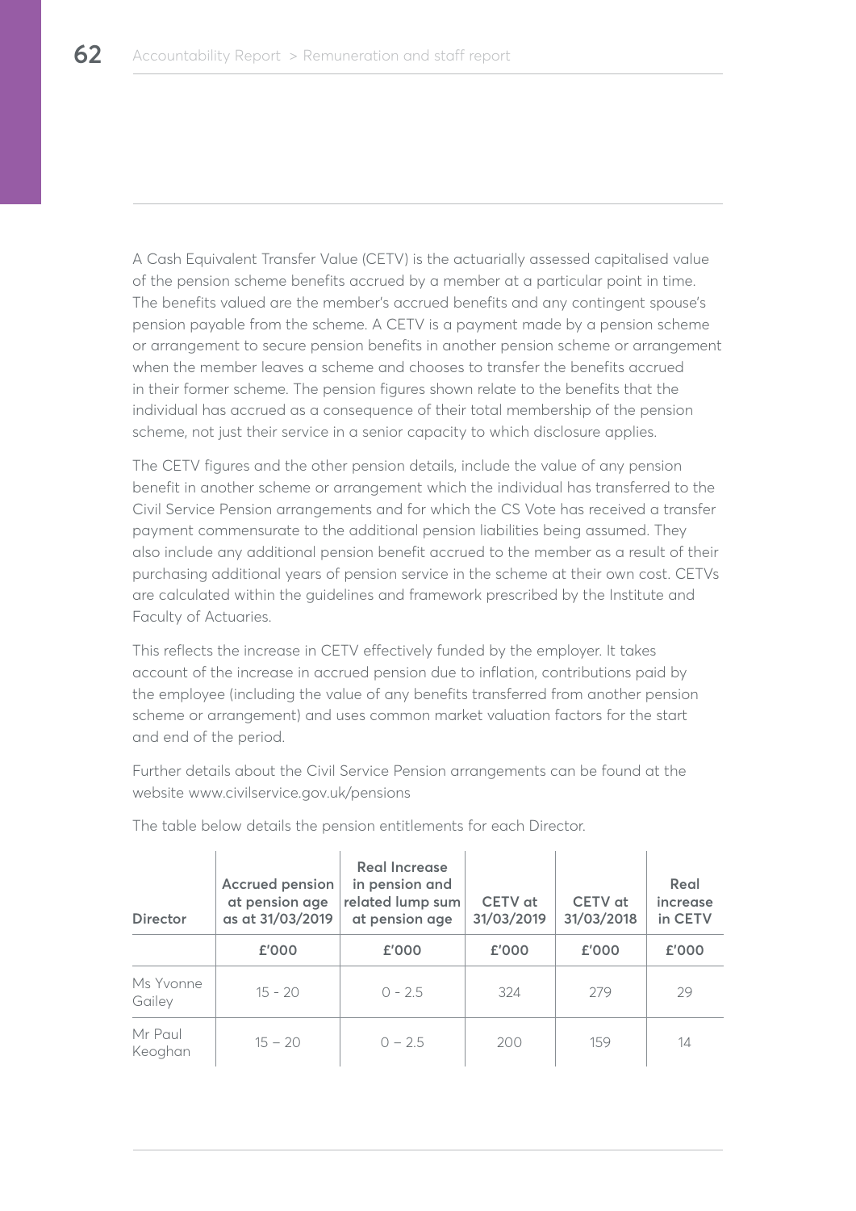A Cash Equivalent Transfer Value (CETV) is the actuarially assessed capitalised value of the pension scheme benefits accrued by a member at a particular point in time. The benefits valued are the member's accrued benefits and any contingent spouse's pension payable from the scheme. A CETV is a payment made by a pension scheme or arrangement to secure pension benefits in another pension scheme or arrangement when the member leaves a scheme and chooses to transfer the benefits accrued in their former scheme. The pension figures shown relate to the benefits that the individual has accrued as a consequence of their total membership of the pension scheme, not just their service in a senior capacity to which disclosure applies.

The CETV figures and the other pension details, include the value of any pension benefit in another scheme or arrangement which the individual has transferred to the Civil Service Pension arrangements and for which the CS Vote has received a transfer payment commensurate to the additional pension liabilities being assumed. They also include any additional pension benefit accrued to the member as a result of their purchasing additional years of pension service in the scheme at their own cost. CETVs are calculated within the guidelines and framework prescribed by the Institute and Faculty of Actuaries.

This reflects the increase in CETV effectively funded by the employer. It takes account of the increase in accrued pension due to inflation, contributions paid by the employee (including the value of any benefits transferred from another pension scheme or arrangement) and uses common market valuation factors for the start and end of the period.

Further details about the Civil Service Pension arrangements can be found at the website www.civilservice.gov.uk/pensions

The table below details the pension entitlements for each Director.

| Director | Accrued pension at pension age as at 31/03/2019 | Real Increase in pension and related lump sum at pension age | CETV at 31/03/2019 | CETV at 31/03/2018 | Real increase in CETV |
|---|---|---|---|---|---|
| | £'000 | £'000 | £'000 | £'000 | £'000 |
| Ms Yvonne Gailey | 15 - 20 | 0 - 2.5 | 324 | 279 | 29 |
| Mr Paul Keoghan | 15 – 20 | 0 – 2.5 | 200 | 159 | 14 |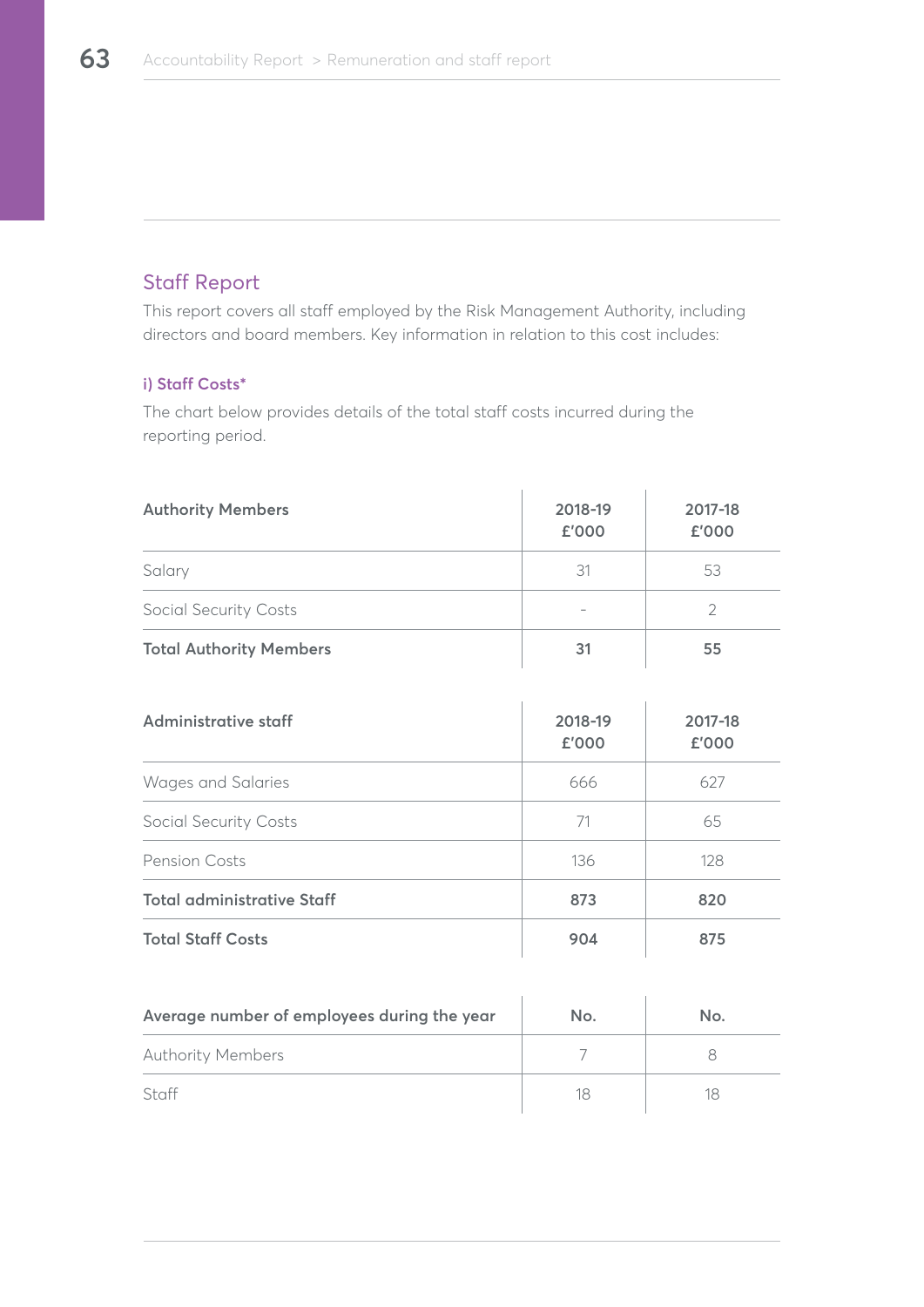## Staff Report

This report covers all staff employed by the Risk Management Authority, including directors and board members. Key information in relation to this cost includes:

### i) Staff Costs*

The chart below provides details of the total staff costs incurred during the reporting period.

| Authority Members | 2018-19 £'000 | 2017-18 £'000 |
|---|---|---|
| Salary | 31 | 53 |
| Social Security Costs | - | 2 |
| **Total Authority Members** | **31** | **55** |

| Administrative staff | 2018-19 £'000 | 2017-18 £'000 |
|---|---|---|
| Wages and Salaries | 666 | 627 |
| Social Security Costs | 71 | 65 |
| Pension Costs | 136 | 128 |
| **Total administrative Staff** | **873** | **820** |
| **Total Staff Costs** | **904** | **875** |

| Average number of employees during the year | No. | No. |
|---|---|---|
| Authority Members | 7 | 8 |
| Staff | 18 | 18 |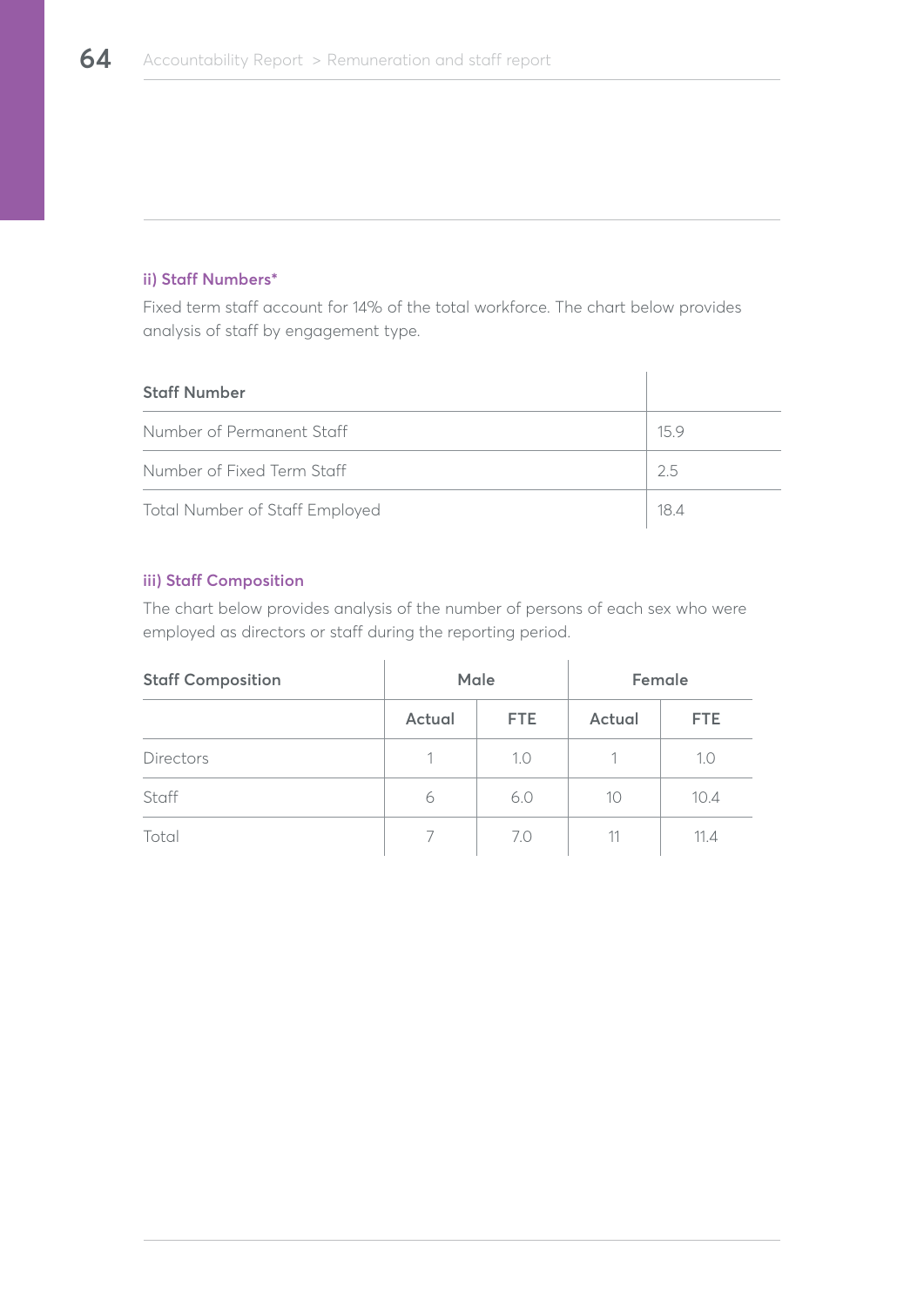#### ii) Staff Numbers*

Fixed term staff account for 14% of the total workforce. The chart below provides analysis of staff by engagement type.

| Staff Number | |
|---|---|
| Number of Permanent Staff | 15.9 |
| Number of Fixed Term Staff | 2.5 |
| Total Number of Staff Employed | 18.4 |

#### iii) Staff Composition

The chart below provides analysis of the number of persons of each sex who were employed as directors or staff during the reporting period.

| Staff Composition | Male | | Female | |
|---|---|---|---|---|
| | Actual | FTE | Actual | FTE |
| Directors | 1 | 1.0 | 1 | 1.0 |
| Staff | 6 | 6.0 | 10 | 10.4 |
| Total | 7 | 7.0 | 11 | 11.4 |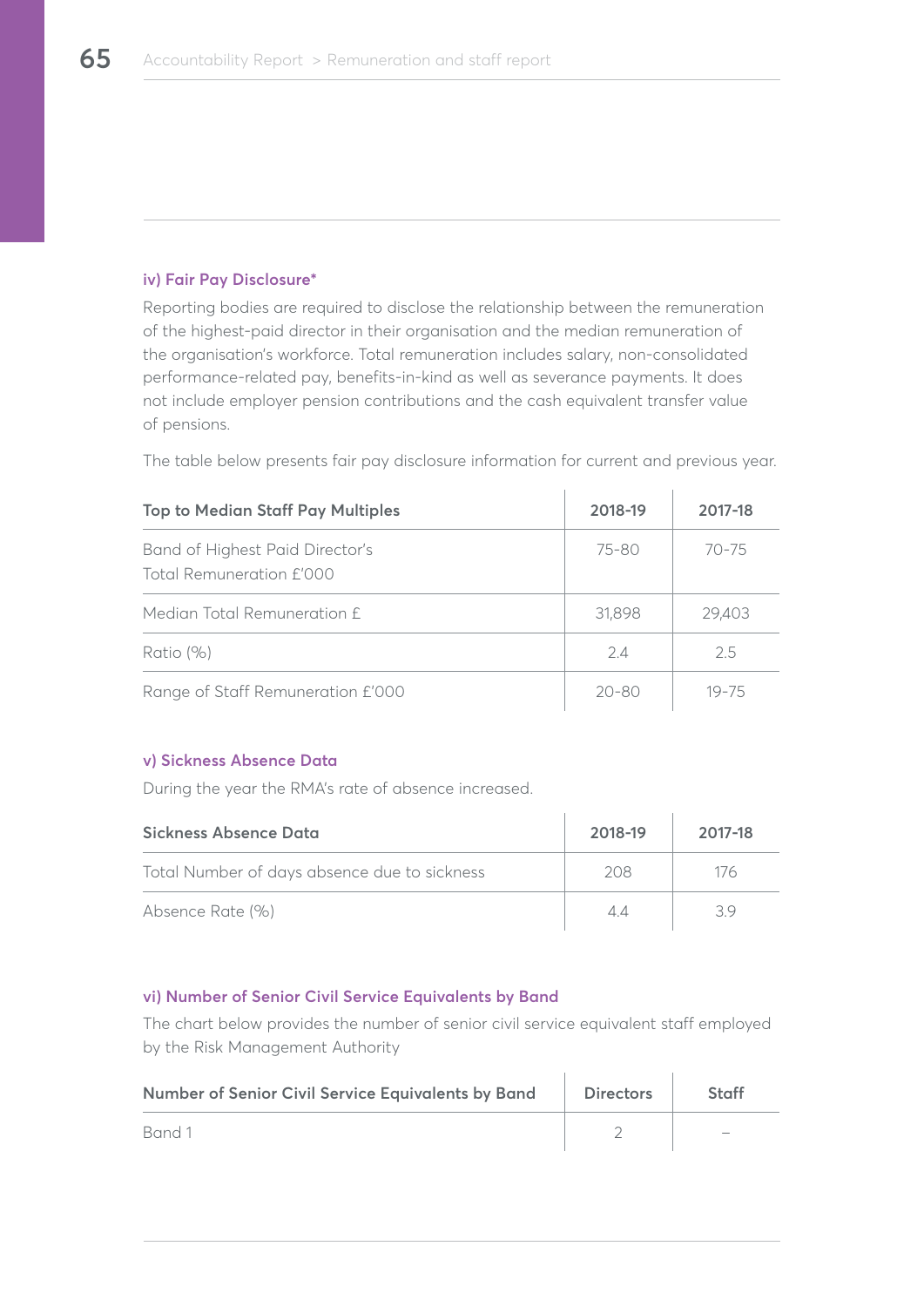### iv) Fair Pay Disclosure*

Reporting bodies are required to disclose the relationship between the remuneration of the highest-paid director in their organisation and the median remuneration of the organisation's workforce. Total remuneration includes salary, non-consolidated performance-related pay, benefits-in-kind as well as severance payments. It does not include employer pension contributions and the cash equivalent transfer value of pensions.

The table below presents fair pay disclosure information for current and previous year.

| Top to Median Staff Pay Multiples | 2018-19 | 2017-18 |
|---|---|---|
| Band of Highest Paid Director's Total Remuneration £'000 | 75-80 | 70-75 |
| Median Total Remuneration £ | 31,898 | 29,403 |
| Ratio (%) | 2.4 | 2.5 |
| Range of Staff Remuneration £'000 | 20-80 | 19-75 |

### v) Sickness Absence Data

During the year the RMA's rate of absence increased.

| Sickness Absence Data | 2018-19 | 2017-18 |
|---|---|---|
| Total Number of days absence due to sickness | 208 | 176 |
| Absence Rate (%) | 4.4 | 3.9 |

### vi) Number of Senior Civil Service Equivalents by Band

The chart below provides the number of senior civil service equivalent staff employed by the Risk Management Authority

| Number of Senior Civil Service Equivalents by Band | Directors | Staff |
|---|---|---|
| Band 1 | 2 | – |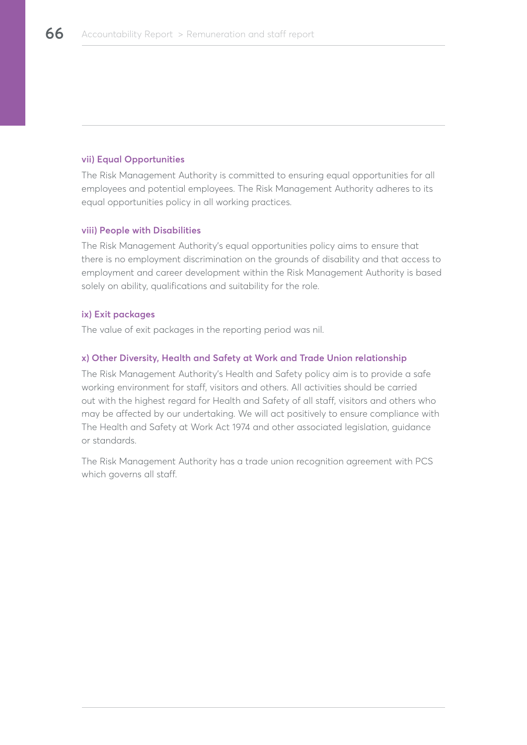### vii) Equal Opportunities

The Risk Management Authority is committed to ensuring equal opportunities for all employees and potential employees. The Risk Management Authority adheres to its equal opportunities policy in all working practices.

### viii) People with Disabilities

The Risk Management Authority's equal opportunities policy aims to ensure that there is no employment discrimination on the grounds of disability and that access to employment and career development within the Risk Management Authority is based solely on ability, qualifications and suitability for the role.

### ix) Exit packages

The value of exit packages in the reporting period was nil.

### x) Other Diversity, Health and Safety at Work and Trade Union relationship

The Risk Management Authority's Health and Safety policy aim is to provide a safe working environment for staff, visitors and others. All activities should be carried out with the highest regard for Health and Safety of all staff, visitors and others who may be affected by our undertaking. We will act positively to ensure compliance with The Health and Safety at Work Act 1974 and other associated legislation, guidance or standards.

The Risk Management Authority has a trade union recognition agreement with PCS which governs all staff.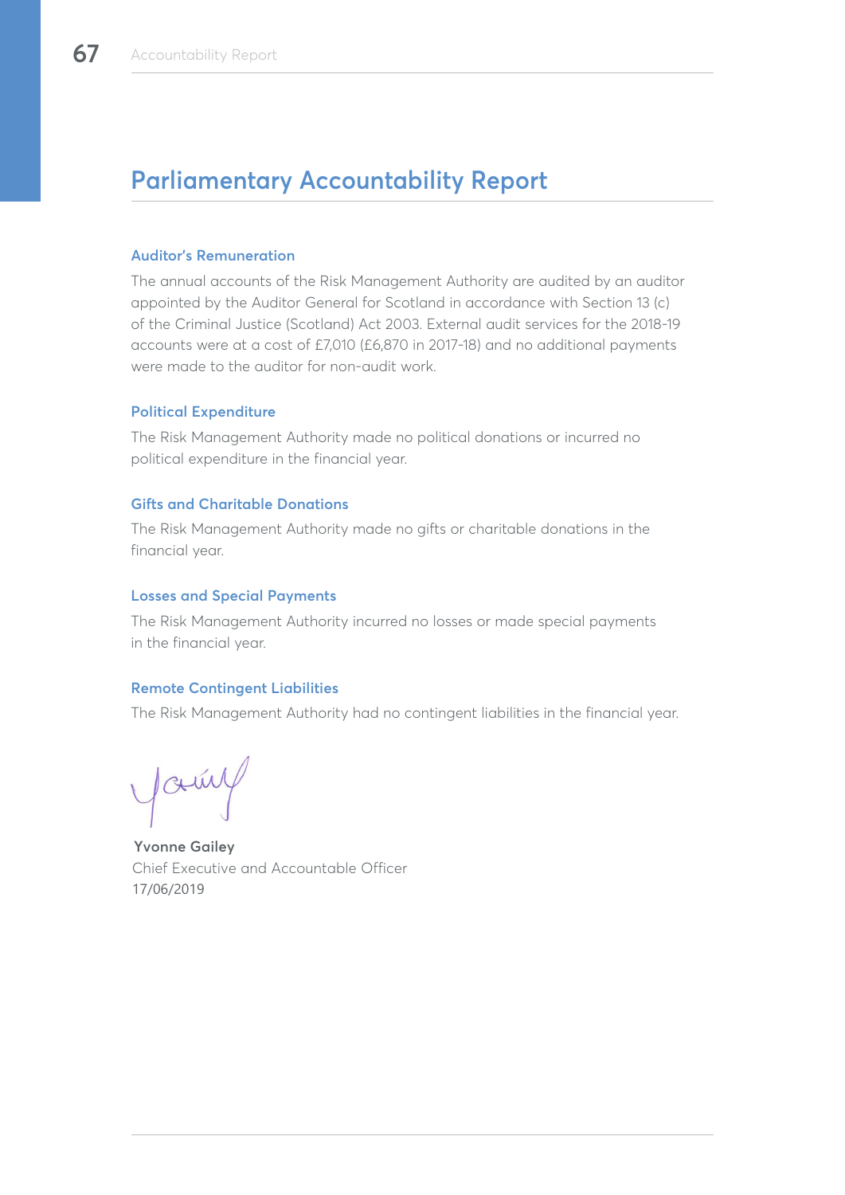# Parliamentary Accountability Report

### Auditor's Remuneration

The annual accounts of the Risk Management Authority are audited by an auditor appointed by the Auditor General for Scotland in accordance with Section 13 (c) of the Criminal Justice (Scotland) Act 2003. External audit services for the 2018-19 accounts were at a cost of £7,010 (£6,870 in 2017-18) and no additional payments were made to the auditor for non-audit work.

### Political Expenditure

The Risk Management Authority made no political donations or incurred no political expenditure in the financial year.

### Gifts and Charitable Donations

The Risk Management Authority made no gifts or charitable donations in the financial year.

### Losses and Special Payments

The Risk Management Authority incurred no losses or made special payments in the financial year.

### Remote Contingent Liabilities

The Risk Management Authority had no contingent liabilities in the financial year.

**Yvonne Gailey**
Chief Executive and Accountable Officer
17/06/2019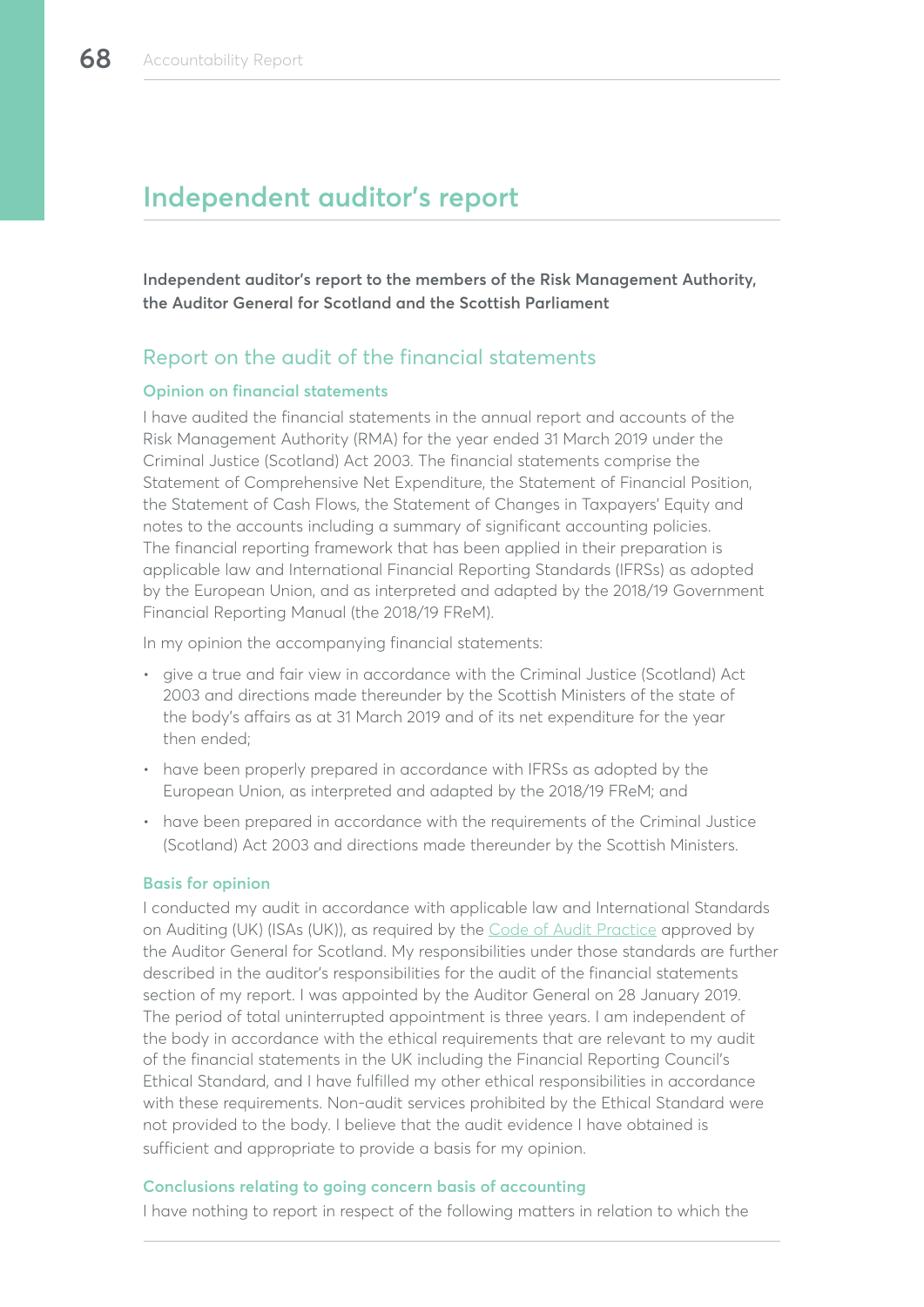# Independent auditor's report

**Independent auditor's report to the members of the Risk Management Authority, the Auditor General for Scotland and the Scottish Parliament**

## Report on the audit of the financial statements

### Opinion on financial statements

I have audited the financial statements in the annual report and accounts of the Risk Management Authority (RMA) for the year ended 31 March 2019 under the Criminal Justice (Scotland) Act 2003. The financial statements comprise the Statement of Comprehensive Net Expenditure, the Statement of Financial Position, the Statement of Cash Flows, the Statement of Changes in Taxpayers' Equity and notes to the accounts including a summary of significant accounting policies. The financial reporting framework that has been applied in their preparation is applicable law and International Financial Reporting Standards (IFRSs) as adopted by the European Union, and as interpreted and adapted by the 2018/19 Government Financial Reporting Manual (the 2018/19 FReM).

In my opinion the accompanying financial statements:

- give a true and fair view in accordance with the Criminal Justice (Scotland) Act 2003 and directions made thereunder by the Scottish Ministers of the state of the body's affairs as at 31 March 2019 and of its net expenditure for the year then ended;
- have been properly prepared in accordance with IFRSs as adopted by the European Union, as interpreted and adapted by the 2018/19 FReM; and
- have been prepared in accordance with the requirements of the Criminal Justice (Scotland) Act 2003 and directions made thereunder by the Scottish Ministers.

### Basis for opinion

I conducted my audit in accordance with applicable law and International Standards on Auditing (UK) (ISAs (UK)), as required by the Code of Audit Practice approved by the Auditor General for Scotland. My responsibilities under those standards are further described in the auditor's responsibilities for the audit of the financial statements section of my report. I was appointed by the Auditor General on 28 January 2019. The period of total uninterrupted appointment is three years. I am independent of the body in accordance with the ethical requirements that are relevant to my audit of the financial statements in the UK including the Financial Reporting Council's Ethical Standard, and I have fulfilled my other ethical responsibilities in accordance with these requirements. Non-audit services prohibited by the Ethical Standard were not provided to the body. I believe that the audit evidence I have obtained is sufficient and appropriate to provide a basis for my opinion.

### Conclusions relating to going concern basis of accounting

I have nothing to report in respect of the following matters in relation to which the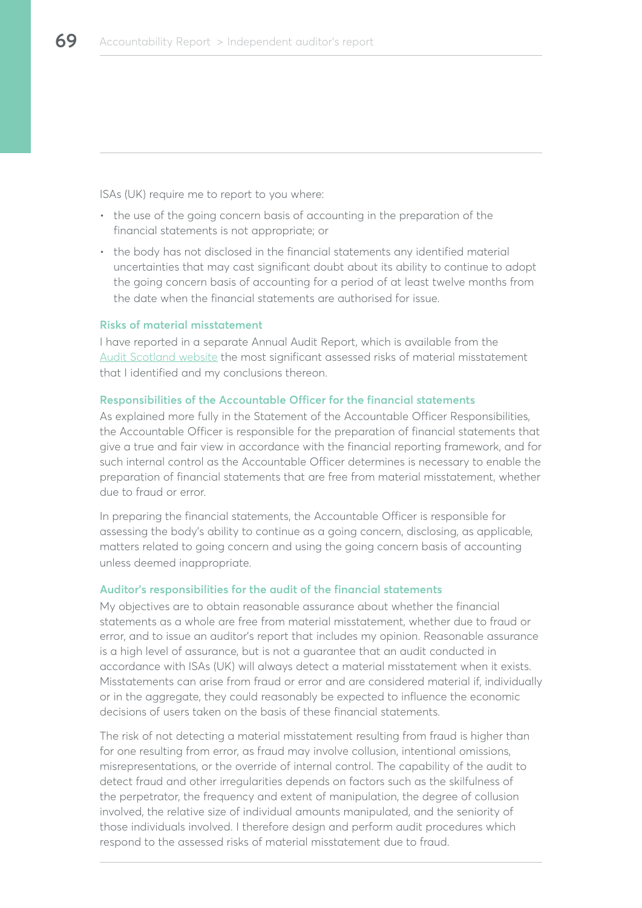ISAs (UK) require me to report to you where:

- the use of the going concern basis of accounting in the preparation of the financial statements is not appropriate; or
- the body has not disclosed in the financial statements any identified material uncertainties that may cast significant doubt about its ability to continue to adopt the going concern basis of accounting for a period of at least twelve months from the date when the financial statements are authorised for issue.

### Risks of material misstatement

I have reported in a separate Annual Audit Report, which is available from the Audit Scotland website the most significant assessed risks of material misstatement that I identified and my conclusions thereon.

### Responsibilities of the Accountable Officer for the financial statements

As explained more fully in the Statement of the Accountable Officer Responsibilities, the Accountable Officer is responsible for the preparation of financial statements that give a true and fair view in accordance with the financial reporting framework, and for such internal control as the Accountable Officer determines is necessary to enable the preparation of financial statements that are free from material misstatement, whether due to fraud or error.

In preparing the financial statements, the Accountable Officer is responsible for assessing the body's ability to continue as a going concern, disclosing, as applicable, matters related to going concern and using the going concern basis of accounting unless deemed inappropriate.

### Auditor's responsibilities for the audit of the financial statements

My objectives are to obtain reasonable assurance about whether the financial statements as a whole are free from material misstatement, whether due to fraud or error, and to issue an auditor's report that includes my opinion. Reasonable assurance is a high level of assurance, but is not a guarantee that an audit conducted in accordance with ISAs (UK) will always detect a material misstatement when it exists. Misstatements can arise from fraud or error and are considered material if, individually or in the aggregate, they could reasonably be expected to influence the economic decisions of users taken on the basis of these financial statements.

The risk of not detecting a material misstatement resulting from fraud is higher than for one resulting from error, as fraud may involve collusion, intentional omissions, misrepresentations, or the override of internal control. The capability of the audit to detect fraud and other irregularities depends on factors such as the skilfulness of the perpetrator, the frequency and extent of manipulation, the degree of collusion involved, the relative size of individual amounts manipulated, and the seniority of those individuals involved. I therefore design and perform audit procedures which respond to the assessed risks of material misstatement due to fraud.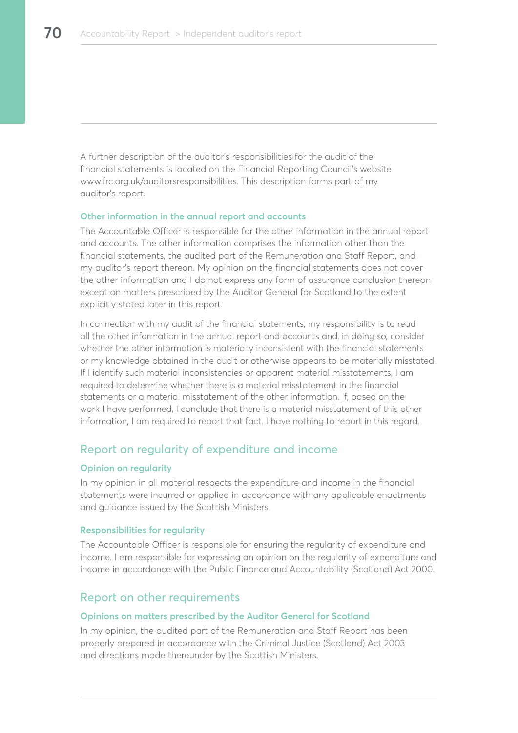A further description of the auditor's responsibilities for the audit of the financial statements is located on the Financial Reporting Council's website www.frc.org.uk/auditorsresponsibilities. This description forms part of my auditor's report.

### Other information in the annual report and accounts

The Accountable Officer is responsible for the other information in the annual report and accounts. The other information comprises the information other than the financial statements, the audited part of the Remuneration and Staff Report, and my auditor's report thereon. My opinion on the financial statements does not cover the other information and I do not express any form of assurance conclusion thereon except on matters prescribed by the Auditor General for Scotland to the extent explicitly stated later in this report.

In connection with my audit of the financial statements, my responsibility is to read all the other information in the annual report and accounts and, in doing so, consider whether the other information is materially inconsistent with the financial statements or my knowledge obtained in the audit or otherwise appears to be materially misstated. If I identify such material inconsistencies or apparent material misstatements, I am required to determine whether there is a material misstatement in the financial statements or a material misstatement of the other information. If, based on the work I have performed, I conclude that there is a material misstatement of this other information, I am required to report that fact. I have nothing to report in this regard.

## Report on regularity of expenditure and income

### Opinion on regularity

In my opinion in all material respects the expenditure and income in the financial statements were incurred or applied in accordance with any applicable enactments and guidance issued by the Scottish Ministers.

### Responsibilities for regularity

The Accountable Officer is responsible for ensuring the regularity of expenditure and income. I am responsible for expressing an opinion on the regularity of expenditure and income in accordance with the Public Finance and Accountability (Scotland) Act 2000.

## Report on other requirements

### Opinions on matters prescribed by the Auditor General for Scotland

In my opinion, the audited part of the Remuneration and Staff Report has been properly prepared in accordance with the Criminal Justice (Scotland) Act 2003 and directions made thereunder by the Scottish Ministers.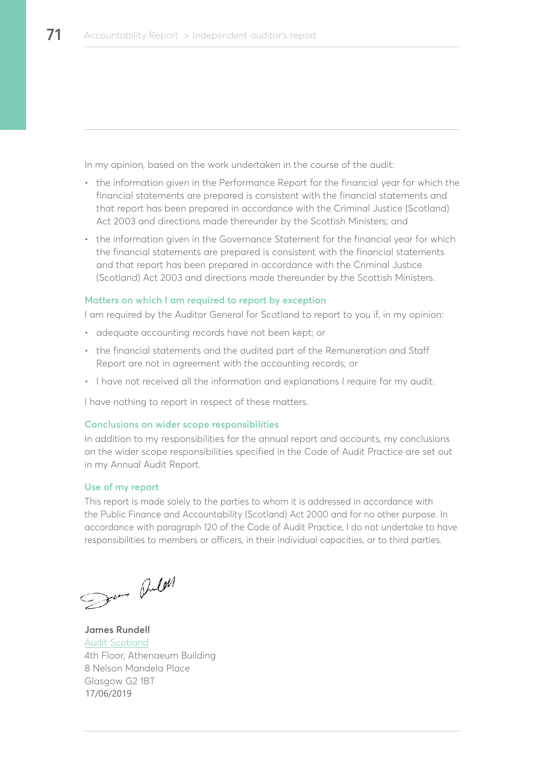In my opinion, based on the work undertaken in the course of the audit:

- the information given in the Performance Report for the financial year for which the financial statements are prepared is consistent with the financial statements and that report has been prepared in accordance with the Criminal Justice (Scotland) Act 2003 and directions made thereunder by the Scottish Ministers; and
- the information given in the Governance Statement for the financial year for which the financial statements are prepared is consistent with the financial statements and that report has been prepared in accordance with the Criminal Justice (Scotland) Act 2003 and directions made thereunder by the Scottish Ministers.

### Matters on which I am required to report by exception

I am required by the Auditor General for Scotland to report to you if, in my opinion:

- adequate accounting records have not been kept; or
- the financial statements and the audited part of the Remuneration and Staff Report are not in agreement with the accounting records; or
- I have not received all the information and explanations I require for my audit.

I have nothing to report in respect of these matters.

### Conclusions on wider scope responsibilities

In addition to my responsibilities for the annual report and accounts, my conclusions on the wider scope responsibilities specified in the Code of Audit Practice are set out in my Annual Audit Report.

### Use of my report

This report is made solely to the parties to whom it is addressed in accordance with the Public Finance and Accountability (Scotland) Act 2000 and for no other purpose. In accordance with paragraph 120 of the Code of Audit Practice, I do not undertake to have responsibilities to members or officers, in their individual capacities, or to third parties.

**James Rundell**
Audit Scotland
4th Floor, Athenaeum Building
8 Nelson Mandela Place
Glasgow G2 1BT
17/06/2019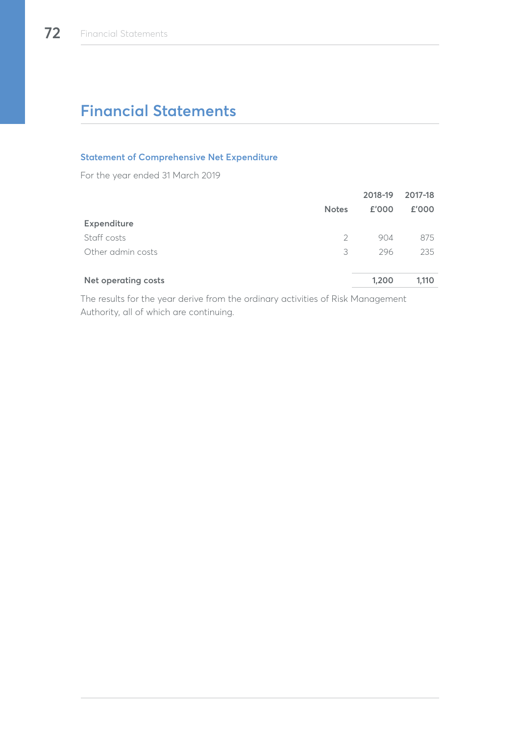# Financial Statements

## Statement of Comprehensive Net Expenditure

For the year ended 31 March 2019

| | Notes | 2018-19 £'000 | 2017-18 £'000 |
|---|---|---|---|
| **Expenditure** | | | |
| Staff costs | 2 | 904 | 875 |
| Other admin costs | 3 | 296 | 235 |
| **Net operating costs** | | **1,200** | **1,110** |

The results for the year derive from the ordinary activities of Risk Management Authority, all of which are continuing.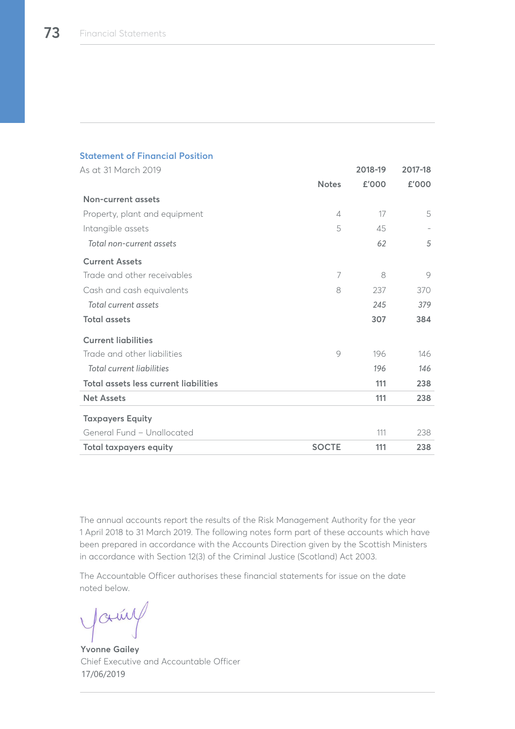## Statement of Financial Position

| As at 31 March 2019 | Notes | 2018-19 £'000 | 2017-18 £'000 |
|---|---|---|---|
| **Non-current assets** | | | |
| Property, plant and equipment | 4 | 17 | 5 |
| Intangible assets | 5 | 45 | - |
| *Total non-current assets* | | *62* | *5* |
| **Current Assets** | | | |
| Trade and other receivables | 7 | 8 | 9 |
| Cash and cash equivalents | 8 | 237 | 370 |
| *Total current assets* | | *245* | *379* |
| **Total assets** | | **307** | **384** |
| **Current liabilities** | | | |
| Trade and other liabilities | 9 | 196 | 146 |
| *Total current liabilities* | | *196* | *146* |
| **Total assets less current liabilities** | | **111** | **238** |
| **Net Assets** | | **111** | **238** |
| **Taxpayers Equity** | | | |
| General Fund – Unallocated | | 111 | 238 |
| **Total taxpayers equity** | **SOCTE** | **111** | **238** |

The annual accounts report the results of the Risk Management Authority for the year 1 April 2018 to 31 March 2019. The following notes form part of these accounts which have been prepared in accordance with the Accounts Direction given by the Scottish Ministers in accordance with Section 12(3) of the Criminal Justice (Scotland) Act 2003.

The Accountable Officer authorises these financial statements for issue on the date noted below.

**Yvonne Gailey**
Chief Executive and Accountable Officer
17/06/2019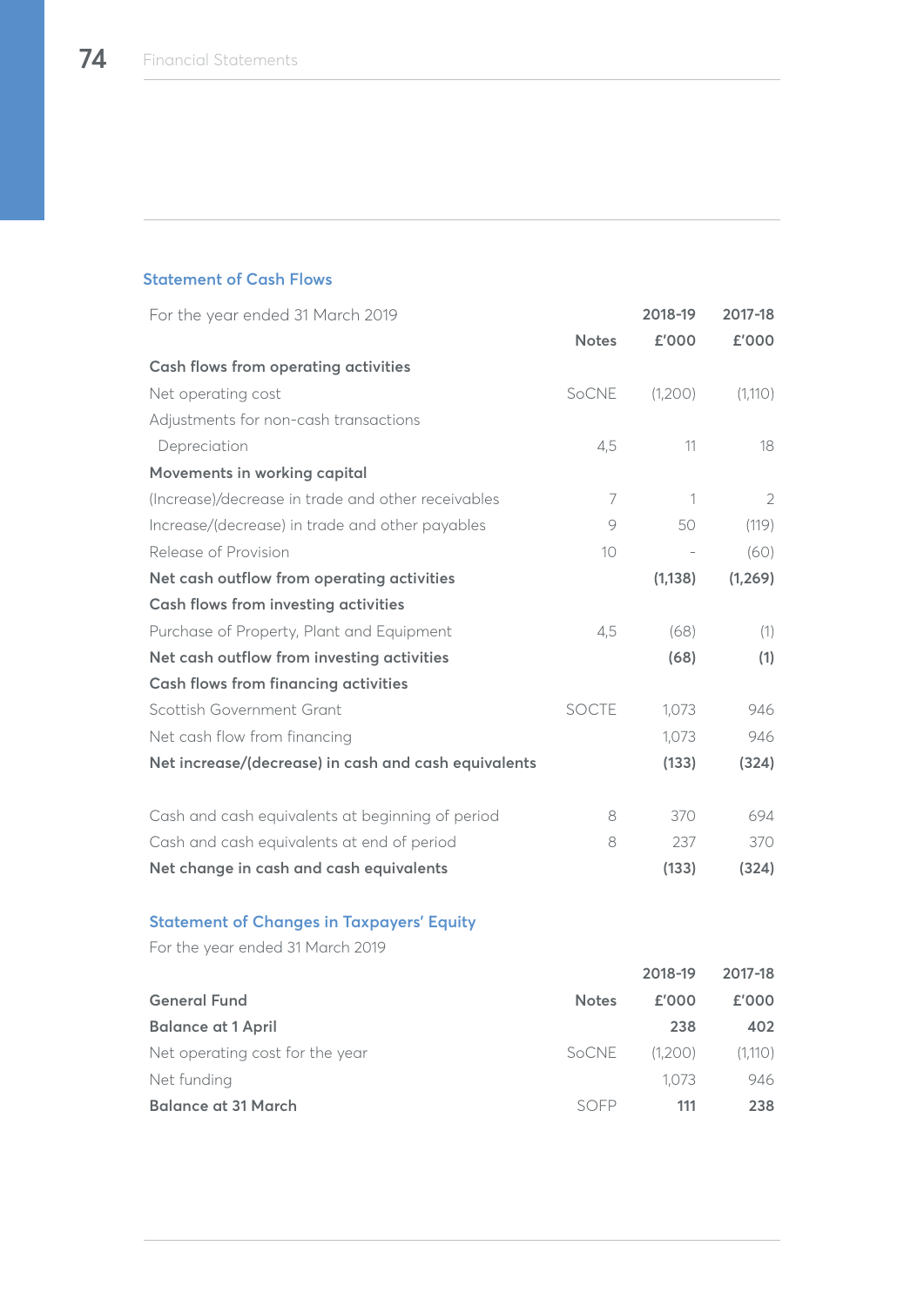## Statement of Cash Flows

| For the year ended 31 March 2019 | Notes | 2018-19 £'000 | 2017-18 £'000 |
|---|---|---|---|
| **Cash flows from operating activities** | | | |
| Net operating cost | SoCNE | (1,200) | (1,110) |
| Adjustments for non-cash transactions | | | |
| Depreciation | 4,5 | 11 | 18 |
| **Movements in working capital** | | | |
| (Increase)/decrease in trade and other receivables | 7 | 1 | 2 |
| Increase/(decrease) in trade and other payables | 9 | 50 | (119) |
| Release of Provision | 10 | - | (60) |
| **Net cash outflow from operating activities** | | **(1,138)** | **(1,269)** |
| **Cash flows from investing activities** | | | |
| Purchase of Property, Plant and Equipment | 4,5 | (68) | (1) |
| **Net cash outflow from investing activities** | | **(68)** | **(1)** |
| **Cash flows from financing activities** | | | |
| Scottish Government Grant | SOCTE | 1,073 | 946 |
| Net cash flow from financing | | 1,073 | 946 |
| **Net increase/(decrease) in cash and cash equivalents** | | **(133)** | **(324)** |
| | | | |
| Cash and cash equivalents at beginning of period | 8 | 370 | 694 |
| Cash and cash equivalents at end of period | 8 | 237 | 370 |
| **Net change in cash and cash equivalents** | | **(133)** | **(324)** |

## Statement of Changes in Taxpayers' Equity

For the year ended 31 March 2019

| General Fund | Notes | 2018-19 £'000 | 2017-18 £'000 |
|---|---|---|---|
| **Balance at 1 April** | | **238** | **402** |
| Net operating cost for the year | SoCNE | (1,200) | (1,110) |
| Net funding | | 1,073 | 946 |
| **Balance at 31 March** | SOFP | **111** | **238** |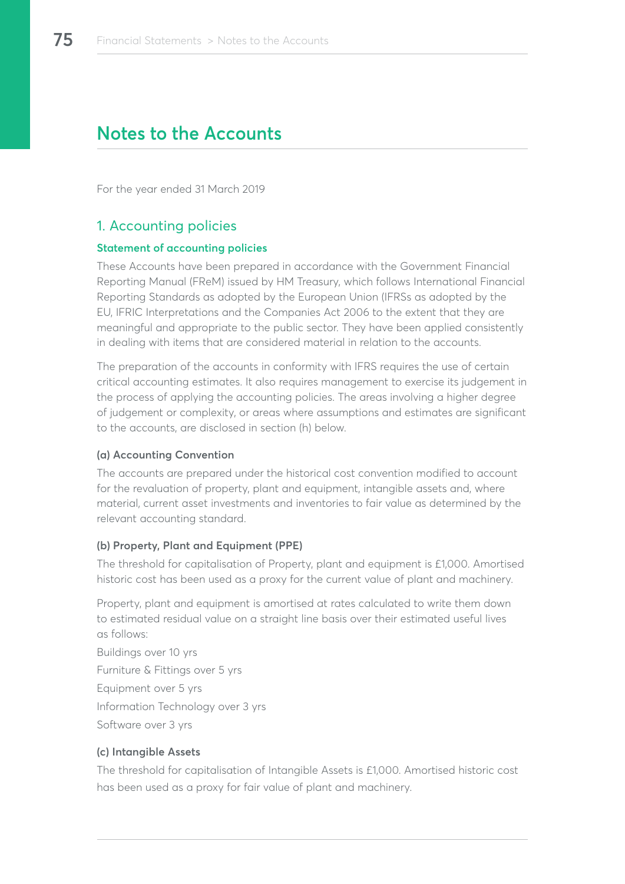# Notes to the Accounts

For the year ended 31 March 2019

## 1. Accounting policies

### Statement of accounting policies

These Accounts have been prepared in accordance with the Government Financial Reporting Manual (FReM) issued by HM Treasury, which follows International Financial Reporting Standards as adopted by the European Union (IFRSs as adopted by the EU, IFRIC Interpretations and the Companies Act 2006 to the extent that they are meaningful and appropriate to the public sector. They have been applied consistently in dealing with items that are considered material in relation to the accounts.

The preparation of the accounts in conformity with IFRS requires the use of certain critical accounting estimates. It also requires management to exercise its judgement in the process of applying the accounting policies. The areas involving a higher degree of judgement or complexity, or areas where assumptions and estimates are significant to the accounts, are disclosed in section (h) below.

#### (a) Accounting Convention

The accounts are prepared under the historical cost convention modified to account for the revaluation of property, plant and equipment, intangible assets and, where material, current asset investments and inventories to fair value as determined by the relevant accounting standard.

#### (b) Property, Plant and Equipment (PPE)

The threshold for capitalisation of Property, plant and equipment is £1,000. Amortised historic cost has been used as a proxy for the current value of plant and machinery.

Property, plant and equipment is amortised at rates calculated to write them down to estimated residual value on a straight line basis over their estimated useful lives as follows:

Buildings over 10 yrs

Furniture & Fittings over 5 yrs

Equipment over 5 yrs

Information Technology over 3 yrs

Software over 3 yrs

#### (c) Intangible Assets

The threshold for capitalisation of Intangible Assets is £1,000. Amortised historic cost has been used as a proxy for fair value of plant and machinery.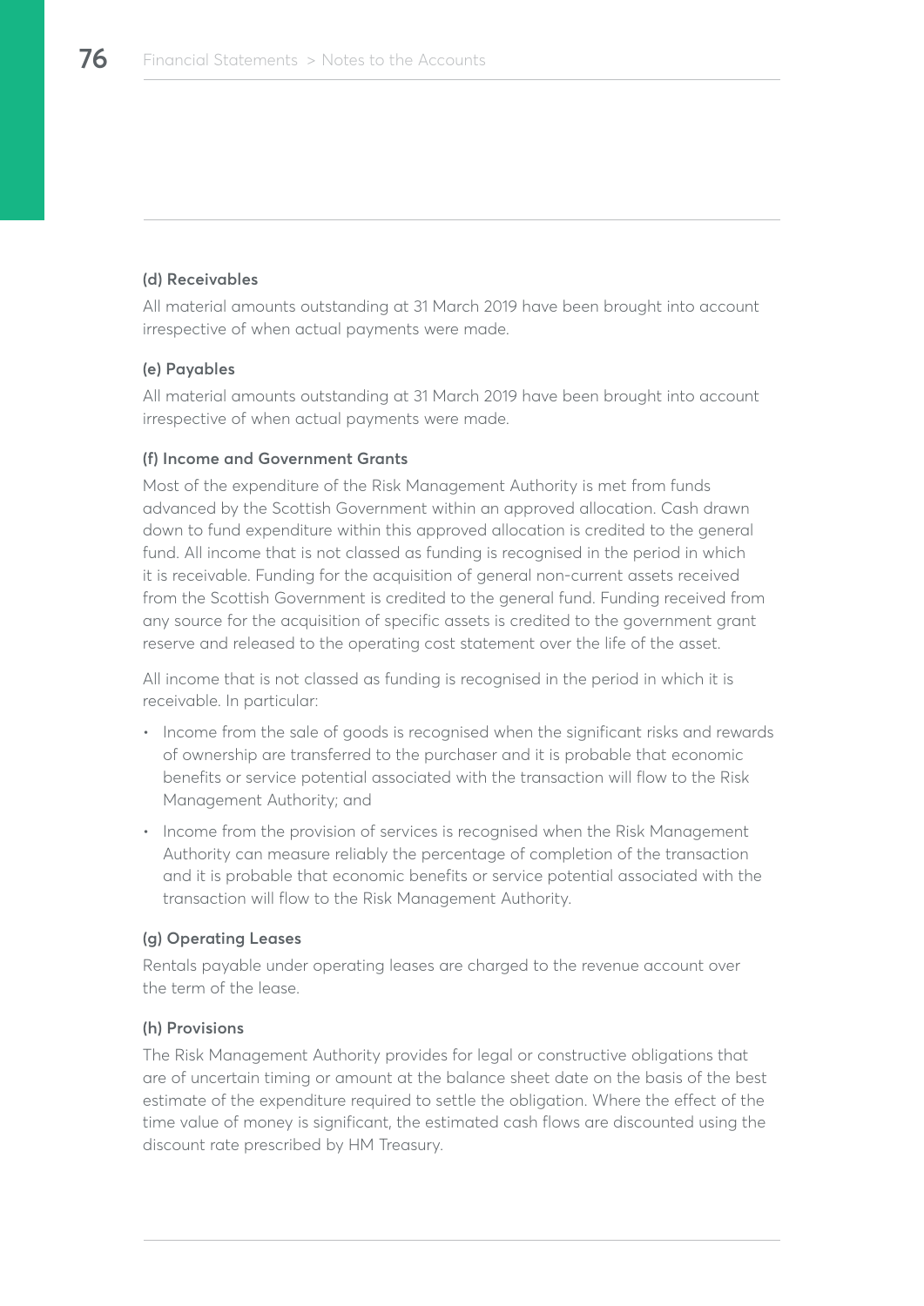#### (d) Receivables

All material amounts outstanding at 31 March 2019 have been brought into account irrespective of when actual payments were made.

#### (e) Payables

All material amounts outstanding at 31 March 2019 have been brought into account irrespective of when actual payments were made.

#### (f) Income and Government Grants

Most of the expenditure of the Risk Management Authority is met from funds advanced by the Scottish Government within an approved allocation. Cash drawn down to fund expenditure within this approved allocation is credited to the general fund. All income that is not classed as funding is recognised in the period in which it is receivable. Funding for the acquisition of general non-current assets received from the Scottish Government is credited to the general fund. Funding received from any source for the acquisition of specific assets is credited to the government grant reserve and released to the operating cost statement over the life of the asset.

All income that is not classed as funding is recognised in the period in which it is receivable. In particular:

- Income from the sale of goods is recognised when the significant risks and rewards of ownership are transferred to the purchaser and it is probable that economic benefits or service potential associated with the transaction will flow to the Risk Management Authority; and
- Income from the provision of services is recognised when the Risk Management Authority can measure reliably the percentage of completion of the transaction and it is probable that economic benefits or service potential associated with the transaction will flow to the Risk Management Authority.

#### (g) Operating Leases

Rentals payable under operating leases are charged to the revenue account over the term of the lease.

#### (h) Provisions

The Risk Management Authority provides for legal or constructive obligations that are of uncertain timing or amount at the balance sheet date on the basis of the best estimate of the expenditure required to settle the obligation. Where the effect of the time value of money is significant, the estimated cash flows are discounted using the discount rate prescribed by HM Treasury.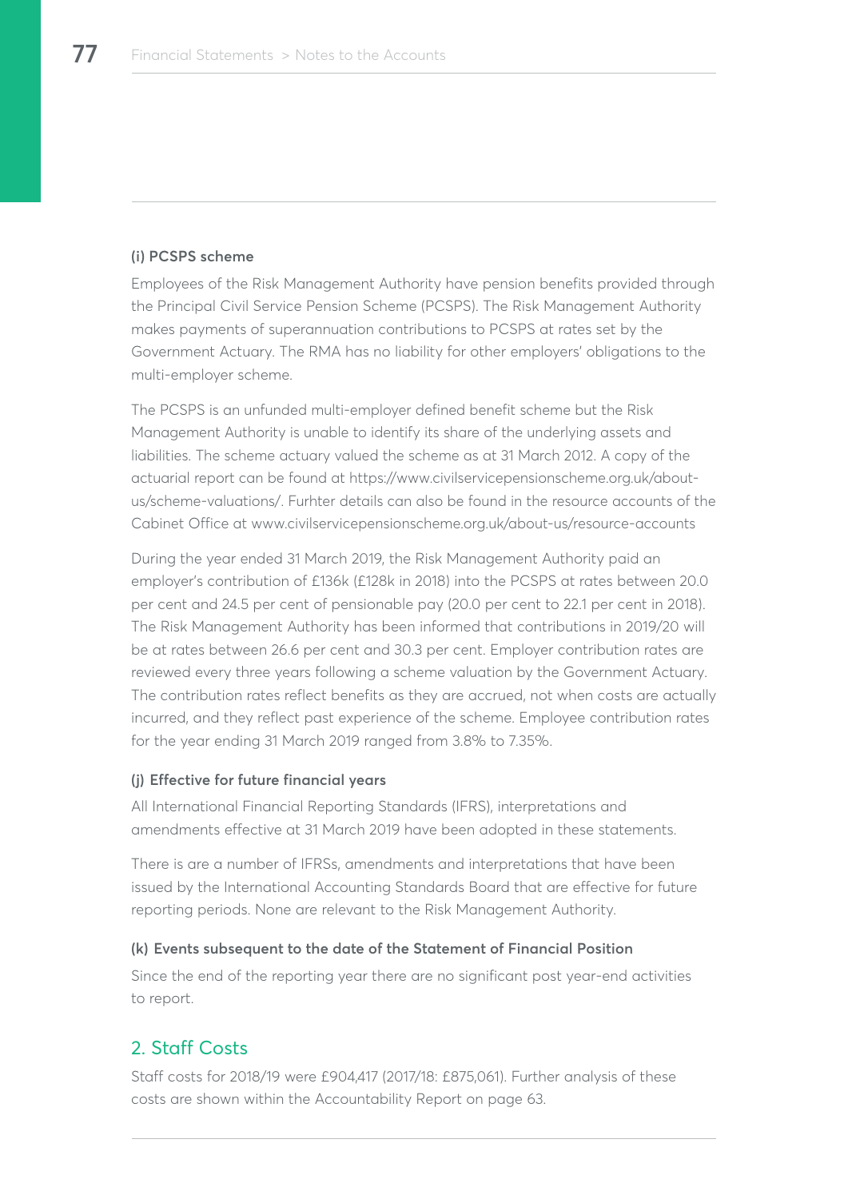#### (i) PCSPS scheme

Employees of the Risk Management Authority have pension benefits provided through the Principal Civil Service Pension Scheme (PCSPS). The Risk Management Authority makes payments of superannuation contributions to PCSPS at rates set by the Government Actuary. The RMA has no liability for other employers' obligations to the multi-employer scheme.

The PCSPS is an unfunded multi-employer defined benefit scheme but the Risk Management Authority is unable to identify its share of the underlying assets and liabilities. The scheme actuary valued the scheme as at 31 March 2012. A copy of the actuarial report can be found at https://www.civilservicepensionscheme.org.uk/about-us/scheme-valuations/. Furhter details can also be found in the resource accounts of the Cabinet Office at www.civilservicepensionscheme.org.uk/about-us/resource-accounts

During the year ended 31 March 2019, the Risk Management Authority paid an employer's contribution of £136k (£128k in 2018) into the PCSPS at rates between 20.0 per cent and 24.5 per cent of pensionable pay (20.0 per cent to 22.1 per cent in 2018). The Risk Management Authority has been informed that contributions in 2019/20 will be at rates between 26.6 per cent and 30.3 per cent. Employer contribution rates are reviewed every three years following a scheme valuation by the Government Actuary. The contribution rates reflect benefits as they are accrued, not when costs are actually incurred, and they reflect past experience of the scheme. Employee contribution rates for the year ending 31 March 2019 ranged from 3.8% to 7.35%.

#### (j) Effective for future financial years

All International Financial Reporting Standards (IFRS), interpretations and amendments effective at 31 March 2019 have been adopted in these statements.

There is are a number of IFRSs, amendments and interpretations that have been issued by the International Accounting Standards Board that are effective for future reporting periods. None are relevant to the Risk Management Authority.

#### (k) Events subsequent to the date of the Statement of Financial Position

Since the end of the reporting year there are no significant post year-end activities to report.

## 2. Staff Costs

Staff costs for 2018/19 were £904,417 (2017/18: £875,061). Further analysis of these costs are shown within the Accountability Report on page 63.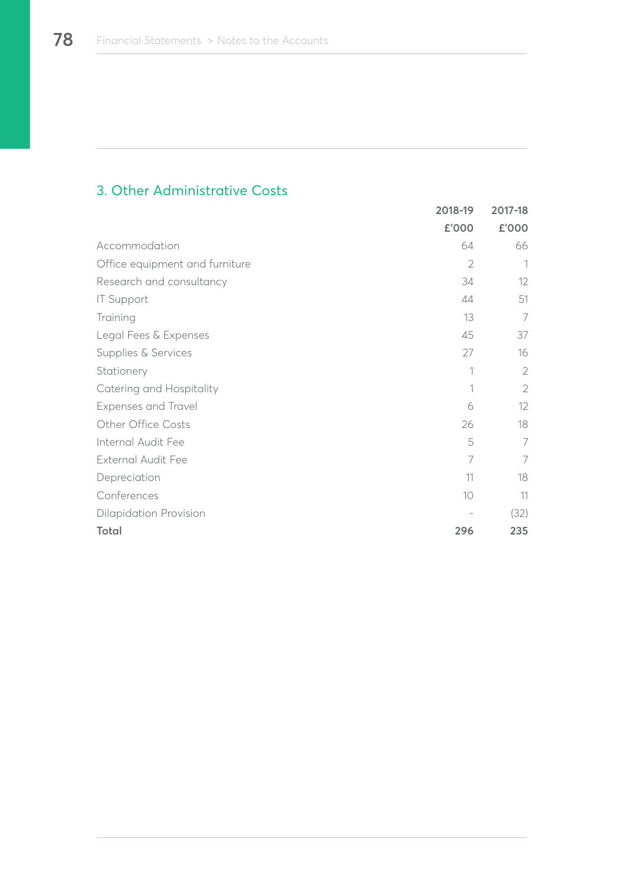## 3. Other Administrative Costs

| | 2018-19 | 2017-18 |
|---|---|---|
| | £'000 | £'000 |
| Accommodation | 64 | 66 |
| Office equipment and furniture | 2 | 1 |
| Research and consultancy | 34 | 12 |
| IT Support | 44 | 51 |
| Training | 13 | 7 |
| Legal Fees & Expenses | 45 | 37 |
| Supplies & Services | 27 | 16 |
| Stationery | 1 | 2 |
| Catering and Hospitality | 1 | 2 |
| Expenses and Travel | 6 | 12 |
| Other Office Costs | 26 | 18 |
| Internal Audit Fee | 5 | 7 |
| External Audit Fee | 7 | 7 |
| Depreciation | 11 | 18 |
| Conferences | 10 | 11 |
| Dilapidation Provision | - | (32) |
| **Total** | **296** | **235** |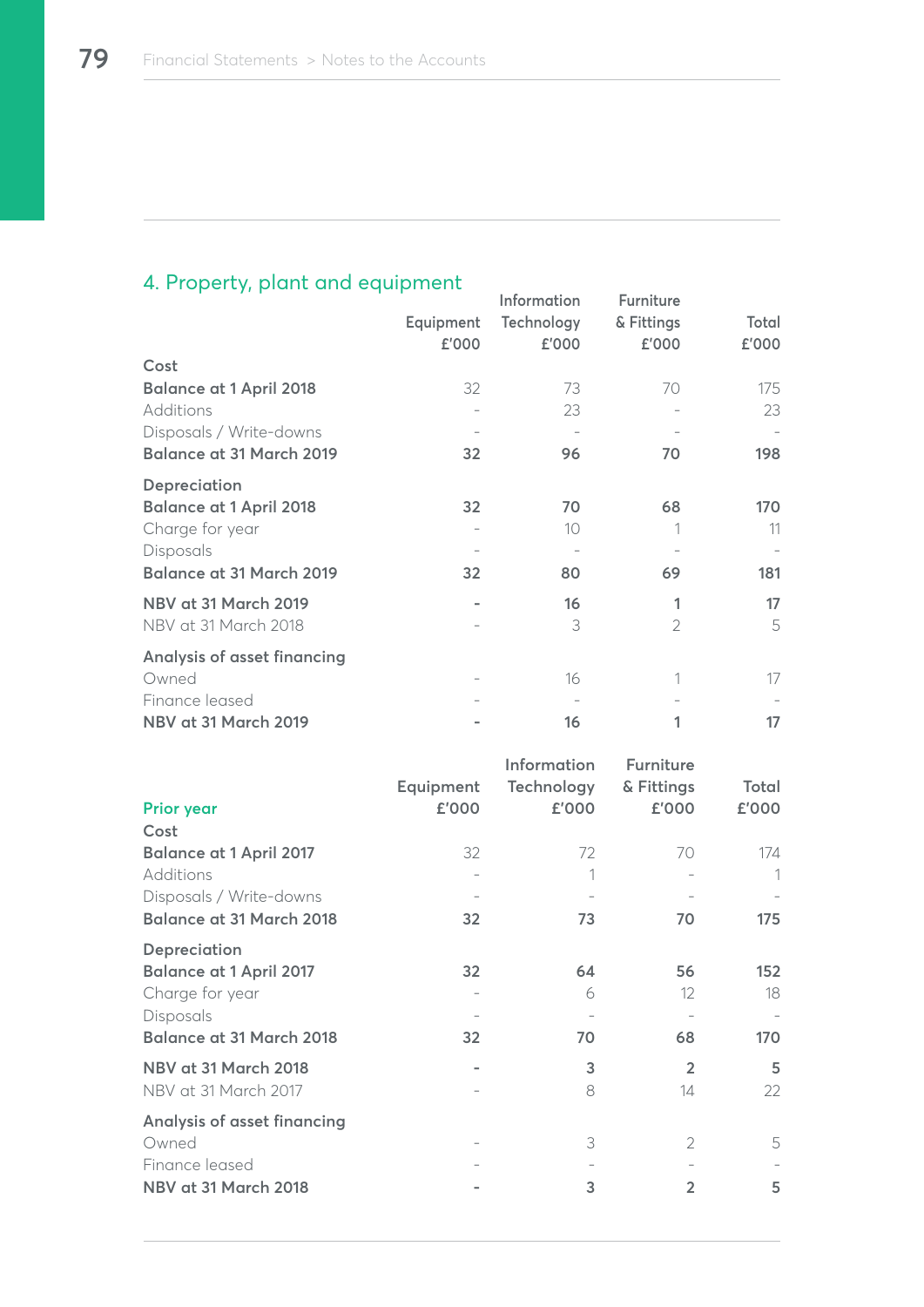## 4. Property, plant and equipment

| | Equipment £'000 | Information Technology £'000 | Furniture & Fittings £'000 | Total £'000 |
|---|---|---|---|---|
| **Cost** | | | | |
| **Balance at 1 April 2018** | 32 | 73 | 70 | 175 |
| Additions | - | 23 | - | 23 |
| Disposals / Write-downs | - | - | - | - |
| **Balance at 31 March 2019** | **32** | **96** | **70** | **198** |
| **Depreciation** | | | | |
| **Balance at 1 April 2018** | **32** | **70** | **68** | **170** |
| Charge for year | - | 10 | 1 | 11 |
| Disposals | - | - | - | - |
| **Balance at 31 March 2019** | **32** | **80** | **69** | **181** |
| **NBV at 31 March 2019** | **-** | **16** | **1** | **17** |
| NBV at 31 March 2018 | - | 3 | 2 | 5 |
| **Analysis of asset financing** | | | | |
| Owned | - | 16 | 1 | 17 |
| Finance leased | - | - | - | - |
| **NBV at 31 March 2019** | **-** | **16** | **1** | **17** |

| **Prior year** | Equipment £'000 | Information Technology £'000 | Furniture & Fittings £'000 | Total £'000 |
|---|---|---|---|---|
| **Cost** | | | | |
| **Balance at 1 April 2017** | 32 | 72 | 70 | 174 |
| Additions | - | 1 | - | 1 |
| Disposals / Write-downs | - | - | - | - |
| **Balance at 31 March 2018** | **32** | **73** | **70** | **175** |
| **Depreciation** | | | | |
| **Balance at 1 April 2017** | **32** | **64** | **56** | **152** |
| Charge for year | - | 6 | 12 | 18 |
| Disposals | - | - | - | - |
| **Balance at 31 March 2018** | **32** | **70** | **68** | **170** |
| **NBV at 31 March 2018** | **-** | **3** | **2** | **5** |
| NBV at 31 March 2017 | - | 8 | 14 | 22 |
| **Analysis of asset financing** | | | | |
| Owned | - | 3 | 2 | 5 |
| Finance leased | - | - | - | - |
| **NBV at 31 March 2018** | **-** | **3** | **2** | **5** |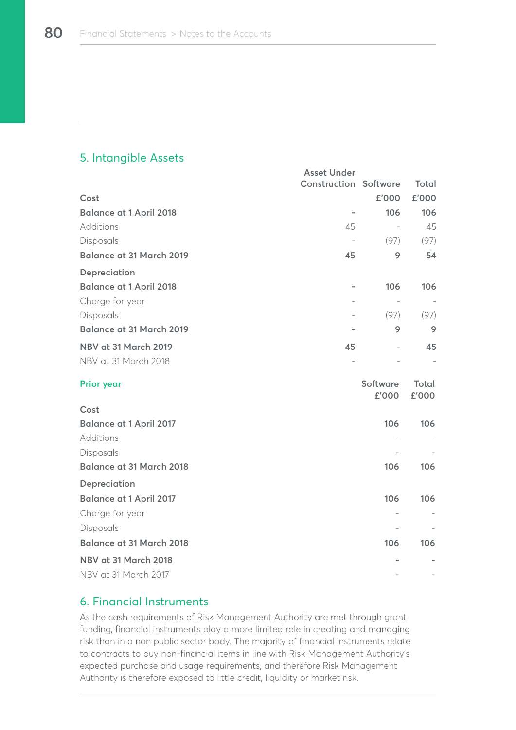## 5. Intangible Assets

| Cost | Asset Under Construction | Software £'000 | Total £'000 |
|---|---|---|---|
| **Balance at 1 April 2018** | **-** | **106** | **106** |
| Additions | 45 | - | 45 |
| Disposals | - | (97) | (97) |
| **Balance at 31 March 2019** | **45** | **9** | **54** |
| **Depreciation** | | | |
| **Balance at 1 April 2018** | **-** | **106** | **106** |
| Charge for year | - | - | - |
| Disposals | - | (97) | (97) |
| **Balance at 31 March 2019** | **-** | **9** | **9** |
| **NBV at 31 March 2019** | **45** | **-** | **45** |
| NBV at 31 March 2018 | - | - | - |

**Prior year**

| | Software £'000 | Total £'000 |
|---|---|---|
| **Cost** | | |
| **Balance at 1 April 2017** | **106** | **106** |
| Additions | - | - |
| Disposals | - | - |
| **Balance at 31 March 2018** | **106** | **106** |
| **Depreciation** | | |
| **Balance at 1 April 2017** | **106** | **106** |
| Charge for year | - | - |
| Disposals | - | - |
| **Balance at 31 March 2018** | **106** | **106** |
| **NBV at 31 March 2018** | **-** | **-** |
| NBV at 31 March 2017 | - | - |

## 6. Financial Instruments

As the cash requirements of Risk Management Authority are met through grant funding, financial instruments play a more limited role in creating and managing risk than in a non public sector body. The majority of financial instruments relate to contracts to buy non-financial items in line with Risk Management Authority's expected purchase and usage requirements, and therefore Risk Management Authority is therefore exposed to little credit, liquidity or market risk.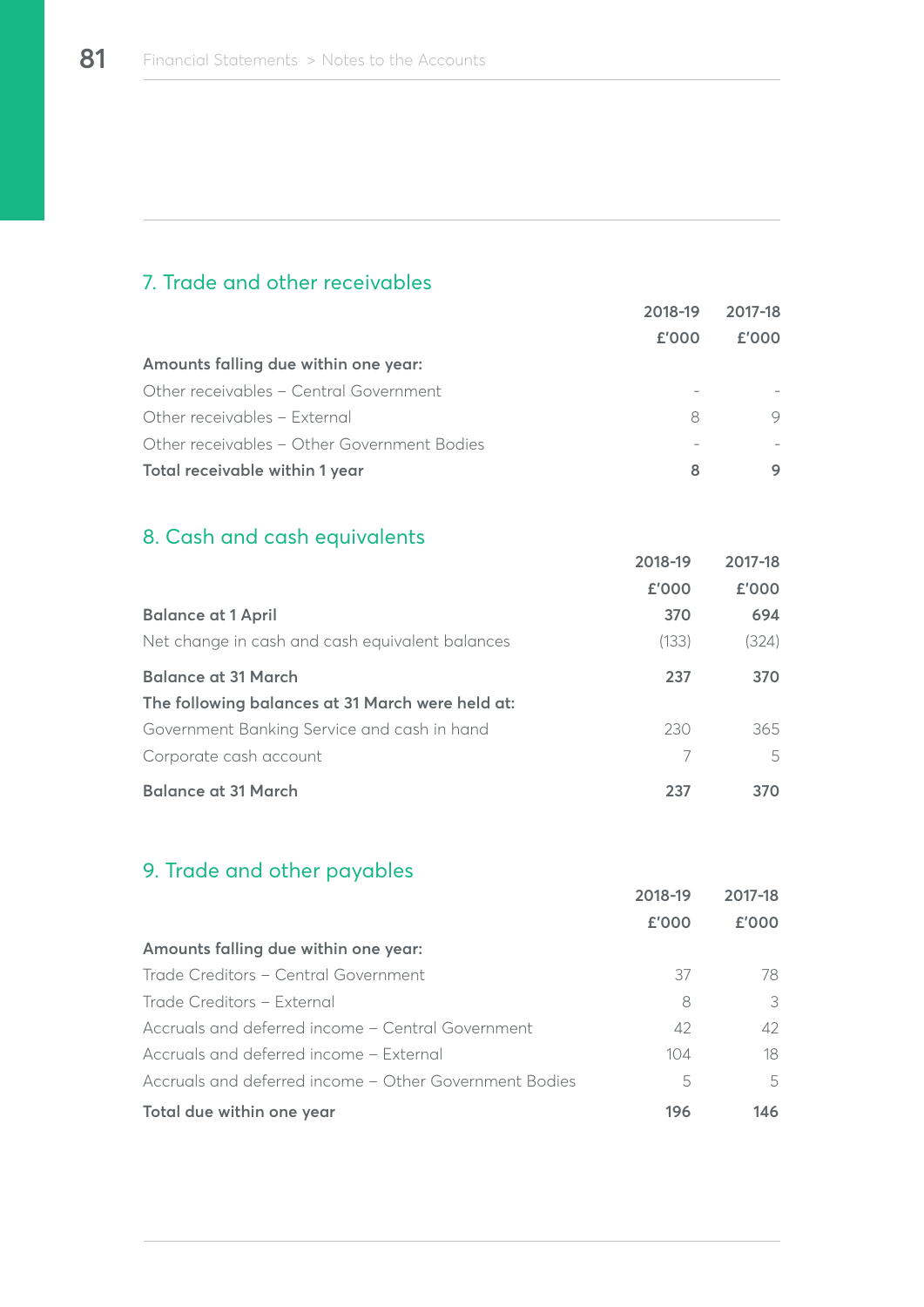## 7. Trade and other receivables

| | 2018-19 £'000 | 2017-18 £'000 |
|---|---|---|
| **Amounts falling due within one year:** | | |
| Other receivables – Central Government | - | - |
| Other receivables – External | 8 | 9 |
| Other receivables – Other Government Bodies | - | - |
| **Total receivable within 1 year** | **8** | **9** |

## 8. Cash and cash equivalents

| | 2018-19 £'000 | 2017-18 £'000 |
|---|---|---|
| **Balance at 1 April** | **370** | **694** |
| Net change in cash and cash equivalent balances | (133) | (324) |
| **Balance at 31 March** | **237** | **370** |
| **The following balances at 31 March were held at:** | | |
| Government Banking Service and cash in hand | 230 | 365 |
| Corporate cash account | 7 | 5 |
| **Balance at 31 March** | **237** | **370** |

## 9. Trade and other payables

| | 2018-19 £'000 | 2017-18 £'000 |
|---|---|---|
| **Amounts falling due within one year:** | | |
| Trade Creditors – Central Government | 37 | 78 |
| Trade Creditors – External | 8 | 3 |
| Accruals and deferred income – Central Government | 42 | 42 |
| Accruals and deferred income – External | 104 | 18 |
| Accruals and deferred income – Other Government Bodies | 5 | 5 |
| **Total due within one year** | **196** | **146** |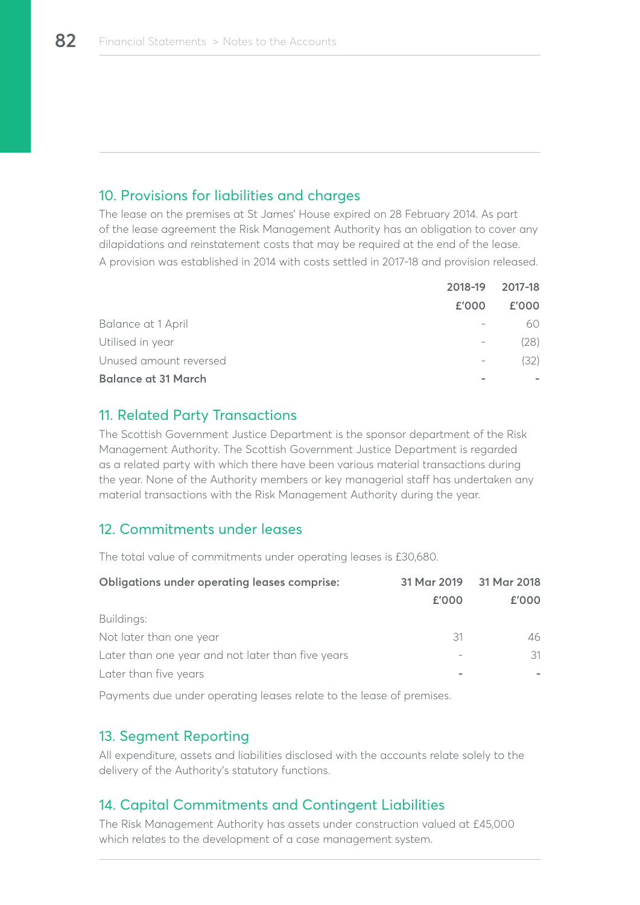## 10. Provisions for liabilities and charges

The lease on the premises at St James' House expired on 28 February 2014. As part of the lease agreement the Risk Management Authority has an obligation to cover any dilapidations and reinstatement costs that may be required at the end of the lease.

A provision was established in 2014 with costs settled in 2017-18 and provision released.

| | 2018-19 | 2017-18 |
|---|---|---|
| | £'000 | £'000 |
| Balance at 1 April | - | 60 |
| Utilised in year | - | (28) |
| Unused amount reversed | - | (32) |
| **Balance at 31 March** | **-** | **-** |

## 11. Related Party Transactions

The Scottish Government Justice Department is the sponsor department of the Risk Management Authority. The Scottish Government Justice Department is regarded as a related party with which there have been various material transactions during the year. None of the Authority members or key managerial staff has undertaken any material transactions with the Risk Management Authority during the year.

## 12. Commitments under leases

The total value of commitments under operating leases is £30,680.

| **Obligations under operating leases comprise:** | 31 Mar 2019 | 31 Mar 2018 |
|---|---|---|
| | £'000 | £'000 |
| Buildings: | | |
| Not later than one year | 31 | 46 |
| Later than one year and not later than five years | - | 31 |
| Later than five years | - | - |

Payments due under operating leases relate to the lease of premises.

## 13. Segment Reporting

All expenditure, assets and liabilities disclosed with the accounts relate solely to the delivery of the Authority's statutory functions.

## 14. Capital Commitments and Contingent Liabilities

The Risk Management Authority has assets under construction valued at £45,000 which relates to the development of a case management system.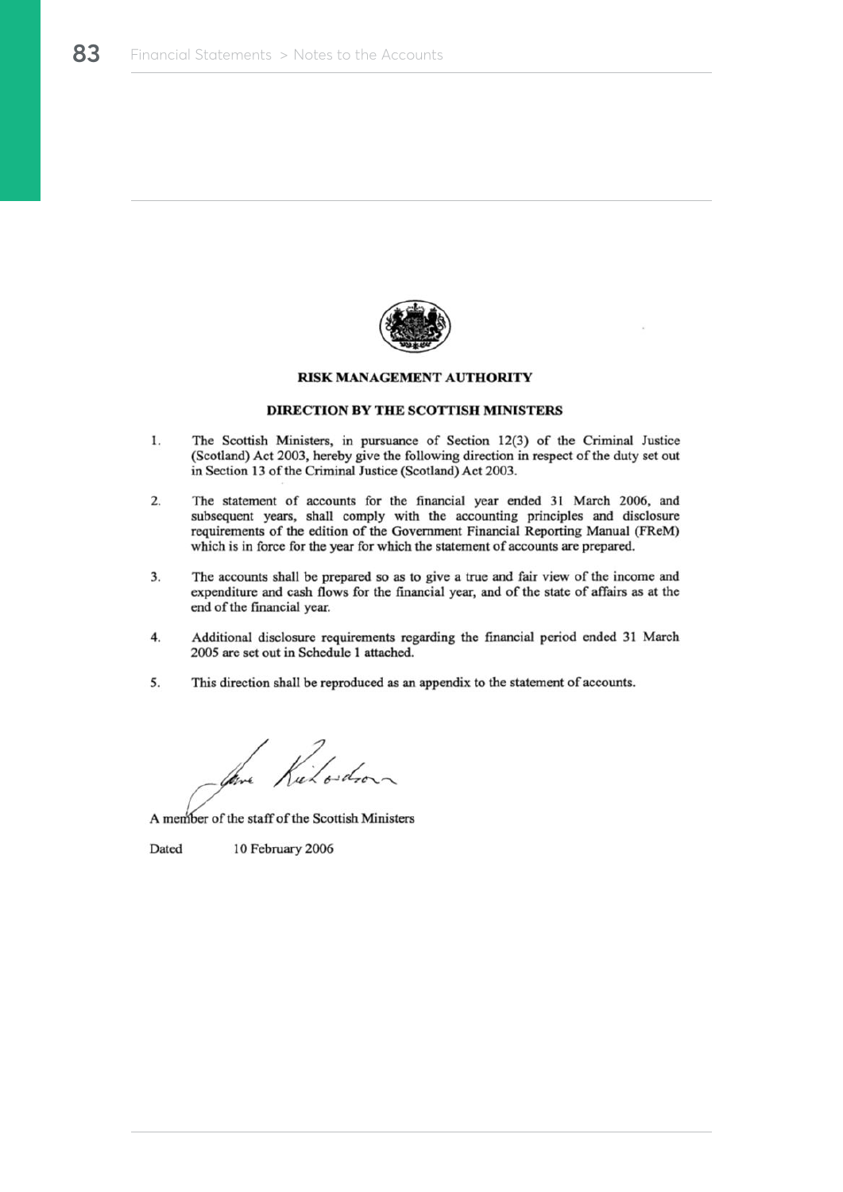## RISK MANAGEMENT AUTHORITY

## DIRECTION BY THE SCOTTISH MINISTERS

1. The Scottish Ministers, in pursuance of Section 12(3) of the Criminal Justice (Scotland) Act 2003, hereby give the following direction in respect of the duty set out in Section 13 of the Criminal Justice (Scotland) Act 2003.

2. The statement of accounts for the financial year ended 31 March 2006, and subsequent years, shall comply with the accounting principles and disclosure requirements of the edition of the Government Financial Reporting Manual (FReM) which is in force for the year for which the statement of accounts are prepared.

3. The accounts shall be prepared so as to give a true and fair view of the income and expenditure and cash flows for the financial year, and of the state of affairs as at the end of the financial year.

4. Additional disclosure requirements regarding the financial period ended 31 March 2005 are set out in Schedule 1 attached.

5. This direction shall be reproduced as an appendix to the statement of accounts.

A member of the staff of the Scottish Ministers

Dated 10 February 2006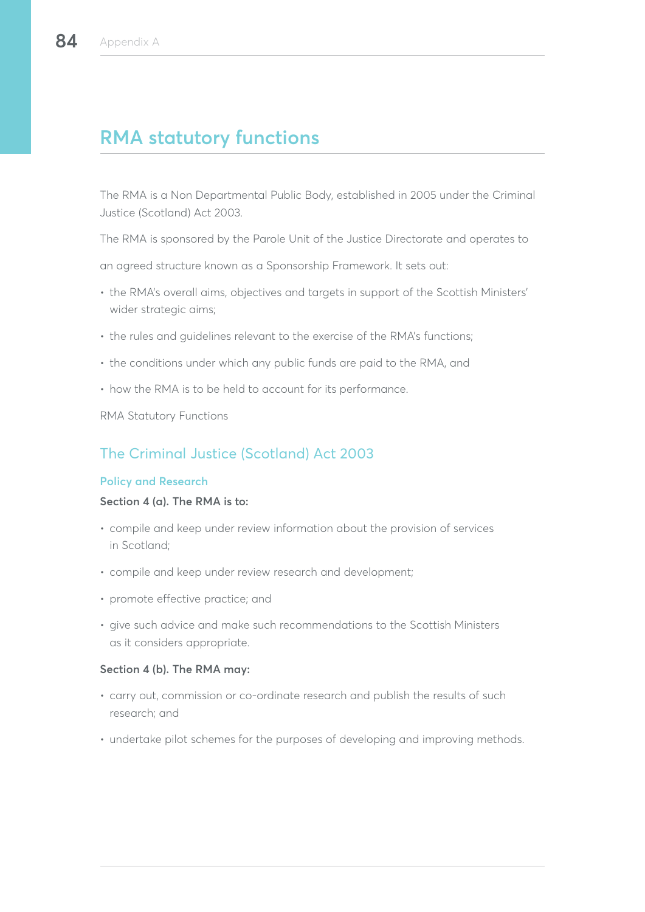# RMA statutory functions

The RMA is a Non Departmental Public Body, established in 2005 under the Criminal Justice (Scotland) Act 2003.

The RMA is sponsored by the Parole Unit of the Justice Directorate and operates to

an agreed structure known as a Sponsorship Framework. It sets out:

- the RMA's overall aims, objectives and targets in support of the Scottish Ministers' wider strategic aims;
- the rules and guidelines relevant to the exercise of the RMA's functions;
- the conditions under which any public funds are paid to the RMA, and
- how the RMA is to be held to account for its performance.

RMA Statutory Functions

## The Criminal Justice (Scotland) Act 2003

### Policy and Research

**Section 4 (a). The RMA is to:**

- compile and keep under review information about the provision of services in Scotland;
- compile and keep under review research and development;
- promote effective practice; and
- give such advice and make such recommendations to the Scottish Ministers as it considers appropriate.

**Section 4 (b). The RMA may:**

- carry out, commission or co-ordinate research and publish the results of such research; and
- undertake pilot schemes for the purposes of developing and improving methods.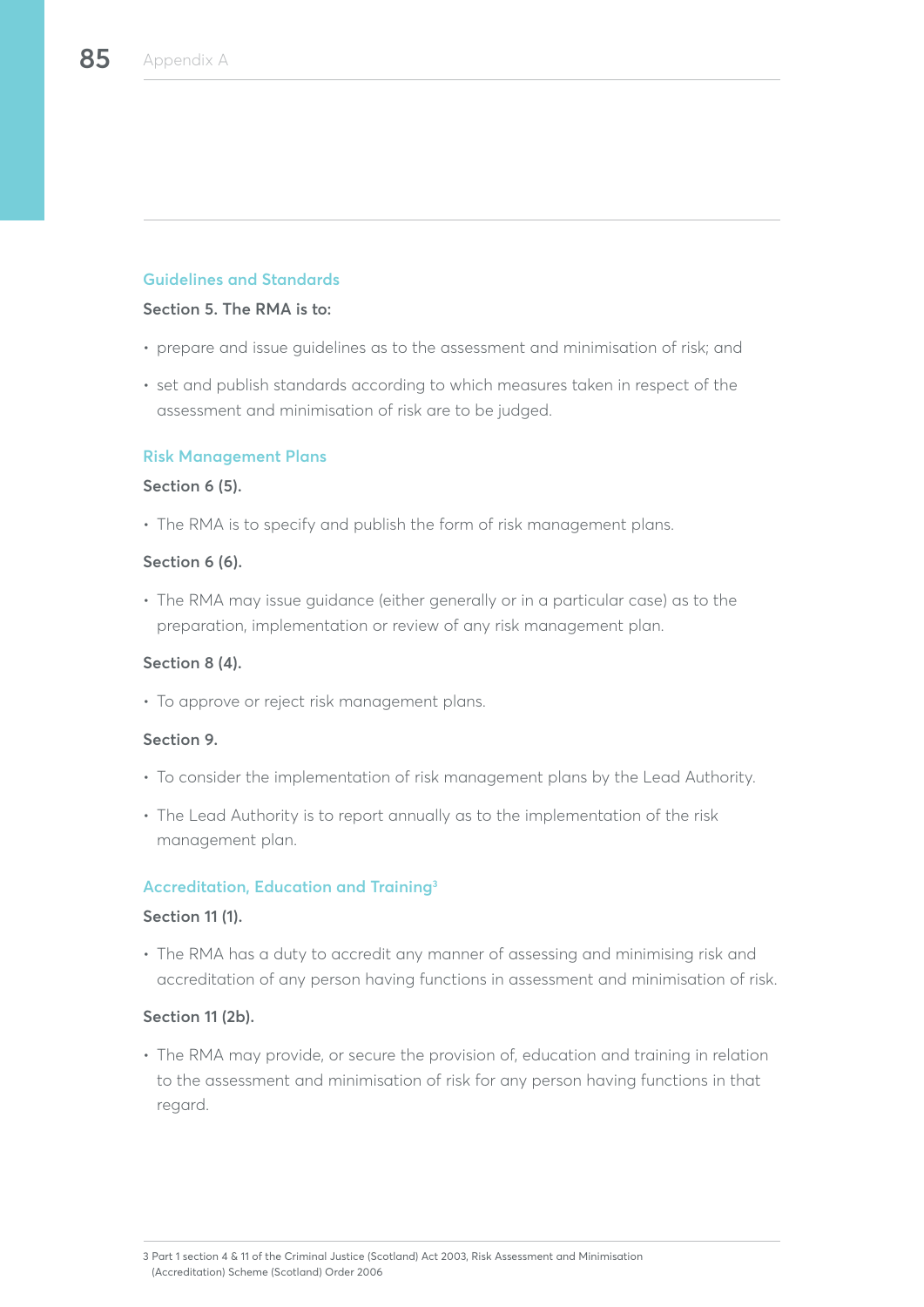## Guidelines and Standards

**Section 5. The RMA is to:**

- prepare and issue guidelines as to the assessment and minimisation of risk; and
- set and publish standards according to which measures taken in respect of the assessment and minimisation of risk are to be judged.

## Risk Management Plans

**Section 6 (5).**

- The RMA is to specify and publish the form of risk management plans.

**Section 6 (6).**

- The RMA may issue guidance (either generally or in a particular case) as to the preparation, implementation or review of any risk management plan.

**Section 8 (4).**

- To approve or reject risk management plans.

**Section 9.**

- To consider the implementation of risk management plans by the Lead Authority.
- The Lead Authority is to report annually as to the implementation of the risk management plan.

## Accreditation, Education and Training[3]

**Section 11 (1).**

- The RMA has a duty to accredit any manner of assessing and minimising risk and accreditation of any person having functions in assessment and minimisation of risk.

**Section 11 (2b).**

- The RMA may provide, or secure the provision of, education and training in relation to the assessment and minimisation of risk for any person having functions in that regard.

3 Part 1 section 4 & 11 of the Criminal Justice (Scotland) Act 2003, Risk Assessment and Minimisation (Accreditation) Scheme (Scotland) Order 2006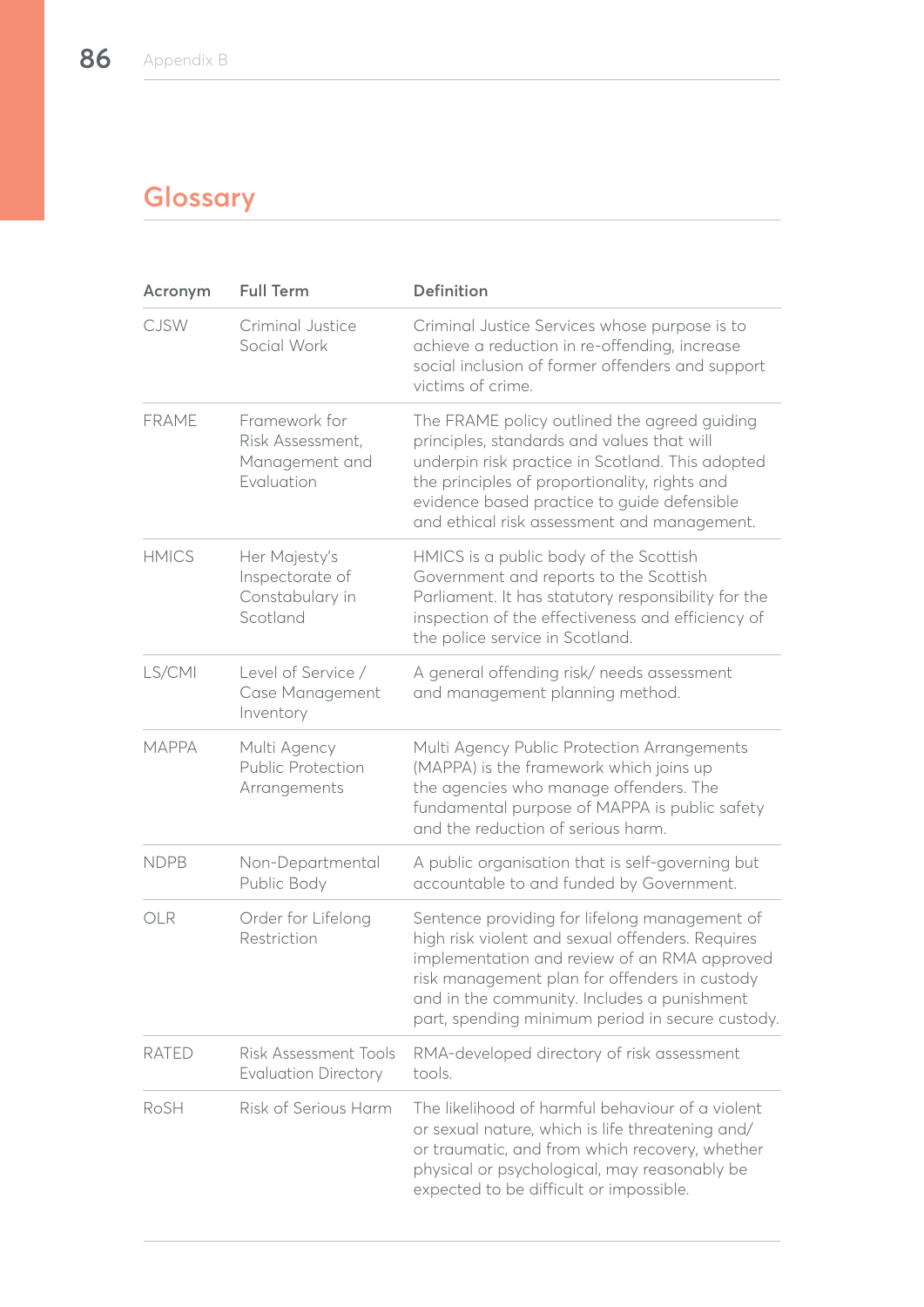## Glossary

| Acronym | Full Term | Definition |
|---|---|---|
| CJSW | Criminal Justice Social Work | Criminal Justice Services whose purpose is to achieve a reduction in re-offending, increase social inclusion of former offenders and support victims of crime. |
| FRAME | Framework for Risk Assessment, Management and Evaluation | The FRAME policy outlined the agreed guiding principles, standards and values that will underpin risk practice in Scotland. This adopted the principles of proportionality, rights and evidence based practice to guide defensible and ethical risk assessment and management. |
| HMICS | Her Majesty's Inspectorate of Constabulary in Scotland | HMICS is a public body of the Scottish Government and reports to the Scottish Parliament. It has statutory responsibility for the inspection of the effectiveness and efficiency of the police service in Scotland. |
| LS/CMI | Level of Service / Case Management Inventory | A general offending risk/ needs assessment and management planning method. |
| MAPPA | Multi Agency Public Protection Arrangements | Multi Agency Public Protection Arrangements (MAPPA) is the framework which joins up the agencies who manage offenders. The fundamental purpose of MAPPA is public safety and the reduction of serious harm. |
| NDPB | Non-Departmental Public Body | A public organisation that is self-governing but accountable to and funded by Government. |
| OLR | Order for Lifelong Restriction | Sentence providing for lifelong management of high risk violent and sexual offenders. Requires implementation and review of an RMA approved risk management plan for offenders in custody and in the community. Includes a punishment part, spending minimum period in secure custody. |
| RATED | Risk Assessment Tools Evaluation Directory | RMA-developed directory of risk assessment tools. |
| RoSH | Risk of Serious Harm | The likelihood of harmful behaviour of a violent or sexual nature, which is life threatening and/ or traumatic, and from which recovery, whether physical or psychological, may reasonably be expected to be difficult or impossible. |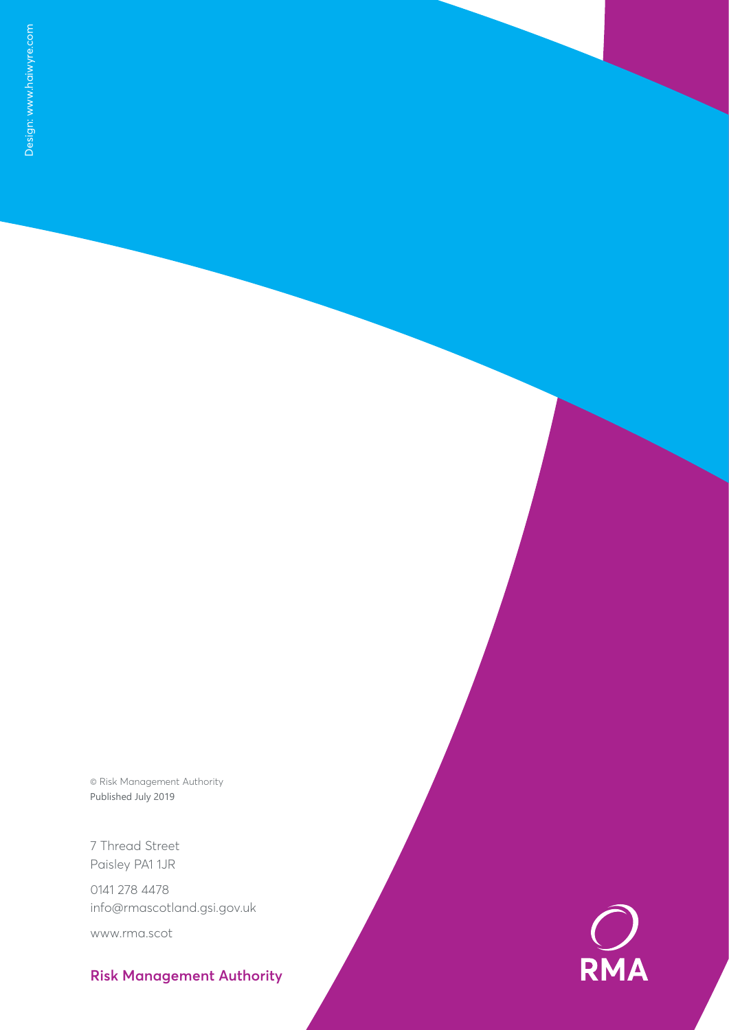Design: www.haiwyre.com

© Risk Management Authority
Published July 2019

7 Thread Street
Paisley PA1 1JR

0141 278 4478
info@rmascotland.gsi.gov.uk

www.rma.scot

**Risk Management Authority**

RMA